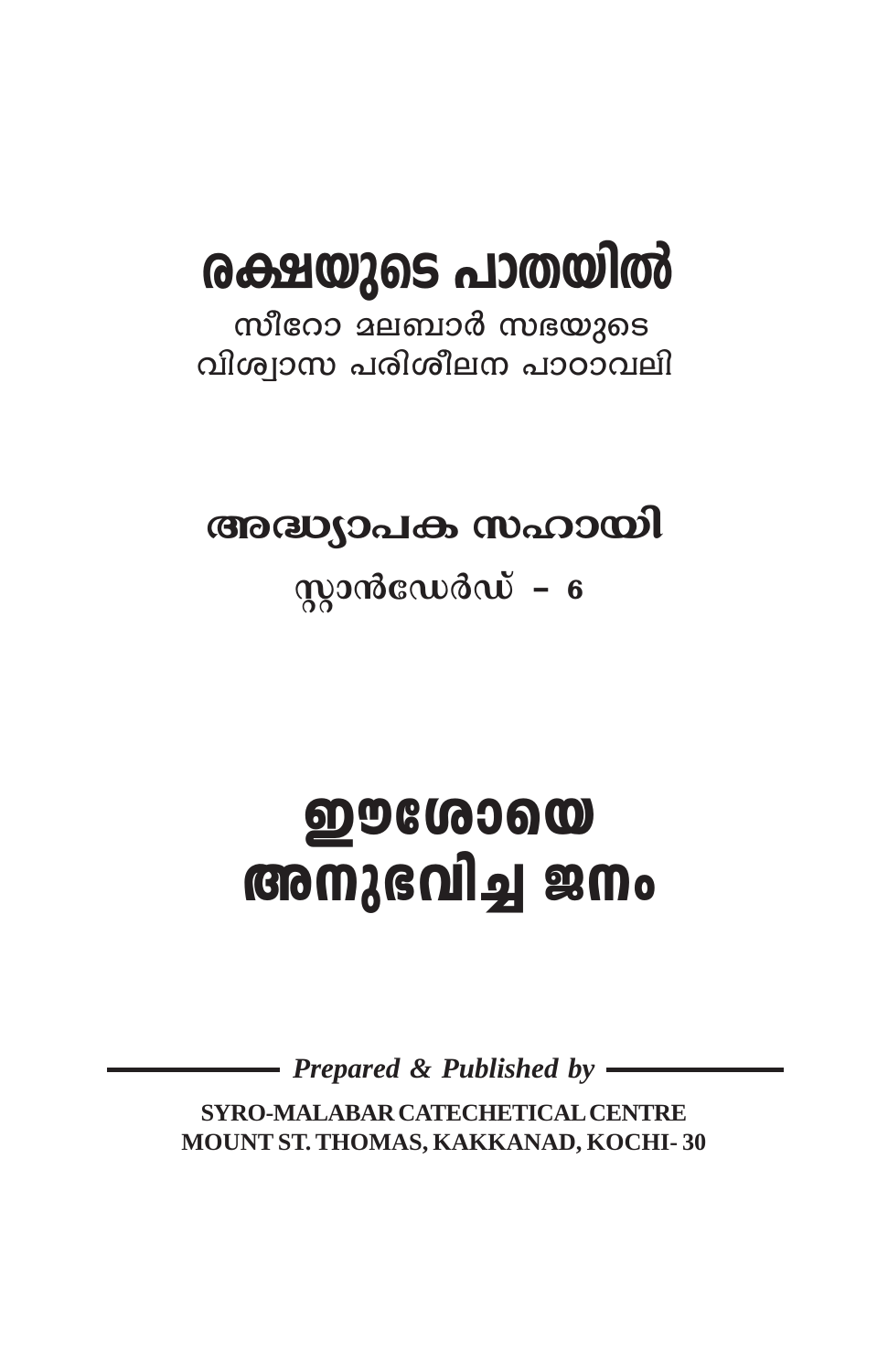# രക്ഷയുടെ പാതയിൽ

സീറോ മലബാർ സഭയുടെ
വിശ്വാസ പരിശീലന പാഠാവലി

## അദ്ധ്യാപക സഹായി

സ്റ്റാൻഡേർഡ് – 6

# ഈശോയെ അനുഭവിച്ച ജനം

*Prepared & Published by*

**SYRO-MALABAR CATECHETICAL CENTRE**
**MOUNT ST. THOMAS, KAKKANAD, KOCHI- 30**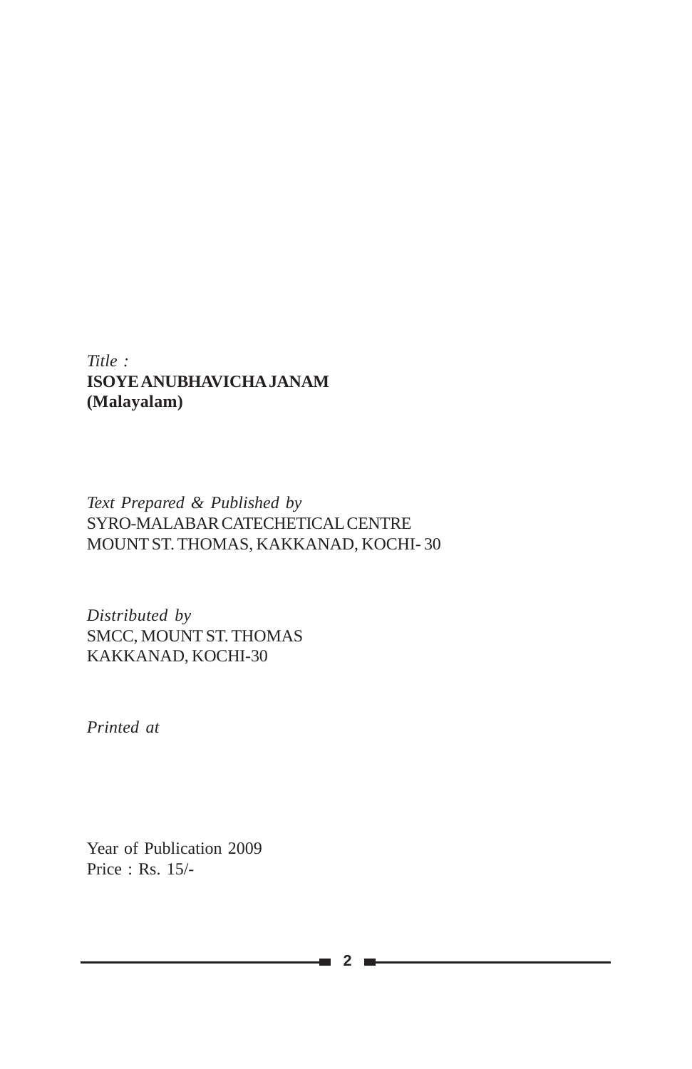*Title :*
**ISOYE ANUBHAVICHA JANAM**
**(Malayalam)**

*Text Prepared & Published by*
SYRO-MALABAR CATECHETICAL CENTRE
MOUNT ST. THOMAS, KAKKANAD, KOCHI- 30

*Distributed by*
SMCC, MOUNT ST. THOMAS
KAKKANAD, KOCHI-30

*Printed at*

Year of Publication 2009
Price : Rs. 15/-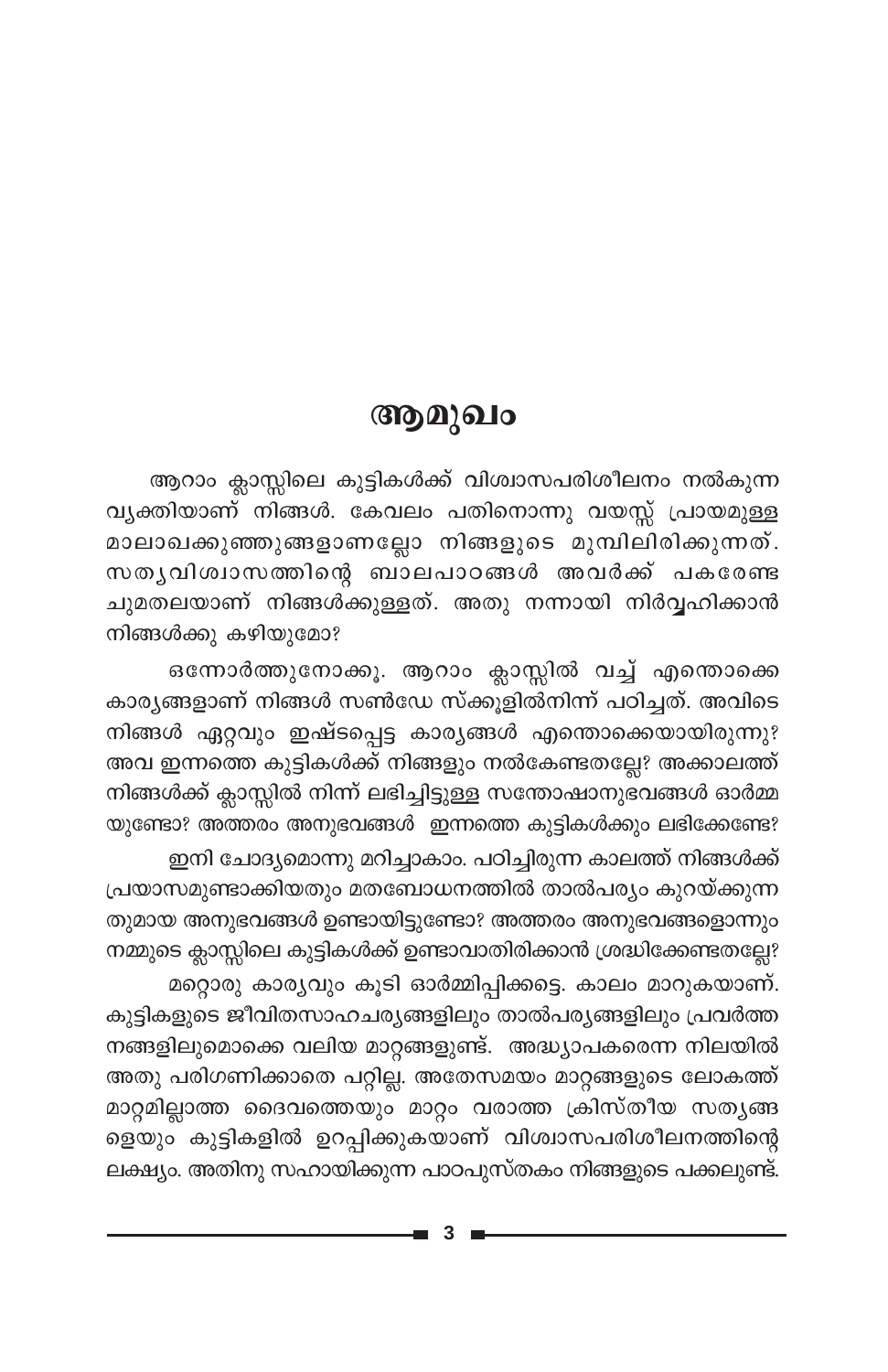# ആമുഖം

ആറാം ക്ലാസ്സിലെ കുട്ടികൾക്ക് വിശ്വാസപരിശീലനം നൽകുന്ന വ്യക്തിയാണ് നിങ്ങൾ. കേവലം പതിനൊന്നു വയസ്സ് പ്രായമുള്ള മാലാഖക്കുഞ്ഞുങ്ങളാണല്ലോ നിങ്ങളുടെ മുമ്പിലിരിക്കുന്നത്. സത്യവിശ്വാസത്തിന്റെ ബാലപാഠങ്ങൾ അവർക്ക് പകരേണ്ട ചുമതലയാണ് നിങ്ങൾക്കുള്ളത്. അതു നന്നായി നിർവ്വഹിക്കാൻ നിങ്ങൾക്കു കഴിയുമോ?

ഒന്നോർത്തുനോക്കൂ. ആറാം ക്ലാസ്സിൽ വച്ച് എന്തൊക്കെ കാര്യങ്ങളാണ് നിങ്ങൾ സൺഡേ സ്കൂളിൽനിന്ന് പഠിച്ചത്. അവിടെ നിങ്ങൾ ഏറ്റവും ഇഷ്ടപ്പെട്ട കാര്യങ്ങൾ എന്തൊക്കെയായിരുന്നു? അവ ഇന്നത്തെ കുട്ടികൾക്ക് നിങ്ങളും നൽകേണ്ടതല്ലേ? അക്കാലത്ത് നിങ്ങൾക്ക് ക്ലാസ്സിൽ നിന്ന് ലഭിച്ചിട്ടുള്ള സന്തോഷാനുഭവങ്ങൾ ഓർമ്മയുണ്ടോ? അത്തരം അനുഭവങ്ങൾ ഇന്നത്തെ കുട്ടികൾക്കും ലഭിക്കേണ്ടേ?

ഇനി ചോദ്യമൊന്നു മറിച്ചാകാം. പഠിച്ചിരുന്ന കാലത്ത് നിങ്ങൾക്ക് പ്രയാസമുണ്ടാക്കിയതും മതബോധനത്തിൽ താൽപര്യം കുറയ്ക്കുന്നതുമായ അനുഭവങ്ങൾ ഉണ്ടായിട്ടുണ്ടോ? അത്തരം അനുഭവങ്ങളൊന്നും നമ്മുടെ ക്ലാസ്സിലെ കുട്ടികൾക്ക് ഉണ്ടാവാതിരിക്കാൻ ശ്രദ്ധിക്കേണ്ടതല്ലേ?

മറ്റൊരു കാര്യവും കൂടി ഓർമ്മിപ്പിക്കട്ടെ. കാലം മാറുകയാണ്. കുട്ടികളുടെ ജീവിതസാഹചര്യങ്ങളിലും താൽപര്യങ്ങളിലും പ്രവർത്തനങ്ങളിലുമൊക്കെ വലിയ മാറ്റങ്ങളുണ്ട്. അദ്ധ്യാപകരെന്ന നിലയിൽ അതു പരിഗണിക്കാതെ പറ്റില്ല. അതേസമയം മാറ്റങ്ങളുടെ ലോകത്ത് മാറ്റമില്ലാത്ത ദൈവത്തെയും മാറ്റം വരാത്ത ക്രിസ്തീയ സത്യങ്ങളെയും കുട്ടികളിൽ ഉറപ്പിക്കുകയാണ് വിശ്വാസപരിശീലനത്തിന്റെ ലക്ഷ്യം. അതിനു സഹായിക്കുന്ന പാഠപുസ്തകം നിങ്ങളുടെ പക്കലുണ്ട്.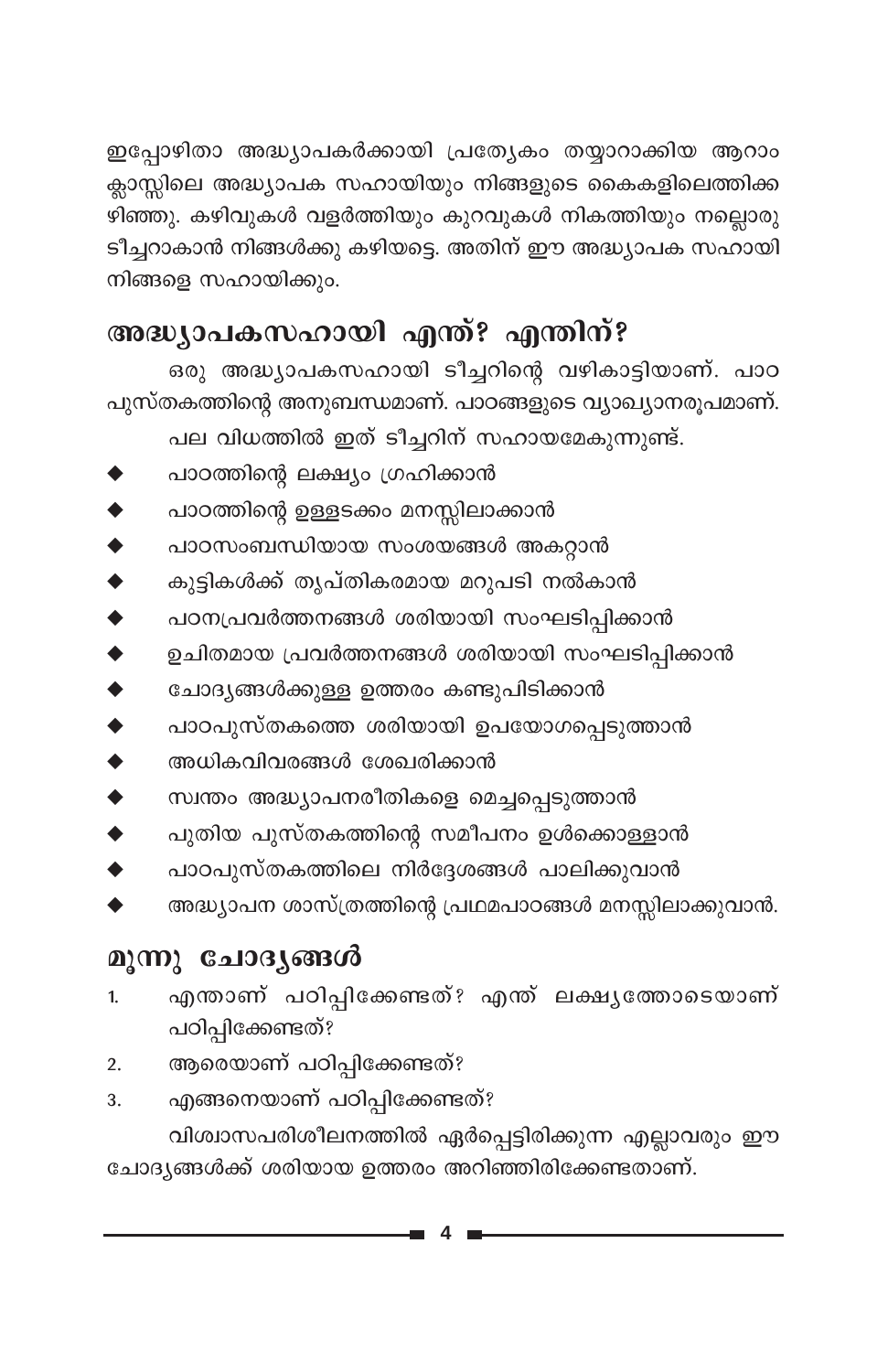ഇപ്പോഴിതാ അദ്ധ്യാപകർക്കായി പ്രത്യേകം തയ്യാറാക്കിയ ആറാം ക്ലാസ്സിലെ അദ്ധ്യാപക സഹായിയും നിങ്ങളുടെ കൈകളിലെത്തിക്കഴിഞ്ഞു. കഴിവുകൾ വളർത്തിയും കുറവുകൾ നികത്തിയും നല്ലൊരു ടീച്ചറാകാൻ നിങ്ങൾക്കു കഴിയട്ടെ. അതിന് ഈ അദ്ധ്യാപക സഹായി നിങ്ങളെ സഹായിക്കും.

## അദ്ധ്യാപകസഹായി എന്ത്? എന്തിന്?

ഒരു അദ്ധ്യാപകസഹായി ടീച്ചറിന്റെ വഴികാട്ടിയാണ്. പാഠപുസ്തകത്തിന്റെ അനുബന്ധമാണ്. പാഠങ്ങളുടെ വ്യാഖ്യാനരൂപമാണ്.

പല വിധത്തിൽ ഇത് ടീച്ചറിന് സഹായമേകുന്നുണ്ട്.

- പാഠത്തിന്റെ ലക്ഷ്യം ഗ്രഹിക്കാൻ
- പാഠത്തിന്റെ ഉള്ളടക്കം മനസ്സിലാക്കാൻ
- പാഠസംബന്ധിയായ സംശയങ്ങൾ അകറ്റാൻ
- കുട്ടികൾക്ക് തൃപ്തികരമായ മറുപടി നൽകാൻ
- പഠനപ്രവർത്തനങ്ങൾ ശരിയായി സംഘടിപ്പിക്കാൻ
- ഉചിതമായ പ്രവർത്തനങ്ങൾ ശരിയായി സംഘടിപ്പിക്കാൻ
- ചോദ്യങ്ങൾക്കുള്ള ഉത്തരം കണ്ടുപിടിക്കാൻ
- പാഠപുസ്തകത്തെ ശരിയായി ഉപയോഗപ്പെടുത്താൻ
- അധികവിവരങ്ങൾ ശേഖരിക്കാൻ
- സ്വന്തം അദ്ധ്യാപനരീതികളെ മെച്ചപ്പെടുത്താൻ
- പുതിയ പുസ്തകത്തിന്റെ സമീപനം ഉൾക്കൊള്ളാൻ
- പാഠപുസ്തകത്തിലെ നിർദ്ദേശങ്ങൾ പാലിക്കുവാൻ
- അദ്ധ്യാപന ശാസ്ത്രത്തിന്റെ പ്രഥമപാഠങ്ങൾ മനസ്സിലാക്കുവാൻ.

## മൂന്നു ചോദ്യങ്ങൾ

1. എന്താണ് പഠിപ്പിക്കേണ്ടത്? എന്ത് ലക്ഷ്യത്തോടെയാണ് പഠിപ്പിക്കേണ്ടത്?
2. ആരെയാണ് പഠിപ്പിക്കേണ്ടത്?
3. എങ്ങനെയാണ് പഠിപ്പിക്കേണ്ടത്?

വിശ്വാസപരിശീലനത്തിൽ ഏർപ്പെട്ടിരിക്കുന്ന എല്ലാവരും ഈ ചോദ്യങ്ങൾക്ക് ശരിയായ ഉത്തരം അറിഞ്ഞിരിക്കേണ്ടതാണ്.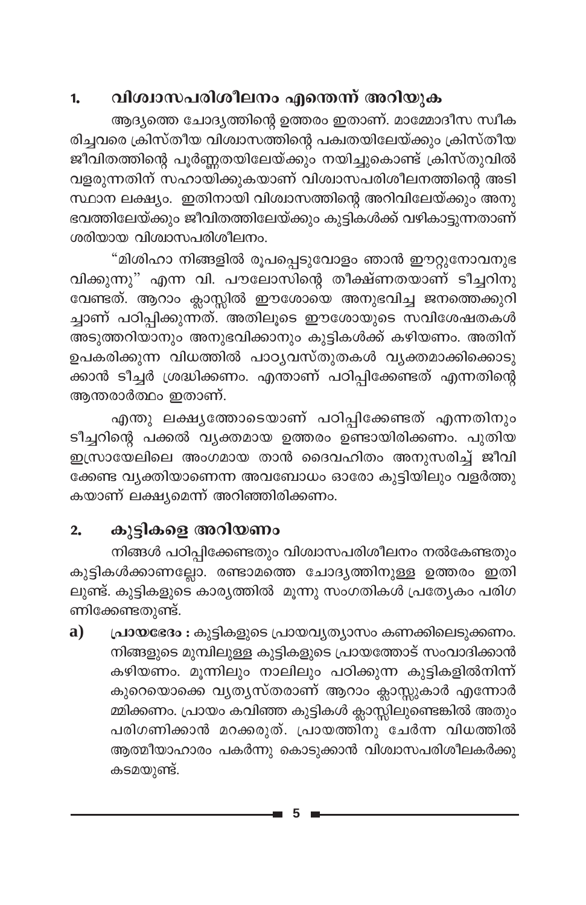## 1. വിശ്വാസപരിശീലനം എന്തെന്ന് അറിയുക

ആദ്യത്തെ ചോദ്യത്തിന്റെ ഉത്തരം ഇതാണ്. മാമ്മോദീസ സ്വീകരിച്ചവരെ ക്രിസ്തീയ വിശ്വാസത്തിന്റെ പക്വതയിലേയ്ക്കും ക്രിസ്തീയ ജീവിതത്തിന്റെ പൂർണ്ണതയിലേയ്ക്കും നയിച്ചുകൊണ്ട് ക്രിസ്തുവിൽ വളരുന്നതിന് സഹായിക്കുകയാണ് വിശ്വാസപരിശീലനത്തിന്റെ അടിസ്ഥാന ലക്ഷ്യം. ഇതിനായി വിശ്വാസത്തിന്റെ അറിവിലേയ്ക്കും അനുഭവത്തിലേയ്ക്കും ജീവിതത്തിലേയ്ക്കും കുട്ടികൾക്ക് വഴികാട്ടുന്നതാണ് ശരിയായ വിശ്വാസപരിശീലനം.

"മിശിഹാ നിങ്ങളിൽ രൂപപ്പെടുവോളം ഞാൻ ഈറ്റുനോവനുഭവിക്കുന്നു" എന്ന വി. പൗലോസിന്റെ തീക്ഷ്ണതയാണ് ടീച്ചറിനു വേണ്ടത്. ആറാം ക്ലാസ്സിൽ ഈശോയെ അനുഭവിച്ച ജനത്തെക്കുറിച്ചാണ് പഠിപ്പിക്കുന്നത്. അതിലൂടെ ഈശോയുടെ സവിശേഷതകൾ അടുത്തറിയാനും അനുഭവിക്കാനും കുട്ടികൾക്ക് കഴിയണം. അതിന് ഉപകരിക്കുന്ന വിധത്തിൽ പാഠ്യവസ്തുതകൾ വ്യക്തമാക്കിക്കൊടുക്കാൻ ടീച്ചർ ശ്രദ്ധിക്കണം. എന്താണ് പഠിപ്പിക്കേണ്ടത് എന്നതിന്റെ ആന്തരാർത്ഥം ഇതാണ്.

എന്തു ലക്ഷ്യത്തോടെയാണ് പഠിപ്പിക്കേണ്ടത് എന്നതിനും ടീച്ചറിന്റെ പക്കൽ വ്യക്തമായ ഉത്തരം ഉണ്ടായിരിക്കണം. പുതിയ ഇസ്രായേലിലെ അംഗമായ താൻ ദൈവഹിതം അനുസരിച്ച് ജീവിക്കേണ്ട വ്യക്തിയാണെന്ന അവബോധം ഓരോ കുട്ടിയിലും വളർത്തുകയാണ് ലക്ഷ്യമെന്ന് അറിഞ്ഞിരിക്കണം.

## 2. കുട്ടികളെ അറിയണം

നിങ്ങൾ പഠിപ്പിക്കേണ്ടതും വിശ്വാസപരിശീലനം നൽകേണ്ടതും കുട്ടികൾക്കാണല്ലോ. രണ്ടാമത്തെ ചോദ്യത്തിനുള്ള ഉത്തരം ഇതിലുണ്ട്. കുട്ടികളുടെ കാര്യത്തിൽ മൂന്നു സംഗതികൾ പ്രത്യേകം പരിഗണിക്കേണ്ടതുണ്ട്.

a) **പ്രായഭേദം :** കുട്ടികളുടെ പ്രായവ്യത്യാസം കണക്കിലെടുക്കണം. നിങ്ങളുടെ മുമ്പിലുള്ള കുട്ടികളുടെ പ്രായത്തോട് സംവാദിക്കാൻ കഴിയണം. മൂന്നിലും നാലിലും പഠിക്കുന്ന കുട്ടികളിൽനിന്ന് കുറെയൊക്കെ വ്യത്യസ്തരാണ് ആറാം ക്ലാസ്സുകാർ എന്നോർമ്മിക്കണം. പ്രായം കവിഞ്ഞ കുട്ടികൾ ക്ലാസ്സിലുണ്ടെങ്കിൽ അതും പരിഗണിക്കാൻ മറക്കരുത്. പ്രായത്തിനു ചേർന്ന വിധത്തിൽ ആത്മീയാഹാരം പകർന്നു കൊടുക്കാൻ വിശ്വാസപരിശീലകർക്കു കടമയുണ്ട്.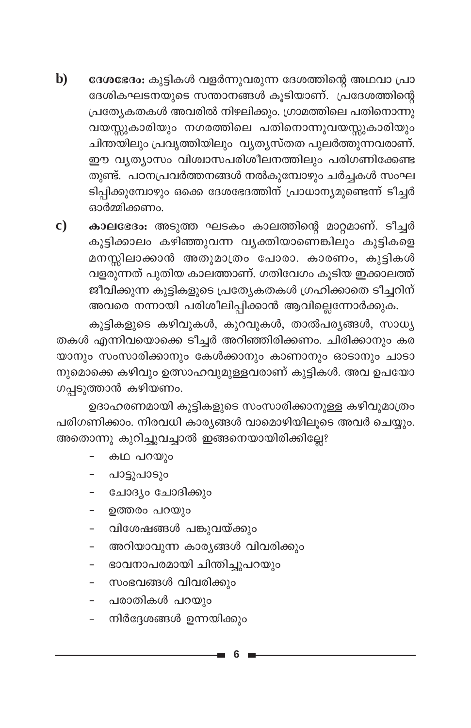**b) ദേശഭേദം:** കുട്ടികൾ വളർന്നുവരുന്ന ദേശത്തിന്റെ അഥവാ പ്രാദേശികഘടനയുടെ സന്താനങ്ങൾ കൂടിയാണ്. പ്രദേശത്തിന്റെ പ്രത്യേകതകൾ അവരിൽ നിഴലിക്കും. ഗ്രാമത്തിലെ പതിനൊന്നു വയസ്സുകാരിയും നഗരത്തിലെ പതിനൊന്നുവയസ്സുകാരിയും ചിന്തയിലും പ്രവൃത്തിയിലും വ്യത്യസ്തത പുലർത്തുന്നവരാണ്. ഈ വ്യത്യാസം വിശ്വാസപരിശീലനത്തിലും പരിഗണിക്കേണ്ടതുണ്ട്. പഠനപ്രവർത്തനങ്ങൾ നൽകുമ്പോഴും ചർച്ചകൾ സംഘടിപ്പിക്കുമ്പോഴും ഒക്കെ ദേശഭേദത്തിന് പ്രാധാന്യമുണ്ടെന്ന് ടീച്ചർ ഓർമ്മിക്കണം.

**c) കാലഭേദം:** അടുത്ത ഘടകം കാലത്തിന്റെ മാറ്റമാണ്. ടീച്ചർ കുട്ടിക്കാലം കഴിഞ്ഞുവന്ന വ്യക്തിയാണെങ്കിലും കുട്ടികളെ മനസ്സിലാക്കാൻ അതുമാത്രം പോരാ. കാരണം, കുട്ടികൾ വളരുന്നത് പുതിയ കാലത്താണ്. ഗതിവേഗം കൂടിയ ഇക്കാലത്ത് ജീവിക്കുന്ന കുട്ടികളുടെ പ്രത്യേകതകൾ ഗ്രഹിക്കാതെ ടീച്ചറിന് അവരെ നന്നായി പരിശീലിപ്പിക്കാൻ ആവില്ലെന്നോർക്കുക.

കുട്ടികളുടെ കഴിവുകൾ, കുറവുകൾ, താൽപര്യങ്ങൾ, സാധ്യതകൾ എന്നിവയൊക്കെ ടീച്ചർ അറിഞ്ഞിരിക്കണം. ചിരിക്കാനും കരയാനും സംസാരിക്കാനും കേൾക്കാനും കാണാനും ഓടാനും ചാടാനുമൊക്കെ കഴിവും ഉത്സാഹവുമുള്ളവരാണ് കുട്ടികൾ. അവ ഉപയോഗപ്പെടുത്താൻ കഴിയണം.

ഉദാഹരണമായി കുട്ടികളുടെ സംസാരിക്കാനുള്ള കഴിവുമാത്രം പരിഗണിക്കാം. നിരവധി കാര്യങ്ങൾ വാമൊഴിയിലൂടെ അവർ ചെയ്യും. അതൊന്നു കുറിച്ചുവച്ചാൽ ഇങ്ങനെയായിരിക്കില്ലേ?

- കഥ പറയും
- പാട്ടുപാടും
- ചോദ്യം ചോദിക്കും
- ഉത്തരം പറയും
- വിശേഷങ്ങൾ പങ്കുവയ്ക്കും
- അറിയാവുന്ന കാര്യങ്ങൾ വിവരിക്കും
- ഭാവനാപരമായി ചിന്തിച്ചുപറയും
- സംഭവങ്ങൾ വിവരിക്കും
- പരാതികൾ പറയും
- നിർദ്ദേശങ്ങൾ ഉന്നയിക്കും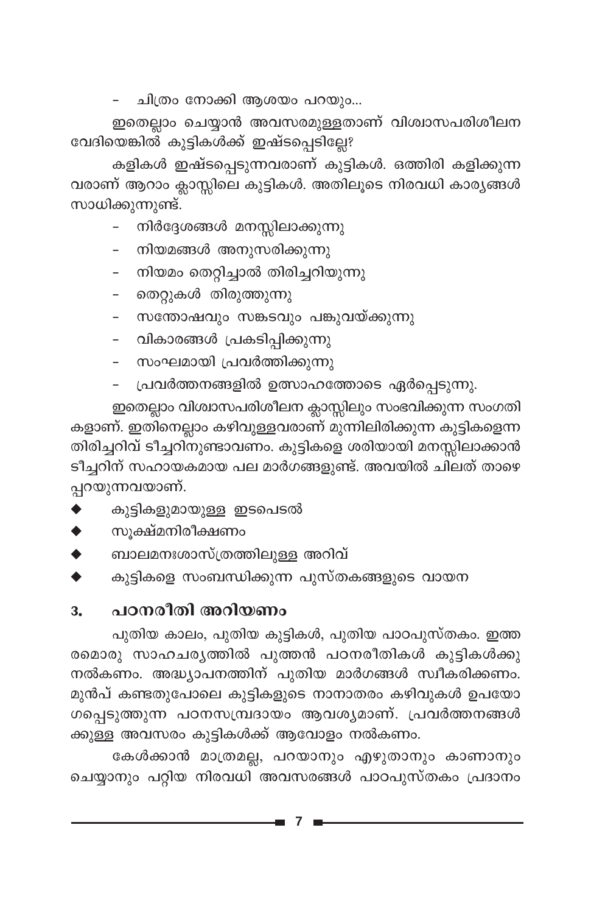- ചിത്രം നോക്കി ആശയം പറയും...

ഇതെല്ലാം ചെയ്യാൻ അവസരമുള്ളതാണ് വിശ്വാസപരിശീലന വേദിയെങ്കിൽ കുട്ടികൾക്ക് ഇഷ്ടപ്പെടില്ലേ?

കളികൾ ഇഷ്ടപ്പെടുന്നവരാണ് കുട്ടികൾ. ഒത്തിരി കളിക്കുന്നവരാണ് ആറാം ക്ലാസ്സിലെ കുട്ടികൾ. അതിലൂടെ നിരവധി കാര്യങ്ങൾ സാധിക്കുന്നുണ്ട്.

- നിർദ്ദേശങ്ങൾ മനസ്സിലാക്കുന്നു
- നിയമങ്ങൾ അനുസരിക്കുന്നു
- നിയമം തെറ്റിച്ചാൽ തിരിച്ചറിയുന്നു
- തെറ്റുകൾ തിരുത്തുന്നു
- സന്തോഷവും സങ്കടവും പങ്കുവയ്ക്കുന്നു
- വികാരങ്ങൾ പ്രകടിപ്പിക്കുന്നു
- സംഘമായി പ്രവർത്തിക്കുന്നു
- പ്രവർത്തനങ്ങളിൽ ഉത്സാഹത്തോടെ ഏർപ്പെടുന്നു.

ഇതെല്ലാം വിശ്വാസപരിശീലന ക്ലാസ്സിലും സംഭവിക്കുന്ന സംഗതികളാണ്. ഇതിനെല്ലാം കഴിവുള്ളവരാണ് മുന്നിലിരിക്കുന്ന കുട്ടികളെന്ന തിരിച്ചറിവ് ടീച്ചറിനുണ്ടാവണം. കുട്ടികളെ ശരിയായി മനസ്സിലാക്കാൻ ടീച്ചറിന് സഹായകമായ പല മാർഗങ്ങളുണ്ട്. അവയിൽ ചിലത് താഴെ പ്പറയുന്നവയാണ്.

- ◆ കുട്ടികളുമായുള്ള ഇടപെടൽ
- ◆ സൂക്ഷ്മനിരീക്ഷണം
- ◆ ബാലമനഃശാസ്ത്രത്തിലുള്ള അറിവ്
- ◆ കുട്ടികളെ സംബന്ധിക്കുന്ന പുസ്തകങ്ങളുടെ വായന

## 3. പഠനരീതി അറിയണം

പുതിയ കാലം, പുതിയ കുട്ടികൾ, പുതിയ പാഠപുസ്തകം. ഇത്തരമൊരു സാഹചര്യത്തിൽ പുത്തൻ പഠനരീതികൾ കുട്ടികൾക്കു നൽകണം. അദ്ധ്യാപനത്തിന് പുതിയ മാർഗങ്ങൾ സ്വീകരിക്കണം. മുൻപ് കണ്ടതുപോലെ കുട്ടികളുടെ നാനാതരം കഴിവുകൾ ഉപയോഗപ്പെടുത്തുന്ന പഠനസമ്പ്രദായം ആവശ്യമാണ്. പ്രവർത്തനങ്ങൾക്കുള്ള അവസരം കുട്ടികൾക്ക് ആവോളം നൽകണം.

കേൾക്കാൻ മാത്രമല്ല, പറയാനും എഴുതാനും കാണാനും ചെയ്യാനും പറ്റിയ നിരവധി അവസരങ്ങൾ പാഠപുസ്തകം പ്രദാനം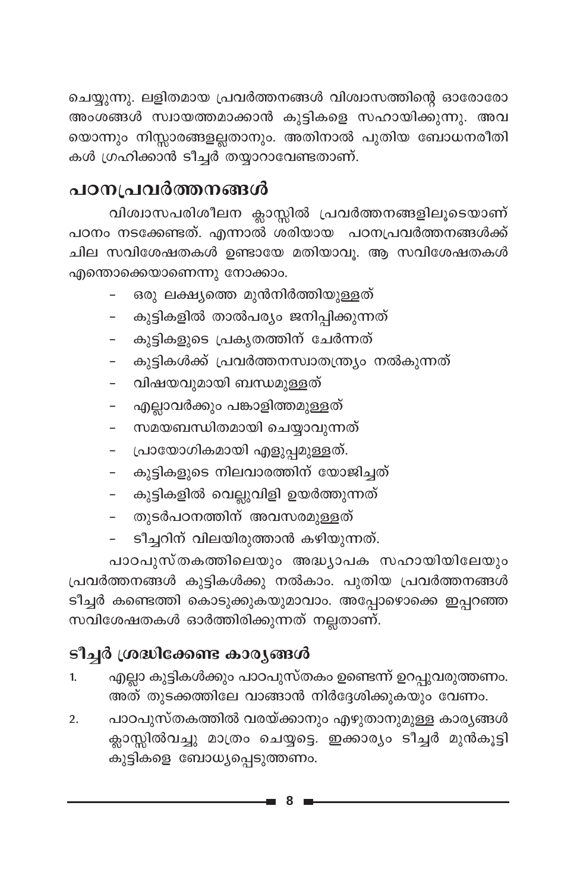ചെയ്യുന്നു. ലളിതമായ പ്രവർത്തനങ്ങൾ വിശ്വാസത്തിന്റെ ഓരോരോ അംശങ്ങൾ സ്വായത്തമാക്കാൻ കുട്ടികളെ സഹായിക്കുന്നു. അവ യൊന്നും നിസ്സാരങ്ങളല്ലതാനും. അതിനാൽ പുതിയ ബോധനരീതി കൾ ഗ്രഹിക്കാൻ ടീച്ചർ തയ്യാറാവേണ്ടതാണ്.

## പഠനപ്രവർത്തനങ്ങൾ

വിശ്വാസപരിശീലന ക്ലാസ്സിൽ പ്രവർത്തനങ്ങളിലൂടെയാണ് പഠനം നടക്കേണ്ടത്. എന്നാൽ ശരിയായ പഠനപ്രവർത്തനങ്ങൾക്ക് ചില സവിശേഷതകൾ ഉണ്ടായേ മതിയാവൂ. ആ സവിശേഷതകൾ എന്തൊക്കെയാണെന്നു നോക്കാം.

- ഒരു ലക്ഷ്യത്തെ മുൻനിർത്തിയുള്ളത്
- കുട്ടികളിൽ താൽപര്യം ജനിപ്പിക്കുന്നത്
- കുട്ടികളുടെ പ്രകൃതത്തിന് ചേർന്നത്
- കുട്ടികൾക്ക് പ്രവർത്തനസ്വാതന്ത്ര്യം നൽകുന്നത്
- വിഷയവുമായി ബന്ധമുള്ളത്
- എല്ലാവർക്കും പങ്കാളിത്തമുള്ളത്
- സമയബന്ധിതമായി ചെയ്യാവുന്നത്
- പ്രായോഗികമായി എളുപ്പമുള്ളത്.
- കുട്ടികളുടെ നിലവാരത്തിന് യോജിച്ചത്
- കുട്ടികളിൽ വെല്ലുവിളി ഉയർത്തുന്നത്
- തുടർപഠനത്തിന് അവസരമുള്ളത്
- ടീച്ചറിന് വിലയിരുത്താൻ കഴിയുന്നത്.

പാഠപുസ്തകത്തിലെയും അദ്ധ്യാപക സഹായിയിലേയും പ്രവർത്തനങ്ങൾ കുട്ടികൾക്കു നൽകാം. പുതിയ പ്രവർത്തനങ്ങൾ ടീച്ചർ കണ്ടെത്തി കൊടുക്കുകയുമാവാം. അപ്പോഴൊക്കെ ഇപ്പറഞ്ഞ സവിശേഷതകൾ ഓർത്തിരിക്കുന്നത് നല്ലതാണ്.

### ടീച്ചർ ശ്രദ്ധിക്കേണ്ട കാര്യങ്ങൾ

1. എല്ലാ കുട്ടികൾക്കും പാഠപുസ്തകം ഉണ്ടെന്ന് ഉറപ്പുവരുത്തണം. അത് തുടക്കത്തിലേ വാങ്ങാൻ നിർദ്ദേശിക്കുകയും വേണം.
2. പാഠപുസ്തകത്തിൽ വരയ്ക്കാനും എഴുതാനുമുള്ള കാര്യങ്ങൾ ക്ലാസ്സിൽവച്ചു മാത്രം ചെയ്യട്ടെ. ഇക്കാര്യം ടീച്ചർ മുൻകൂട്ടി കുട്ടികളെ ബോധ്യപ്പെടുത്തണം.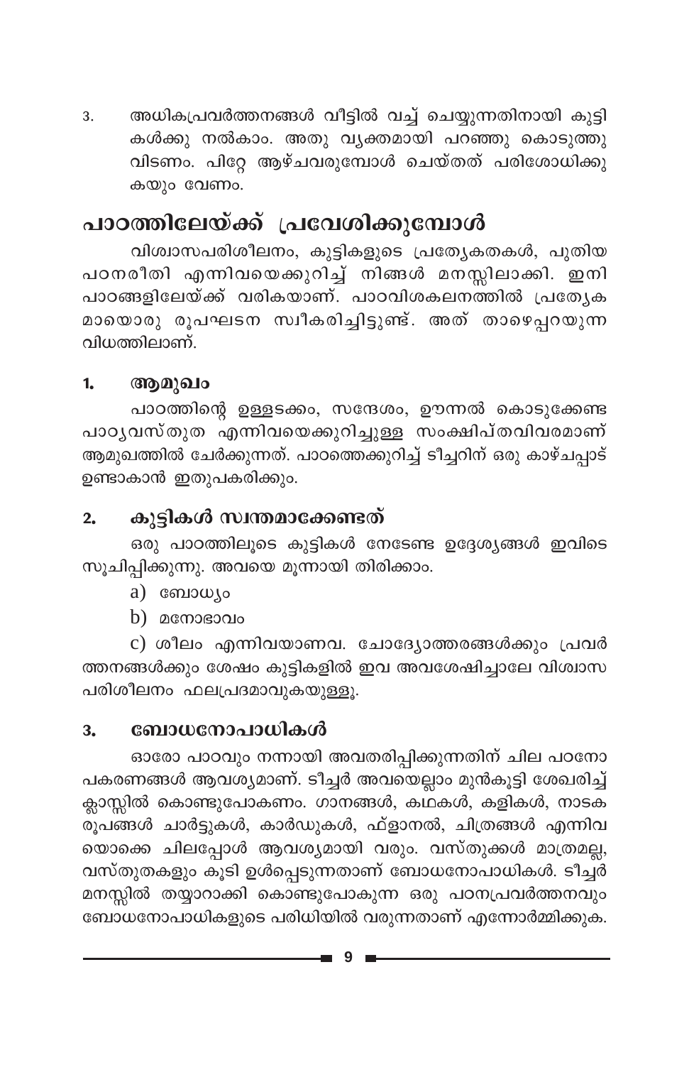3. അധികപ്രവർത്തനങ്ങൾ വീട്ടിൽ വച്ച് ചെയ്യുന്നതിനായി കുട്ടികൾക്കു നൽകാം. അതു വ്യക്തമായി പറഞ്ഞു കൊടുത്തുവിടണം. പിറ്റേ ആഴ്ചവരുമ്പോൾ ചെയ്തത് പരിശോധിക്കുകയും വേണം.

## പാഠത്തിലേയ്ക്ക് പ്രവേശിക്കുമ്പോൾ

വിശ്വാസപരിശീലനം, കുട്ടികളുടെ പ്രത്യേകതകൾ, പുതിയ പഠനരീതി എന്നിവയെക്കുറിച്ച് നിങ്ങൾ മനസ്സിലാക്കി. ഇനി പാഠങ്ങളിലേയ്ക്ക് വരികയാണ്. പാഠവിശകലനത്തിൽ പ്രത്യേകമായൊരു രൂപഘടന സ്വീകരിച്ചിട്ടുണ്ട്. അത് താഴെപ്പറയുന്ന വിധത്തിലാണ്.

### 1. ആമുഖം

പാഠത്തിന്റെ ഉള്ളടക്കം, സന്ദേശം, ഊന്നൽ കൊടുക്കേണ്ട പാഠ്യവസ്തുത എന്നിവയെക്കുറിച്ചുള്ള സംക്ഷിപ്തവിവരമാണ് ആമുഖത്തിൽ ചേർക്കുന്നത്. പാഠത്തെക്കുറിച്ച് ടീച്ചറിന് ഒരു കാഴ്ചപ്പാട് ഉണ്ടാകാൻ ഇതുപകരിക്കും.

### 2. കുട്ടികൾ സ്വന്തമാക്കേണ്ടത്

ഒരു പാഠത്തിലൂടെ കുട്ടികൾ നേടേണ്ട ഉദ്ദേശ്യങ്ങൾ ഇവിടെ സൂചിപ്പിക്കുന്നു. അവയെ മൂന്നായി തിരിക്കാം.

a) ബോധ്യം

b) മനോഭാവം

c) ശീലം എന്നിവയാണവ. ചോദ്യോത്തരങ്ങൾക്കും പ്രവർത്തനങ്ങൾക്കും ശേഷം കുട്ടികളിൽ ഇവ അവശേഷിച്ചാലേ വിശ്വാസ പരിശീലനം ഫലപ്രദമാവുകയുള്ളൂ.

### 3. ബോധനോപാധികൾ

ഓരോ പാഠവും നന്നായി അവതരിപ്പിക്കുന്നതിന് ചില പഠനോപകരണങ്ങൾ ആവശ്യമാണ്. ടീച്ചർ അവയെല്ലാം മുൻകൂട്ടി ശേഖരിച്ച് ക്ലാസ്സിൽ കൊണ്ടുപോകണം. ഗാനങ്ങൾ, കഥകൾ, കളികൾ, നാടകരൂപങ്ങൾ ചാർട്ടുകൾ, കാർഡുകൾ, ഫ്ളാനൽ, ചിത്രങ്ങൾ എന്നിവയൊക്കെ ചിലപ്പോൾ ആവശ്യമായി വരും. വസ്തുക്കൾ മാത്രമല്ല, വസ്തുതകളും കൂടി ഉൾപ്പെടുന്നതാണ് ബോധനോപാധികൾ. ടീച്ചർ മനസ്സിൽ തയ്യാറാക്കി കൊണ്ടുപോകുന്ന ഒരു പഠനപ്രവർത്തനവും ബോധനോപാധികളുടെ പരിധിയിൽ വരുന്നതാണ് എന്നോർമ്മിക്കുക.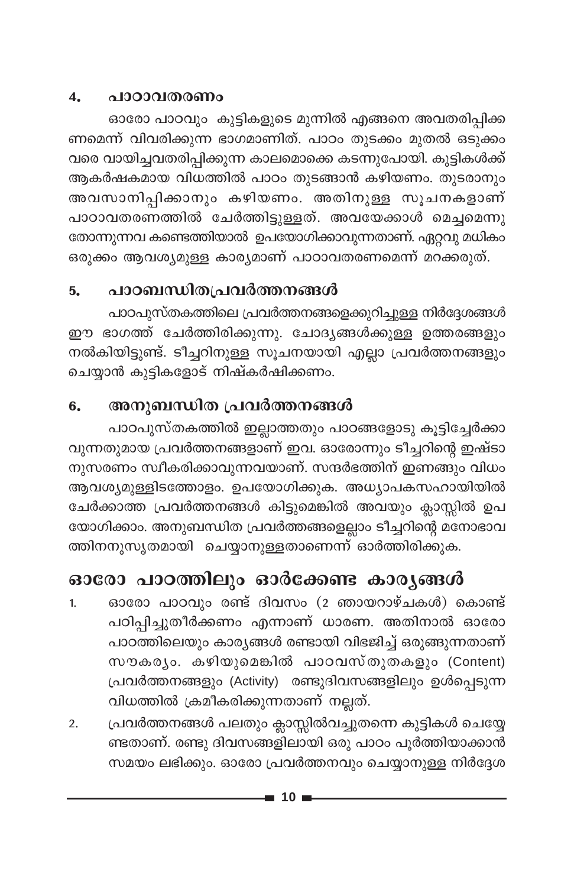### 4. പാഠാവതരണം

ഓരോ പാഠവും കുട്ടികളുടെ മുന്നിൽ എങ്ങനെ അവതരിപ്പിക്കണമെന്ന് വിവരിക്കുന്ന ഭാഗമാണിത്. പാഠം തുടക്കം മുതൽ ഒടുക്കം വരെ വായിച്ചവതരിപ്പിക്കുന്ന കാലമൊക്കെ കടന്നുപോയി. കുട്ടികൾക്ക് ആകർഷകമായ വിധത്തിൽ പാഠം തുടങ്ങാൻ കഴിയണം. തുടരാനും അവസാനിപ്പിക്കാനും കഴിയണം. അതിനുള്ള സൂചനകളാണ് പാഠാവതരണത്തിൽ ചേർത്തിട്ടുള്ളത്. അവയേക്കാൾ മെച്ചമെന്നു തോന്നുന്നവ കണ്ടെത്തിയാൽ ഉപയോഗിക്കാവുന്നതാണ്. ഏറ്റവു മധികം ഒരുക്കം ആവശ്യമുള്ള കാര്യമാണ് പാഠാവതരണമെന്ന് മറക്കരുത്.

### 5. പാഠബന്ധിതപ്രവർത്തനങ്ങൾ

പാഠപുസ്തകത്തിലെ പ്രവർത്തനങ്ങളെക്കുറിച്ചുള്ള നിർദ്ദേശങ്ങൾ ഈ ഭാഗത്ത് ചേർത്തിരിക്കുന്നു. ചോദ്യങ്ങൾക്കുള്ള ഉത്തരങ്ങളും നൽകിയിട്ടുണ്ട്. ടീച്ചറിനുള്ള സൂചനയായി എല്ലാ പ്രവർത്തനങ്ങളും ചെയ്യാൻ കുട്ടികളോട് നിഷ്കർഷിക്കണം.

### 6. അനുബന്ധിത പ്രവർത്തനങ്ങൾ

പാഠപുസ്തകത്തിൽ ഇല്ലാത്തതും പാഠങ്ങളോടു കൂട്ടിച്ചേർക്കാവുന്നതുമായ പ്രവർത്തനങ്ങളാണ് ഇവ. ഓരോന്നും ടീച്ചറിന്റെ ഇഷ്ടാനുസരണം സ്വീകരിക്കാവുന്നവയാണ്. സന്ദർഭത്തിന് ഇണങ്ങും വിധം ആവശ്യമുള്ളിടത്തോളം. ഉപയോഗിക്കുക. അധ്യാപകസഹായിയിൽ ചേർക്കാത്ത പ്രവർത്തനങ്ങൾ കിട്ടുമെങ്കിൽ അവയും ക്ലാസ്സിൽ ഉപയോഗിക്കാം. അനുബന്ധിത പ്രവർത്തങ്ങളെല്ലാം ടീച്ചറിന്റെ മനോഭാവത്തിനനുസൃതമായി ചെയ്യാനുള്ളതാണെന്ന് ഓർത്തിരിക്കുക.

## ഓരോ പാഠത്തിലും ഓർക്കേണ്ട കാര്യങ്ങൾ

1. ഓരോ പാഠവും രണ്ട് ദിവസം (2 ഞായറാഴ്ചകൾ) കൊണ്ട് പഠിപ്പിച്ചുതീർക്കണം എന്നാണ് ധാരണ. അതിനാൽ ഓരോ പാഠത്തിലെയും കാര്യങ്ങൾ രണ്ടായി വിഭജിച്ച് ഒരുങ്ങുന്നതാണ് സൗകര്യം. കഴിയുമെങ്കിൽ പാഠവസ്തുതകളും (Content) പ്രവർത്തനങ്ങളും (Activity) രണ്ടുദിവസങ്ങളിലും ഉൾപ്പെടുന്ന വിധത്തിൽ ക്രമീകരിക്കുന്നതാണ് നല്ലത്.
2. പ്രവർത്തനങ്ങൾ പലതും ക്ലാസ്സിൽവച്ചുതന്നെ കുട്ടികൾ ചെയ്യേണ്ടതാണ്. രണ്ടു ദിവസങ്ങളിലായി ഒരു പാഠം പൂർത്തിയാക്കാൻ സമയം ലഭിക്കും. ഓരോ പ്രവർത്തനവും ചെയ്യാനുള്ള നിർദ്ദേശ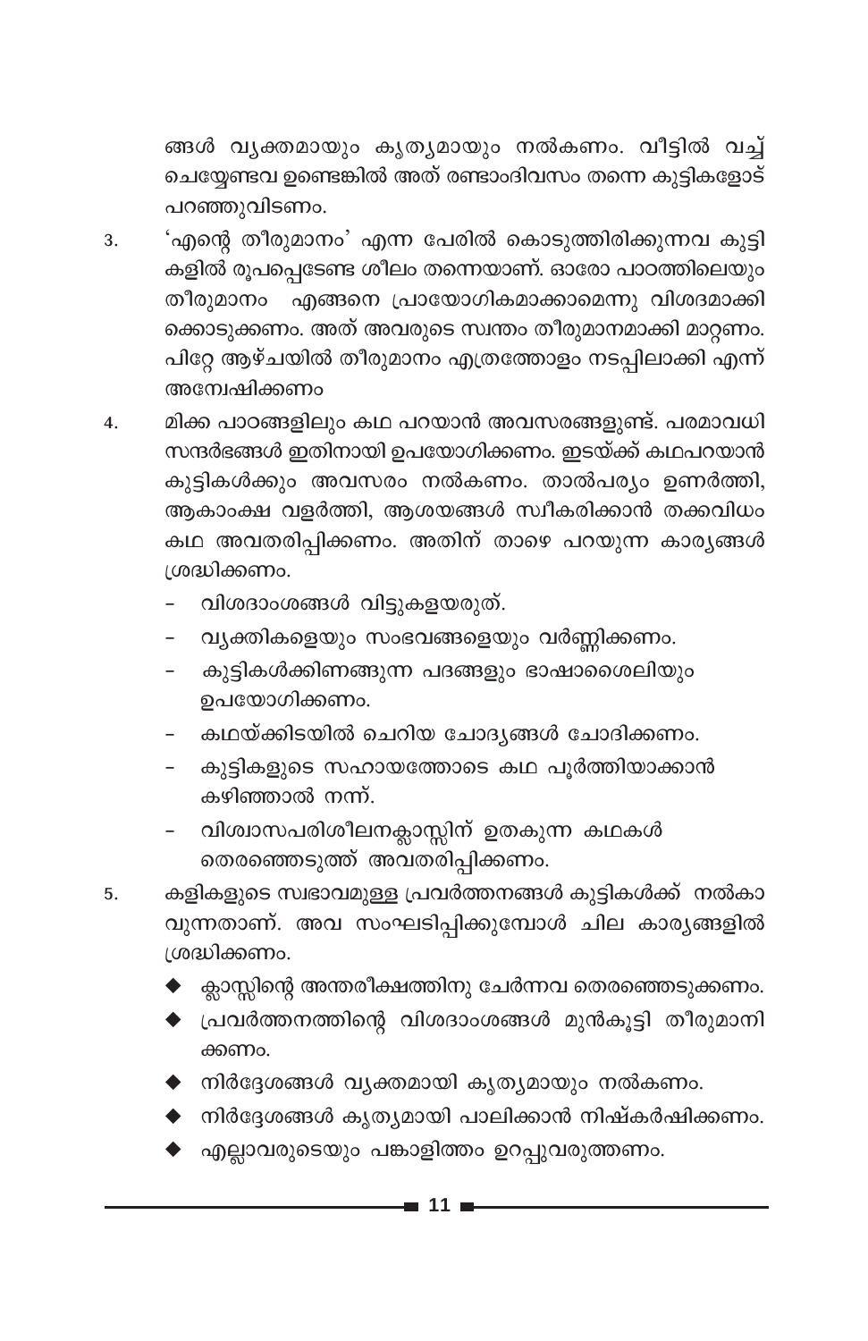ങ്ങൾ വ്യക്തമായും കൃത്യമായും നൽകണം. വീട്ടിൽ വച്ച് ചെയ്യേണ്ടവ ഉണ്ടെങ്കിൽ അത് രണ്ടാംദിവസം തന്നെ കുട്ടികളോട് പറഞ്ഞുവിടണം.

3. 'എന്റെ തീരുമാനം' എന്ന പേരിൽ കൊടുത്തിരിക്കുന്നവ കുട്ടികളിൽ രൂപപ്പെടേണ്ട ശീലം തന്നെയാണ്. ഓരോ പാഠത്തിലെയും തീരുമാനം എങ്ങനെ പ്രായോഗികമാക്കാമെന്നു വിശദമാക്കിക്കൊടുക്കണം. അത് അവരുടെ സ്വന്തം തീരുമാനമാക്കി മാറ്റണം. പിറ്റേ ആഴ്ചയിൽ തീരുമാനം എത്രത്തോളം നടപ്പിലാക്കി എന്ന് അന്വേഷിക്കണം

4. മിക്ക പാഠങ്ങളിലും കഥ പറയാൻ അവസരങ്ങളുണ്ട്. പരമാവധി സന്ദർഭങ്ങൾ ഇതിനായി ഉപയോഗിക്കണം. ഇടയ്ക്ക് കഥപറയാൻ കുട്ടികൾക്കും അവസരം നൽകണം. താൽപര്യം ഉണർത്തി, ആകാംക്ഷ വളർത്തി, ആശയങ്ങൾ സ്വീകരിക്കാൻ തക്കവിധം കഥ അവതരിപ്പിക്കണം. അതിന് താഴെ പറയുന്ന കാര്യങ്ങൾ ശ്രദ്ധിക്കണം.
   - വിശദാംശങ്ങൾ വിട്ടുകളയരുത്.
   - വ്യക്തികളെയും സംഭവങ്ങളെയും വർണ്ണിക്കണം.
   - കുട്ടികൾക്കിണങ്ങുന്ന പദങ്ങളും ഭാഷാശൈലിയും ഉപയോഗിക്കണം.
   - കഥയ്ക്കിടയിൽ ചെറിയ ചോദ്യങ്ങൾ ചോദിക്കണം.
   - കുട്ടികളുടെ സഹായത്തോടെ കഥ പൂർത്തിയാക്കാൻ കഴിഞ്ഞാൽ നന്ന്.
   - വിശ്വാസപരിശീലനക്ലാസ്സിന് ഉതകുന്ന കഥകൾ തെരഞ്ഞെടുത്ത് അവതരിപ്പിക്കണം.

5. കളികളുടെ സ്വഭാവമുള്ള പ്രവർത്തനങ്ങൾ കുട്ടികൾക്ക് നൽകാവുന്നതാണ്. അവ സംഘടിപ്പിക്കുമ്പോൾ ചില കാര്യങ്ങളിൽ ശ്രദ്ധിക്കണം.
   - ◆ ക്ലാസ്സിന്റെ അന്തരീക്ഷത്തിനു ചേർന്നവ തെരഞ്ഞെടുക്കണം.
   - ◆ പ്രവർത്തനത്തിന്റെ വിശദാംശങ്ങൾ മുൻകൂട്ടി തീരുമാനിക്കണം.
   - ◆ നിർദ്ദേശങ്ങൾ വ്യക്തമായി കൃത്യമായും നൽകണം.
   - ◆ നിർദ്ദേശങ്ങൾ കൃത്യമായി പാലിക്കാൻ നിഷ്കർഷിക്കണം.
   - ◆ എല്ലാവരുടെയും പങ്കാളിത്തം ഉറപ്പുവരുത്തണം.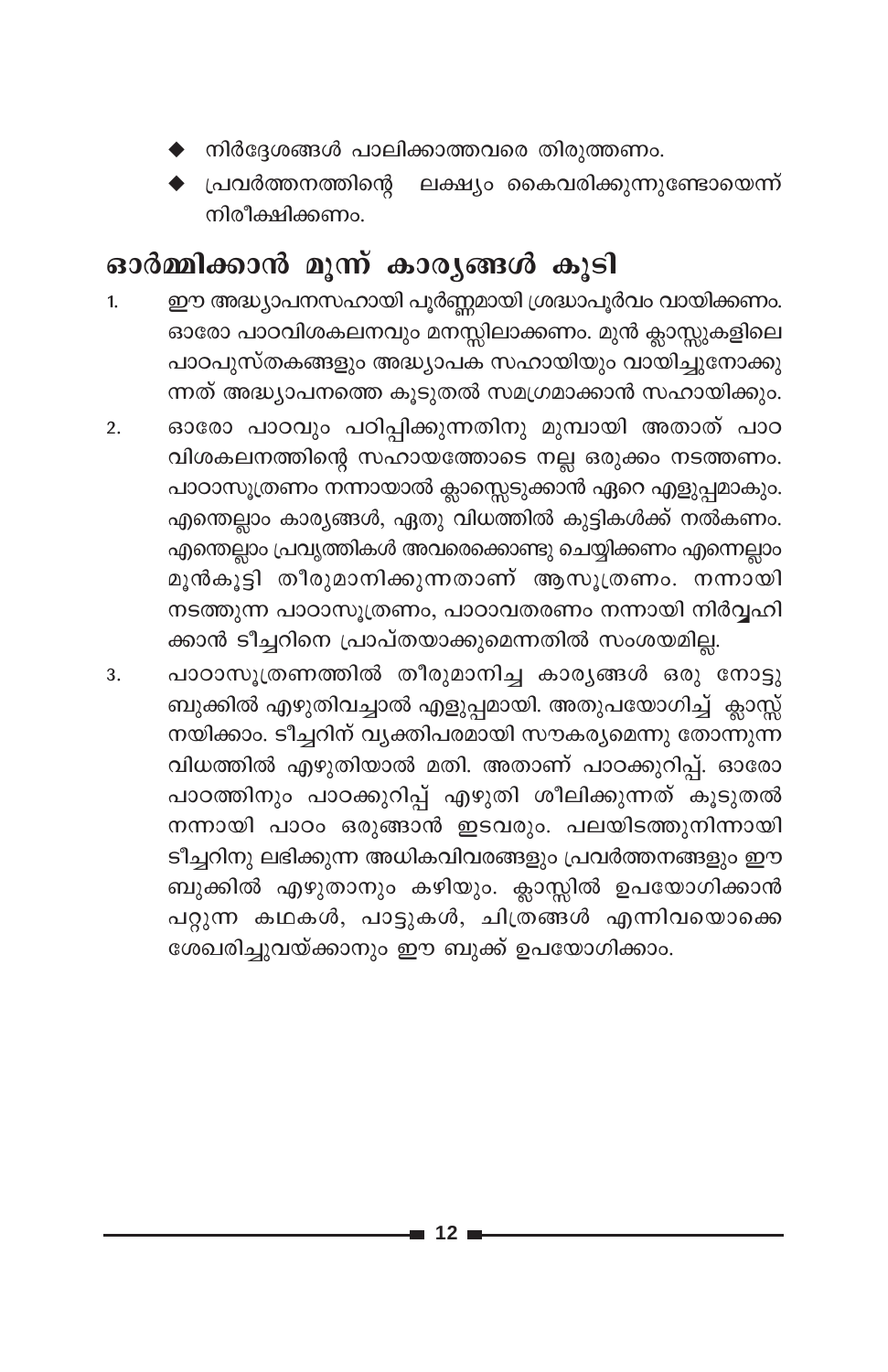- നിർദ്ദേശങ്ങൾ പാലിക്കാത്തവരെ തിരുത്തണം.
- പ്രവർത്തനത്തിന്റെ ലക്ഷ്യം കൈവരിക്കുന്നുണ്ടോയെന്ന് നിരീക്ഷിക്കണം.

## ഓർമ്മിക്കാൻ മൂന്ന് കാര്യങ്ങൾ കൂടി

1. ഈ അദ്ധ്യാപനസഹായി പൂർണ്ണമായി ശ്രദ്ധാപൂർവം വായിക്കണം. ഓരോ പാഠവിശകലനവും മനസ്സിലാക്കണം. മുൻ ക്ലാസ്സുകളിലെ പാഠപുസ്തകങ്ങളും അദ്ധ്യാപക സഹായിയും വായിച്ചുനോക്കുന്നത് അദ്ധ്യാപനത്തെ കൂടുതൽ സമഗ്രമാക്കാൻ സഹായിക്കും.
2. ഓരോ പാഠവും പഠിപ്പിക്കുന്നതിനു മുമ്പായി അതാത് പാഠവിശകലനത്തിന്റെ സഹായത്തോടെ നല്ല ഒരുക്കം നടത്തണം. പാഠാസൂത്രണം നന്നായാൽ ക്ലാസ്സെടുക്കാൻ ഏറെ എളുപ്പമാകും. എന്തെല്ലാം കാര്യങ്ങൾ, ഏതു വിധത്തിൽ കുട്ടികൾക്ക് നൽകണം. എന്തെല്ലാം പ്രവൃത്തികൾ അവരെക്കൊണ്ടു ചെയ്യിക്കണം എന്നെല്ലാം മുൻകൂട്ടി തീരുമാനിക്കുന്നതാണ് ആസൂത്രണം. നന്നായി നടത്തുന്ന പാഠാസൂത്രണം, പാഠാവതരണം നന്നായി നിർവ്വഹിക്കാൻ ടീച്ചറിനെ പ്രാപ്തയാക്കുമെന്നതിൽ സംശയമില്ല.
3. പാഠാസൂത്രണത്തിൽ തീരുമാനിച്ച കാര്യങ്ങൾ ഒരു നോട്ടുബുക്കിൽ എഴുതിവച്ചാൽ എളുപ്പമായി. അതുപയോഗിച്ച് ക്ലാസ്സ് നയിക്കാം. ടീച്ചറിന് വ്യക്തിപരമായി സൗകര്യമെന്നു തോന്നുന്ന വിധത്തിൽ എഴുതിയാൽ മതി. അതാണ് പാഠക്കുറിപ്പ്. ഓരോ പാഠത്തിനും പാഠക്കുറിപ്പ് എഴുതി ശീലിക്കുന്നത് കൂടുതൽ നന്നായി പാഠം ഒരുങ്ങാൻ ഇടവരും. പലയിടത്തുനിന്നായി ടീച്ചറിനു ലഭിക്കുന്ന അധികവിവരങ്ങളും പ്രവർത്തനങ്ങളും ഈ ബുക്കിൽ എഴുതാനും കഴിയും. ക്ലാസ്സിൽ ഉപയോഗിക്കാൻ പറ്റുന്ന കഥകൾ, പാട്ടുകൾ, ചിത്രങ്ങൾ എന്നിവയൊക്കെ ശേഖരിച്ചുവയ്ക്കാനും ഈ ബുക്ക് ഉപയോഗിക്കാം.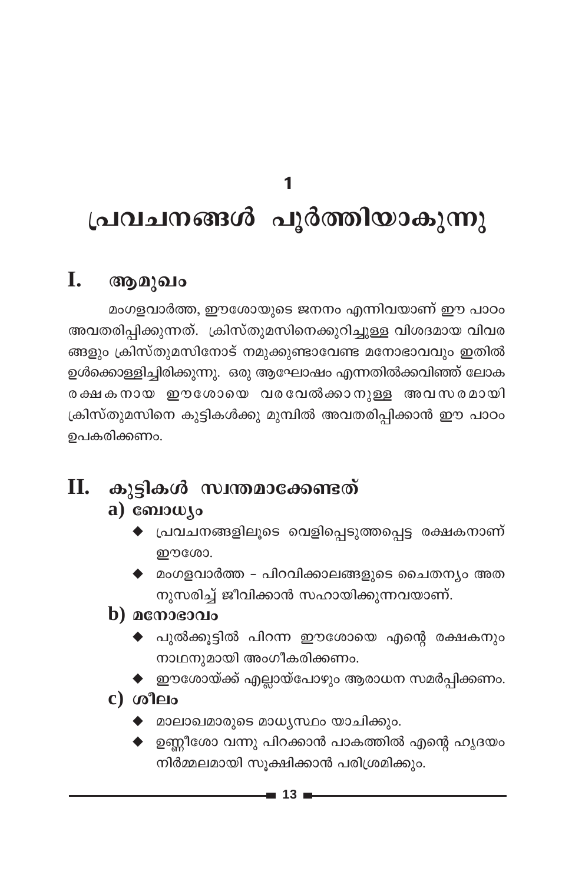# 1

# പ്രവചനങ്ങൾ പൂർത്തിയാകുന്നു

## I. ആമുഖം

മംഗളവാർത്ത, ഈശോയുടെ ജനനം എന്നിവയാണ് ഈ പാഠം അവതരിപ്പിക്കുന്നത്. ക്രിസ്തുമസിനെക്കുറിച്ചുള്ള വിശദമായ വിവരങ്ങളും ക്രിസ്തുമസിനോട് നമുക്കുണ്ടാവേണ്ട മനോഭാവവും ഇതിൽ ഉൾക്കൊള്ളിച്ചിരിക്കുന്നു. ഒരു ആഘോഷം എന്നതിൽക്കവിഞ്ഞ് ലോകരക്ഷകനായ ഈശോയെ വരവേൽക്കാനുള്ള അവസരമായി ക്രിസ്തുമസിനെ കുട്ടികൾക്കു മുമ്പിൽ അവതരിപ്പിക്കാൻ ഈ പാഠം ഉപകരിക്കണം.

## II. കുട്ടികൾ സ്വന്തമാക്കേണ്ടത്

### a) ബോധ്യം

- പ്രവചനങ്ങളിലൂടെ വെളിപ്പെടുത്തപ്പെട്ട രക്ഷകനാണ് ഈശോ.
- മംഗളവാർത്ത - പിറവിക്കാലങ്ങളുടെ ചൈതന്യം അതനുസരിച്ച് ജീവിക്കാൻ സഹായിക്കുന്നവയാണ്.

### b) മനോഭാവം

- പുൽക്കൂട്ടിൽ പിറന്ന ഈശോയെ എന്റെ രക്ഷകനും നാഥനുമായി അംഗീകരിക്കണം.
- ഈശോയ്ക്ക് എല്ലായ്പോഴും ആരാധന സമർപ്പിക്കണം.

### c) ശീലം

- മാലാഖമാരുടെ മാധ്യസ്ഥം യാചിക്കും.
- ഉണ്ണീശോ വന്നു പിറക്കാൻ പാകത്തിൽ എന്റെ ഹൃദയം നിർമ്മലമായി സൂക്ഷിക്കാൻ പരിശ്രമിക്കും.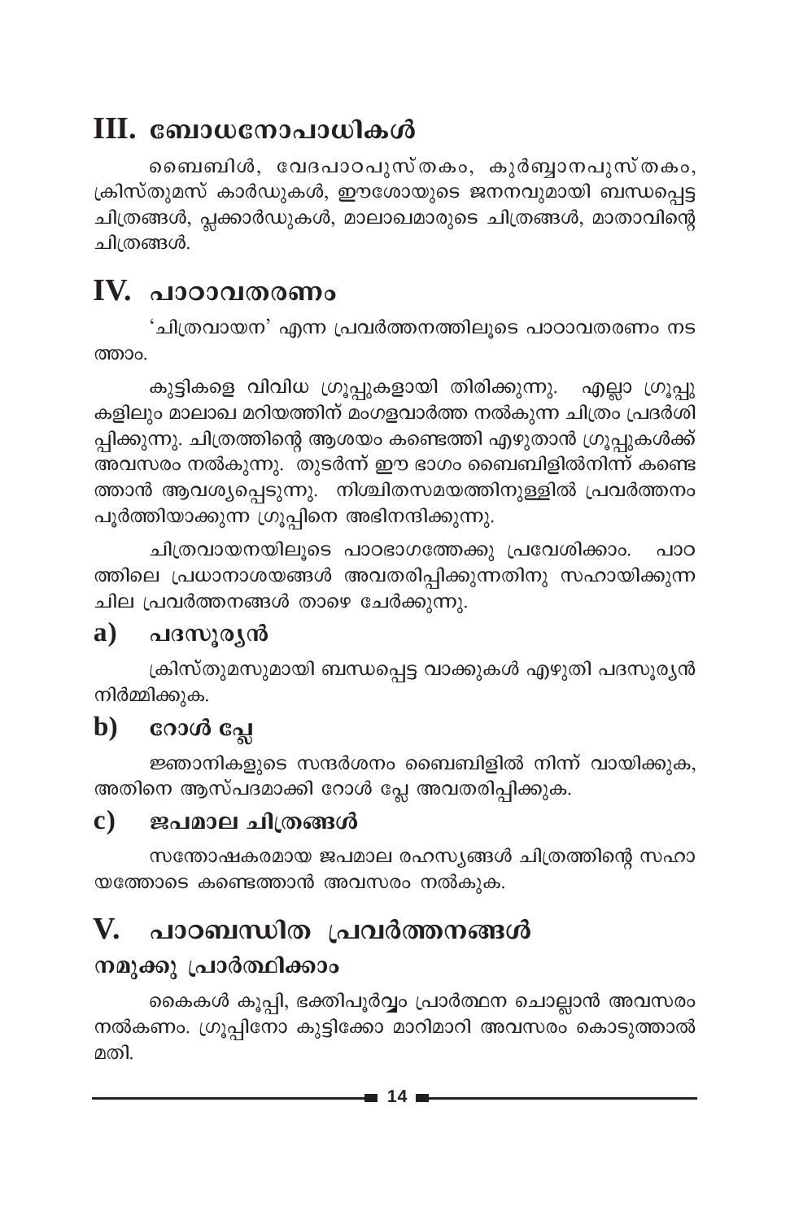## III. ബോധനോപാധികൾ

ബൈബിൾ, വേദപാഠപുസ്തകം, കുർബ്ബാനപുസ്തകം, ക്രിസ്തുമസ് കാർഡുകൾ, ഈശോയുടെ ജനനവുമായി ബന്ധപ്പെട്ട ചിത്രങ്ങൾ, പ്ലക്കാർഡുകൾ, മാലാഖമാരുടെ ചിത്രങ്ങൾ, മാതാവിന്റെ ചിത്രങ്ങൾ.

## IV. പാഠാവതരണം

'ചിത്രവായന' എന്ന പ്രവർത്തനത്തിലൂടെ പാഠാവതരണം നടത്താം.

കുട്ടികളെ വിവിധ ഗ്രൂപ്പുകളായി തിരിക്കുന്നു. എല്ലാ ഗ്രൂപ്പുകളിലും മാലാഖ മറിയത്തിന് മംഗളവാർത്ത നൽകുന്ന ചിത്രം പ്രദർശിപ്പിക്കുന്നു. ചിത്രത്തിന്റെ ആശയം കണ്ടെത്തി എഴുതാൻ ഗ്രൂപ്പുകൾക്ക് അവസരം നൽകുന്നു. തുടർന്ന് ഈ ഭാഗം ബൈബിളിൽനിന്ന് കണ്ടെത്താൻ ആവശ്യപ്പെടുന്നു. നിശ്ചിതസമയത്തിനുള്ളിൽ പ്രവർത്തനം പൂർത്തിയാക്കുന്ന ഗ്രൂപ്പിനെ അഭിനന്ദിക്കുന്നു.

ചിത്രവായനയിലൂടെ പാഠഭാഗത്തേക്കു പ്രവേശിക്കാം. പാഠത്തിലെ പ്രധാനാശയങ്ങൾ അവതരിപ്പിക്കുന്നതിനു സഹായിക്കുന്ന ചില പ്രവർത്തനങ്ങൾ താഴെ ചേർക്കുന്നു.

### a) പദസൂര്യൻ

ക്രിസ്തുമസുമായി ബന്ധപ്പെട്ട വാക്കുകൾ എഴുതി പദസൂര്യൻ നിർമ്മിക്കുക.

### b) റോൾ പ്ലേ

ജ്ഞാനികളുടെ സന്ദർശനം ബൈബിളിൽ നിന്ന് വായിക്കുക, അതിനെ ആസ്പദമാക്കി റോൾ പ്ലേ അവതരിപ്പിക്കുക.

### c) ജപമാല ചിത്രങ്ങൾ

സന്തോഷകരമായ ജപമാല രഹസ്യങ്ങൾ ചിത്രത്തിന്റെ സഹായത്തോടെ കണ്ടെത്താൻ അവസരം നൽകുക.

## V. പാഠബന്ധിത പ്രവർത്തനങ്ങൾ

### നമുക്കു പ്രാർത്ഥിക്കാം

കൈകൾ കൂപ്പി, ഭക്തിപൂർവ്വം പ്രാർത്ഥന ചൊല്ലാൻ അവസരം നൽകണം. ഗ്രൂപ്പിനോ കുട്ടിക്കോ മാറിമാറി അവസരം കൊടുത്താൽ മതി.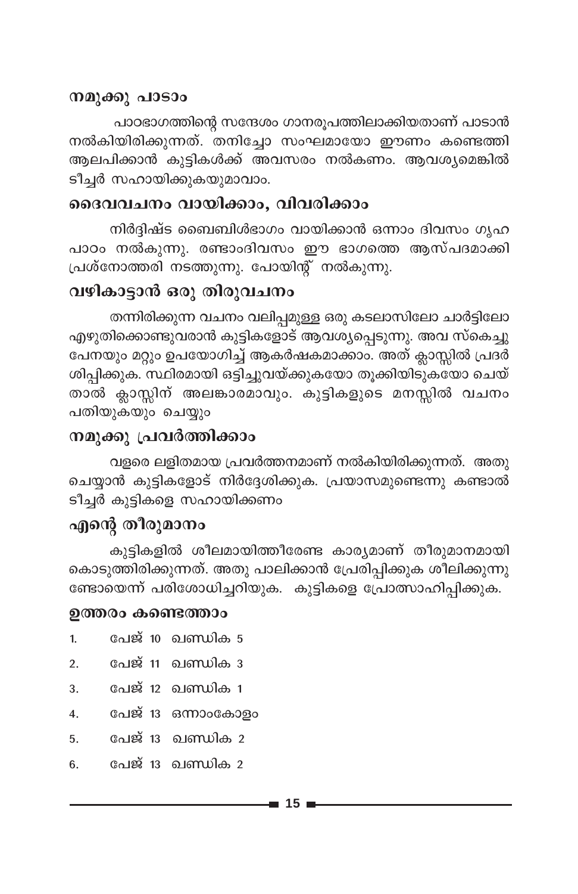## നമുക്കു പാടാം

പാഠഭാഗത്തിന്റെ സന്ദേശം ഗാനരൂപത്തിലാക്കിയതാണ് പാടാൻ നൽകിയിരിക്കുന്നത്. തനിച്ചോ സംഘമായോ ഈണം കണ്ടെത്തി ആലപിക്കാൻ കുട്ടികൾക്ക് അവസരം നൽകണം. ആവശ്യമെങ്കിൽ ടീച്ചർ സഹായിക്കുകയുമാവാം.

## ദൈവവചനം വായിക്കാം, വിവരിക്കാം

നിർദ്ദിഷ്ട ബൈബിൾഭാഗം വായിക്കാൻ ഒന്നാം ദിവസം ഗൃഹ പാഠം നൽകുന്നു. രണ്ടാംദിവസം ഈ ഭാഗത്തെ ആസ്പദമാക്കി പ്രശ്നോത്തരി നടത്തുന്നു. പോയിന്റ് നൽകുന്നു.

## വഴികാട്ടാൻ ഒരു തിരുവചനം

തന്നിരിക്കുന്ന വചനം വലിപ്പമുള്ള ഒരു കടലാസിലോ ചാർട്ടിലോ എഴുതിക്കൊണ്ടുവരാൻ കുട്ടികളോട് ആവശ്യപ്പെടുന്നു. അവ സ്കെച്ചു പേനയും മറ്റും ഉപയോഗിച്ച് ആകർഷകമാക്കാം. അത് ക്ലാസ്സിൽ പ്രദർശിപ്പിക്കുക. സ്ഥിരമായി ഒട്ടിച്ചുവയ്ക്കുകയോ തൂക്കിയിടുകയോ ചെയ്താൽ ക്ലാസ്സിന് അലങ്കാരമാവും. കുട്ടികളുടെ മനസ്സിൽ വചനം പതിയുകയും ചെയ്യും

## നമുക്കു പ്രവർത്തിക്കാം

വളരെ ലളിതമായ പ്രവർത്തനമാണ് നൽകിയിരിക്കുന്നത്. അതു ചെയ്യാൻ കുട്ടികളോട് നിർദ്ദേശിക്കുക. പ്രയാസമുണ്ടെന്നു കണ്ടാൽ ടീച്ചർ കുട്ടികളെ സഹായിക്കണം

## എന്റെ തീരുമാനം

കുട്ടികളിൽ ശീലമായിത്തീരേണ്ട കാര്യമാണ് തീരുമാനമായി കൊടുത്തിരിക്കുന്നത്. അതു പാലിക്കാൻ പ്രേരിപ്പിക്കുക ശീലിക്കുന്നുണ്ടോയെന്ന് പരിശോധിച്ചറിയുക. കുട്ടികളെ പ്രോത്സാഹിപ്പിക്കുക.

### ഉത്തരം കണ്ടെത്താം

1. പേജ് 10 ഖണ്ഡിക 5
2. പേജ് 11 ഖണ്ഡിക 3
3. പേജ് 12 ഖണ്ഡിക 1
4. പേജ് 13 ഒന്നാംകോളം
5. പേജ് 13 ഖണ്ഡിക 2
6. പേജ് 13 ഖണ്ഡിക 2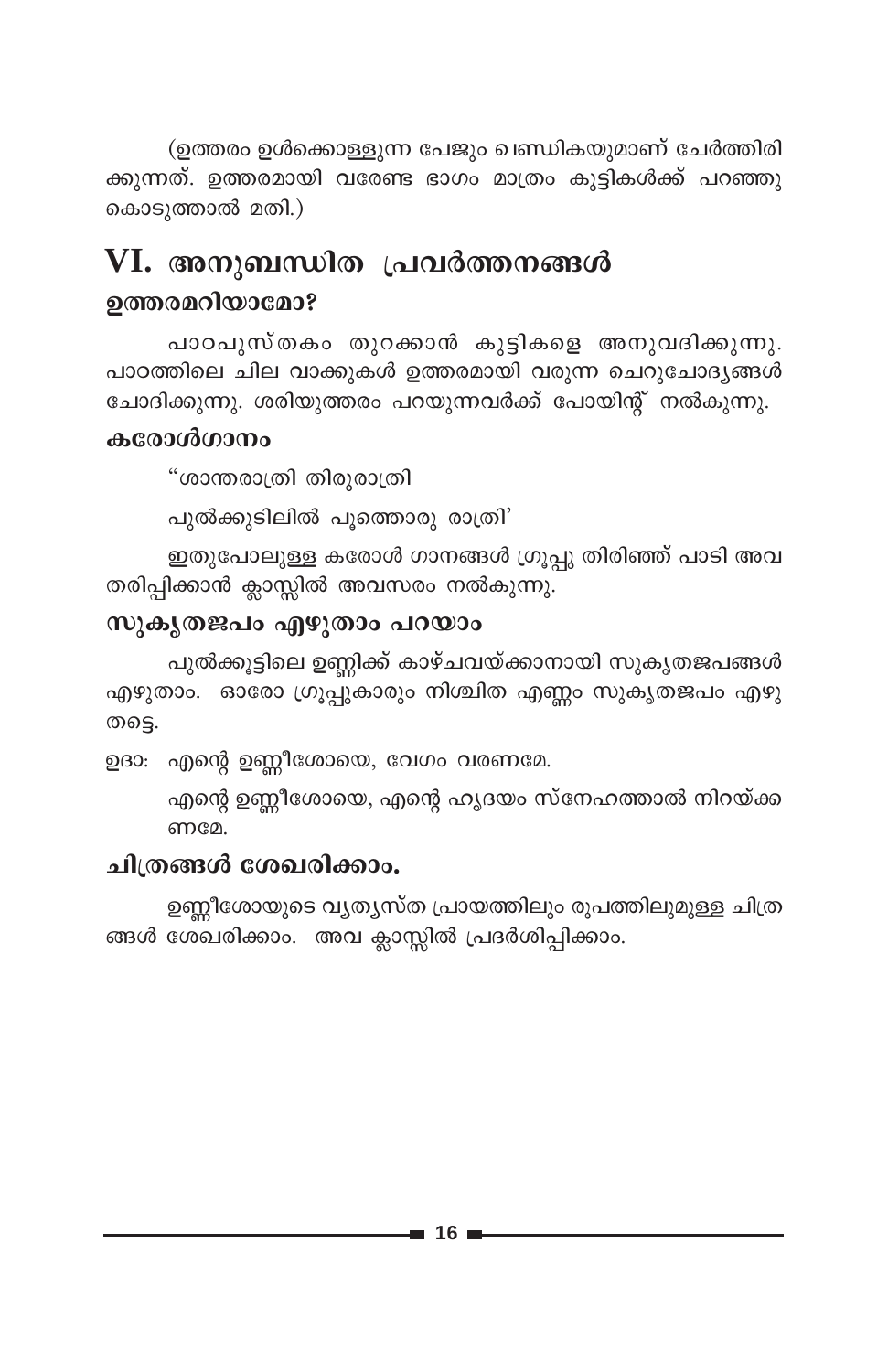(ഉത്തരം ഉൾക്കൊള്ളുന്ന പേജും ഖണ്ഡികയുമാണ് ചേർത്തിരിക്കുന്നത്. ഉത്തരമായി വരേണ്ട ഭാഗം മാത്രം കുട്ടികൾക്ക് പറഞ്ഞു കൊടുത്താൽ മതി.)

## VI. അനുബന്ധിത പ്രവർത്തനങ്ങൾ

### ഉത്തരമറിയാമോ?

പാഠപുസ്തകം തുറക്കാൻ കുട്ടികളെ അനുവദിക്കുന്നു. പാഠത്തിലെ ചില വാക്കുകൾ ഉത്തരമായി വരുന്ന ചെറുചോദ്യങ്ങൾ ചോദിക്കുന്നു. ശരിയുത്തരം പറയുന്നവർക്ക് പോയിന്റ് നൽകുന്നു.

### കരോൾഗാനം

"ശാന്തരാത്രി തിരുരാത്രി

പുൽക്കുടിലിൽ പൂത്തൊരു രാത്രി'

ഇതുപോലുള്ള കരോൾ ഗാനങ്ങൾ ഗ്രൂപ്പു തിരിഞ്ഞ് പാടി അവതരിപ്പിക്കാൻ ക്ലാസ്സിൽ അവസരം നൽകുന്നു.

### സുകൃതജപം എഴുതാം പറയാം

പുൽക്കൂട്ടിലെ ഉണ്ണിക്ക് കാഴ്ചവയ്ക്കാനായി സുകൃതജപങ്ങൾ എഴുതാം. ഓരോ ഗ്രൂപ്പുകാരും നിശ്ചിത എണ്ണം സുകൃതജപം എഴുതട്ടെ.

ഉദാ: എന്റെ ഉണ്ണീശോയെ, വേഗം വരണമേ.

എന്റെ ഉണ്ണീശോയെ, എന്റെ ഹൃദയം സ്നേഹത്താൽ നിറയ്ക്കണമേ.

### ചിത്രങ്ങൾ ശേഖരിക്കാം.

ഉണ്ണീശോയുടെ വ്യത്യസ്ത പ്രായത്തിലും രൂപത്തിലുമുള്ള ചിത്രങ്ങൾ ശേഖരിക്കാം. അവ ക്ലാസ്സിൽ പ്രദർശിപ്പിക്കാം.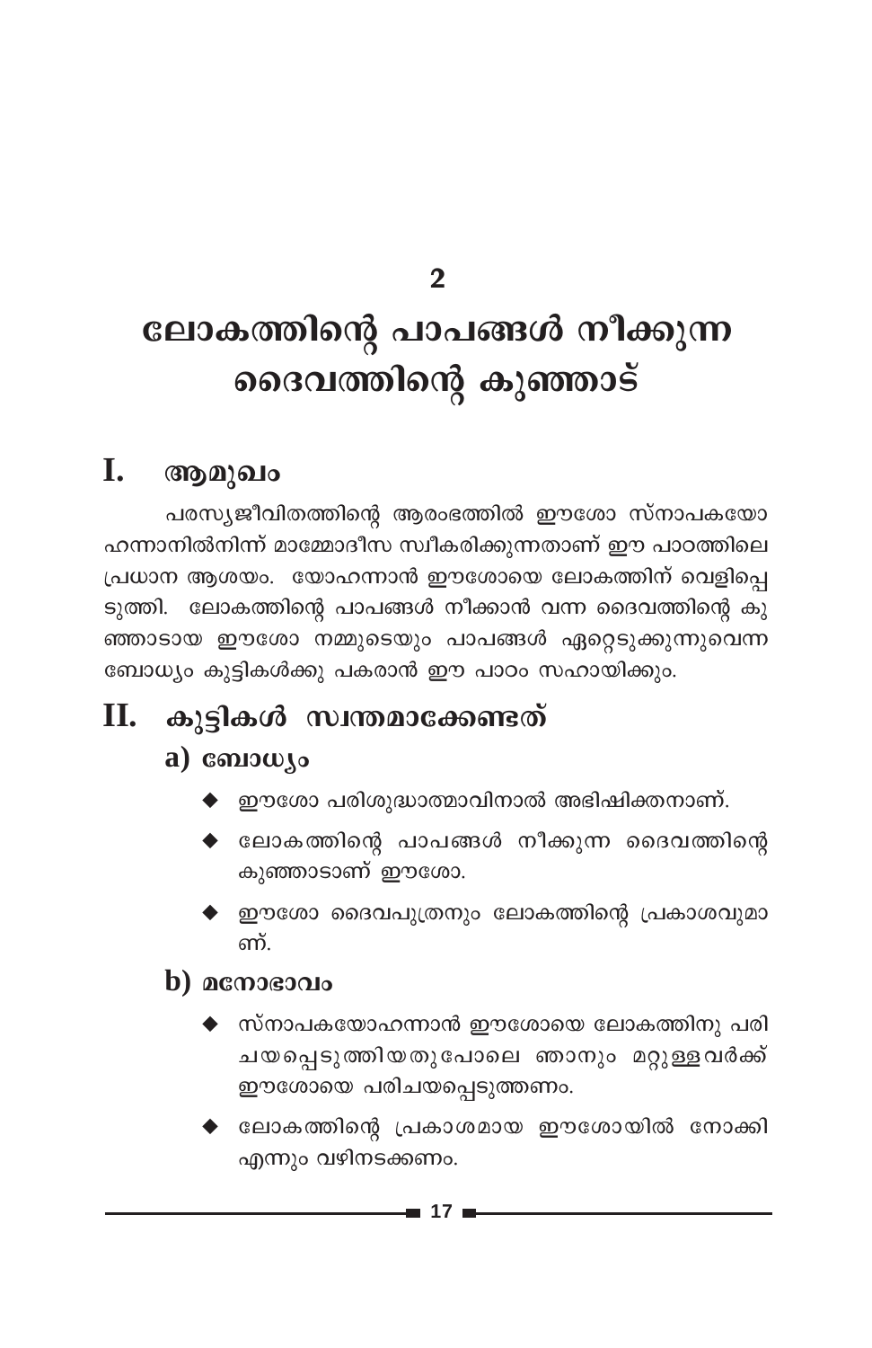# 2

# ലോകത്തിന്റെ പാപങ്ങൾ നീക്കുന്ന ദൈവത്തിന്റെ കുഞ്ഞാട്

## I. ആമുഖം

പരസ്യജീവിതത്തിന്റെ ആരംഭത്തിൽ ഈശോ സ്നാപകയോഹന്നാനിൽനിന്ന് മാമ്മോദീസ സ്വീകരിക്കുന്നതാണ് ഈ പാഠത്തിലെ പ്രധാന ആശയം. യോഹന്നാൻ ഈശോയെ ലോകത്തിന് വെളിപ്പെടുത്തി. ലോകത്തിന്റെ പാപങ്ങൾ നീക്കാൻ വന്ന ദൈവത്തിന്റെ കുഞ്ഞാടായ ഈശോ നമ്മുടെയും പാപങ്ങൾ ഏറ്റെടുക്കുന്നുവെന്ന ബോധ്യം കുട്ടികൾക്കു പകരാൻ ഈ പാഠം സഹായിക്കും.

## II. കുട്ടികൾ സ്വന്തമാക്കേണ്ടത്

### a) ബോധ്യം

- ഈശോ പരിശുദ്ധാത്മാവിനാൽ അഭിഷിക്തനാണ്.
- ലോകത്തിന്റെ പാപങ്ങൾ നീക്കുന്ന ദൈവത്തിന്റെ കുഞ്ഞാടാണ് ഈശോ.
- ഈശോ ദൈവപുത്രനും ലോകത്തിന്റെ പ്രകാശവുമാണ്.

### b) മനോഭാവം

- സ്നാപകയോഹന്നാൻ ഈശോയെ ലോകത്തിനു പരിചയപ്പെടുത്തിയതുപോലെ ഞാനും മറ്റുള്ളവർക്ക് ഈശോയെ പരിചയപ്പെടുത്തണം.
- ലോകത്തിന്റെ പ്രകാശമായ ഈശോയിൽ നോക്കി എന്നും വഴിനടക്കണം.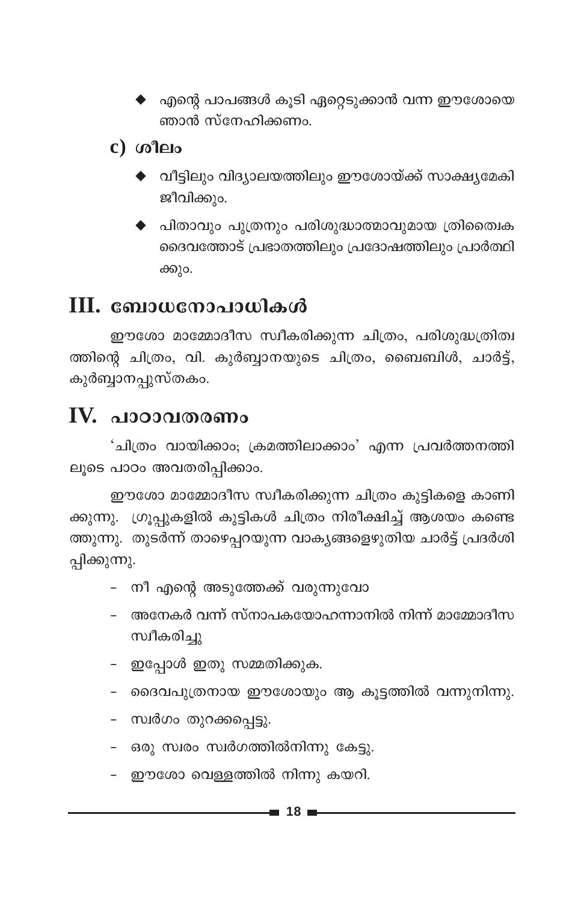- എന്റെ പാപങ്ങൾ കൂടി ഏറ്റെടുക്കാൻ വന്ന ഈശോയെ ഞാൻ സ്നേഹിക്കണം.

### c) ശീലം

- വീട്ടിലും വിദ്യാലയത്തിലും ഈശോയ്ക്ക് സാക്ഷ്യമേകി ജീവിക്കും.
- പിതാവും പുത്രനും പരിശുദ്ധാത്മാവുമായ ത്രിത്വൈക ദൈവത്തോട് പ്രഭാതത്തിലും പ്രദോഷത്തിലും പ്രാർത്ഥിക്കും.

## III. ബോധനോപാധികൾ

ഈശോ മാമ്മോദീസ സ്വീകരിക്കുന്ന ചിത്രം, പരിശുദ്ധത്രിത്വത്തിന്റെ ചിത്രം, വി. കുർബ്ബാനയുടെ ചിത്രം, ബൈബിൾ, ചാർട്ട്, കുർബ്ബാനപ്പുസ്തകം.

## IV. പാഠാവതരണം

'ചിത്രം വായിക്കാം; ക്രമത്തിലാക്കാം' എന്ന പ്രവർത്തനത്തിലൂടെ പാഠം അവതരിപ്പിക്കാം.

ഈശോ മാമ്മോദീസ സ്വീകരിക്കുന്ന ചിത്രം കുട്ടികളെ കാണിക്കുന്നു. ഗ്രൂപ്പുകളിൽ കുട്ടികൾ ചിത്രം നിരീക്ഷിച്ച് ആശയം കണ്ടെത്തുന്നു. തുടർന്ന് താഴെപ്പറയുന്ന വാക്യങ്ങളെഴുതിയ ചാർട്ട് പ്രദർശിപ്പിക്കുന്നു.

- നീ എന്റെ അടുത്തേക്ക് വരുന്നുവോ
- അനേകർ വന്ന് സ്നാപകയോഹന്നാനിൽ നിന്ന് മാമ്മോദീസ സ്വീകരിച്ചു
- ഇപ്പോൾ ഇതു സമ്മതിക്കുക.
- ദൈവപുത്രനായ ഈശോയും ആ കൂട്ടത്തിൽ വന്നുനിന്നു.
- സ്വർഗം തുറക്കപ്പെട്ടു.
- ഒരു സ്വരം സ്വർഗത്തിൽനിന്നു കേട്ടു.
- ഈശോ വെള്ളത്തിൽ നിന്നു കയറി.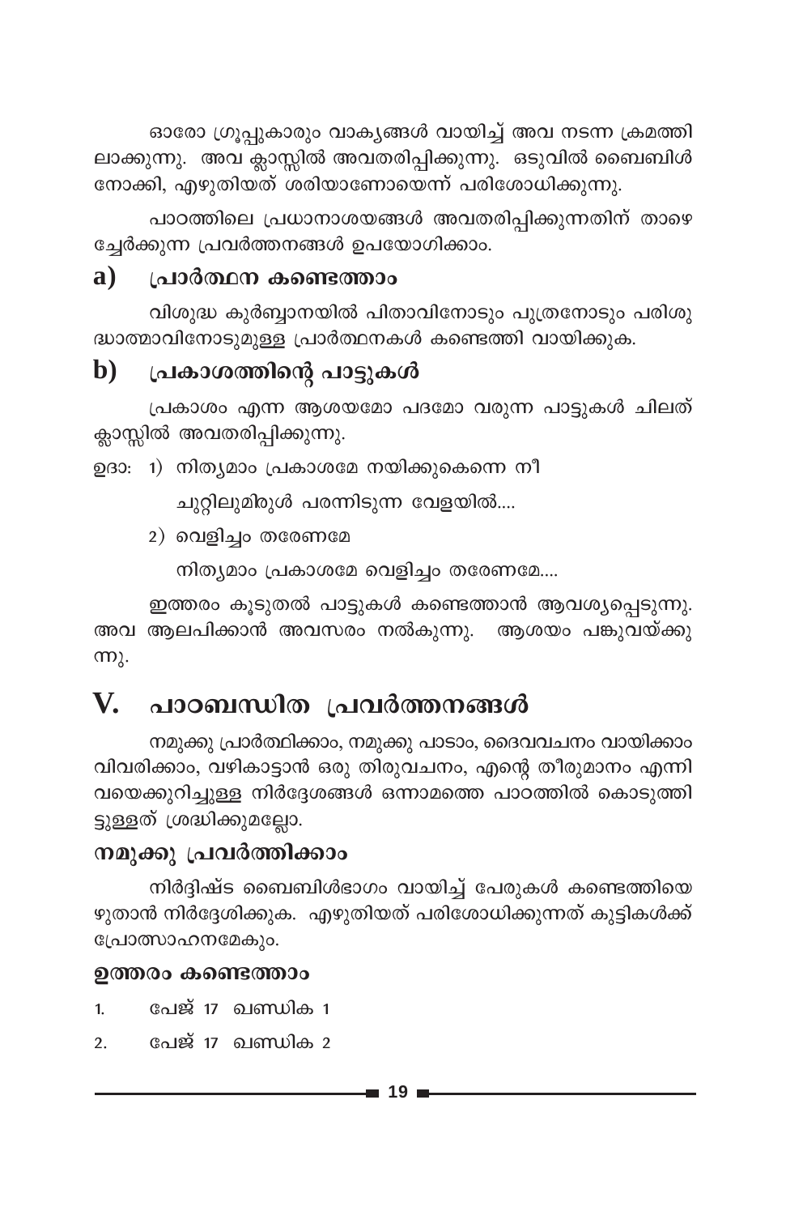ഓരോ ഗ്രൂപ്പുകാരും വാക്യങ്ങൾ വായിച്ച് അവ നടന്ന ക്രമത്തിലാക്കുന്നു. അവ ക്ലാസ്സിൽ അവതരിപ്പിക്കുന്നു. ഒടുവിൽ ബൈബിൾ നോക്കി, എഴുതിയത് ശരിയാണോയെന്ന് പരിശോധിക്കുന്നു.

പാഠത്തിലെ പ്രധാനാശയങ്ങൾ അവതരിപ്പിക്കുന്നതിന് താഴെ ച്ചേർക്കുന്ന പ്രവർത്തനങ്ങൾ ഉപയോഗിക്കാം.

### a) പ്രാർത്ഥന കണ്ടെത്താം

വിശുദ്ധ കുർബ്ബാനയിൽ പിതാവിനോടും പുത്രനോടും പരിശുദ്ധാത്മാവിനോടുമുള്ള പ്രാർത്ഥനകൾ കണ്ടെത്തി വായിക്കുക.

### b) പ്രകാശത്തിന്റെ പാട്ടുകൾ

പ്രകാശം എന്ന ആശയമോ പദമോ വരുന്ന പാട്ടുകൾ ചിലത് ക്ലാസ്സിൽ അവതരിപ്പിക്കുന്നു.

ഉദാ: 1) നിത്യമാം പ്രകാശമേ നയിക്കുകെന്നെ നീ
ചുറ്റിലുമിരുൾ പരന്നിടുന്ന വേളയിൽ....

2) വെളിച്ചം തരേണമേ
നിത്യമാം പ്രകാശമേ വെളിച്ചം തരേണമേ....

ഇത്തരം കൂടുതൽ പാട്ടുകൾ കണ്ടെത്താൻ ആവശ്യപ്പെടുന്നു. അവ ആലപിക്കാൻ അവസരം നൽകുന്നു. ആശയം പങ്കുവയ്ക്കുന്നു.

## V. പാഠബന്ധിത പ്രവർത്തനങ്ങൾ

നമുക്കു പ്രാർത്ഥിക്കാം, നമുക്കു പാടാം, ദൈവവചനം വായിക്കാം വിവരിക്കാം, വഴികാട്ടാൻ ഒരു തിരുവചനം, എന്റെ തീരുമാനം എന്നിവയെക്കുറിച്ചുള്ള നിർദ്ദേശങ്ങൾ ഒന്നാമത്തെ പാഠത്തിൽ കൊടുത്തിട്ടുള്ളത് ശ്രദ്ധിക്കുമല്ലോ.

### നമുക്കു പ്രവർത്തിക്കാം

നിർദ്ദിഷ്ട ബൈബിൾഭാഗം വായിച്ച് പേരുകൾ കണ്ടെത്തിയെഴുതാൻ നിർദ്ദേശിക്കുക. എഴുതിയത് പരിശോധിക്കുന്നത് കുട്ടികൾക്ക് പ്രോത്സാഹനമേകും.

### ഉത്തരം കണ്ടെത്താം

1. പേജ് 17 ഖണ്ഡിക 1
2. പേജ് 17 ഖണ്ഡിക 2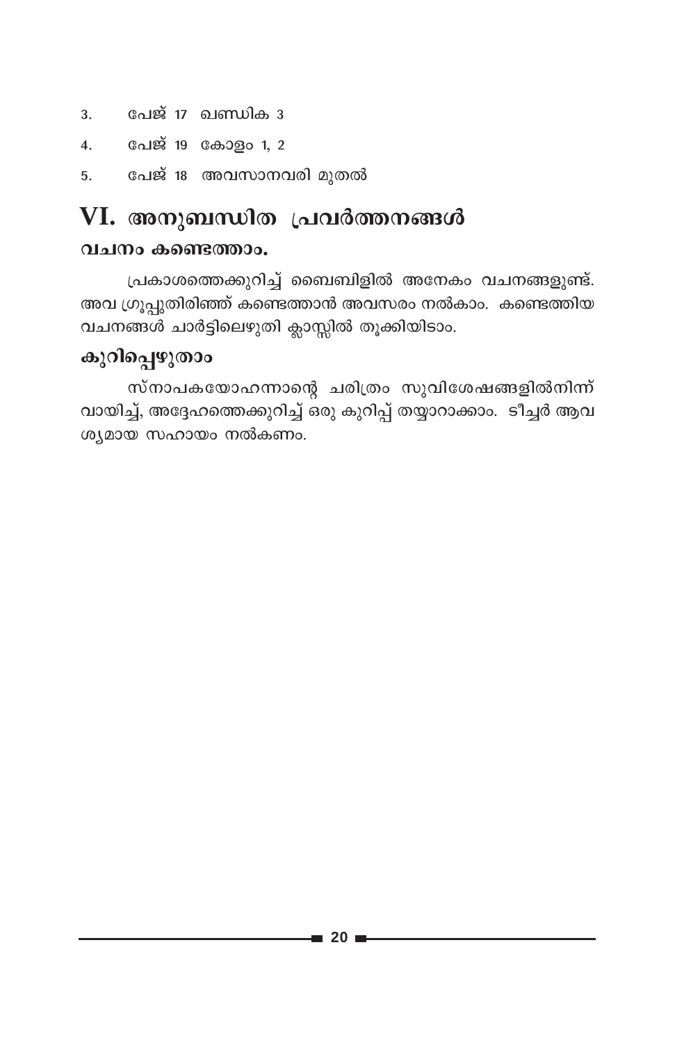3. പേജ് 17 ഖണ്ഡിക 3
4. പേജ് 19 കോളം 1, 2
5. പേജ് 18 അവസാനവരി മുതൽ

## VI. അനുബന്ധിത പ്രവർത്തനങ്ങൾ

### വചനം കണ്ടെത്താം.

പ്രകാശത്തെക്കുറിച്ച് ബൈബിളിൽ അനേകം വചനങ്ങളുണ്ട്. അവ ഗ്രൂപ്പുതിരിഞ്ഞ് കണ്ടെത്താൻ അവസരം നൽകാം. കണ്ടെത്തിയ വചനങ്ങൾ ചാർട്ടിലെഴുതി ക്ലാസ്സിൽ തൂക്കിയിടാം.

### കുറിപ്പെഴുതാം

സ്നാപകയോഹന്നാന്റെ ചരിത്രം സുവിശേഷങ്ങളിൽനിന്ന് വായിച്ച്, അദ്ദേഹത്തെക്കുറിച്ച് ഒരു കുറിപ്പ് തയ്യാറാക്കാം. ടീച്ചർ ആവശ്യമായ സഹായം നൽകണം.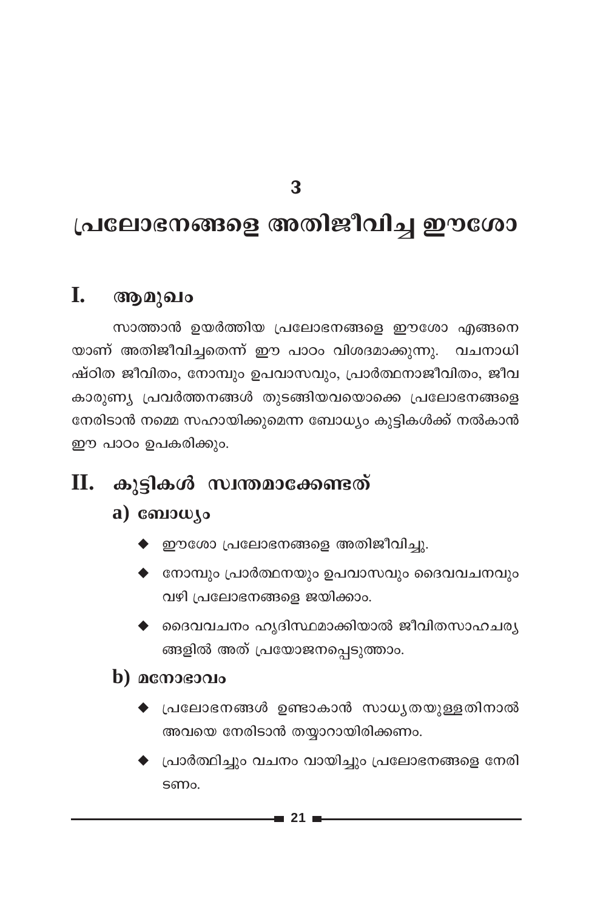# 3

# പ്രലോഭനങ്ങളെ അതിജീവിച്ച ഈശോ

## I. ആമുഖം

സാത്താൻ ഉയർത്തിയ പ്രലോഭനങ്ങളെ ഈശോ എങ്ങനെയാണ് അതിജീവിച്ചതെന്ന് ഈ പാഠം വിശദമാക്കുന്നു. വചനാധിഷ്ഠിത ജീവിതം, നോമ്പും ഉപവാസവും, പ്രാർത്ഥനാജീവിതം, ജീവകാരുണ്യ പ്രവർത്തനങ്ങൾ തുടങ്ങിയവയൊക്കെ പ്രലോഭനങ്ങളെ നേരിടാൻ നമ്മെ സഹായിക്കുമെന്ന ബോധ്യം കുട്ടികൾക്ക് നൽകാൻ ഈ പാഠം ഉപകരിക്കും.

## II. കുട്ടികൾ സ്വന്തമാക്കേണ്ടത്

### a) ബോധ്യം

- ഈശോ പ്രലോഭനങ്ങളെ അതിജീവിച്ചു.
- നോമ്പും പ്രാർത്ഥനയും ഉപവാസവും ദൈവവചനവും വഴി പ്രലോഭനങ്ങളെ ജയിക്കാം.
- ദൈവവചനം ഹൃദിസ്ഥമാക്കിയാൽ ജീവിതസാഹചര്യങ്ങളിൽ അത് പ്രയോജനപ്പെടുത്താം.

### b) മനോഭാവം

- പ്രലോഭനങ്ങൾ ഉണ്ടാകാൻ സാധ്യതയുള്ളതിനാൽ അവയെ നേരിടാൻ തയ്യാറായിരിക്കണം.
- പ്രാർത്ഥിച്ചും വചനം വായിച്ചും പ്രലോഭനങ്ങളെ നേരിടണം.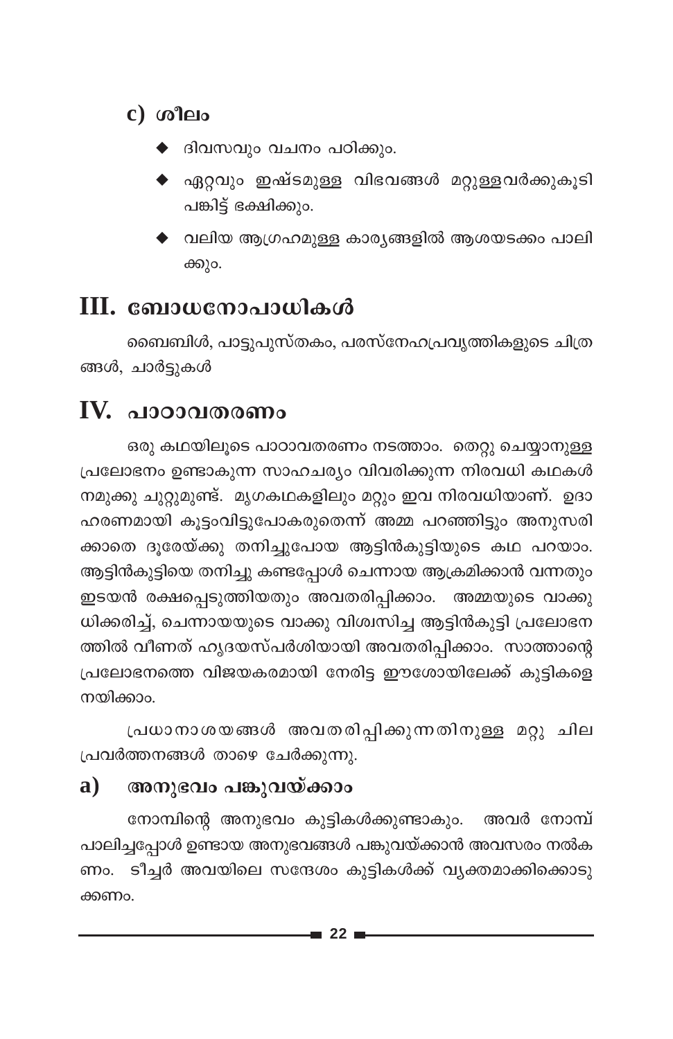### c) ശീലം

- ദിവസവും വചനം പഠിക്കും.
- ഏറ്റവും ഇഷ്ടമുള്ള വിഭവങ്ങൾ മറ്റുള്ളവർക്കുകൂടി പങ്കിട്ട് ഭക്ഷിക്കും.
- വലിയ ആഗ്രഹമുള്ള കാര്യങ്ങളിൽ ആശയടക്കം പാലിക്കും.

## III. ബോധനോപാധികൾ

ബൈബിൾ, പാട്ടുപുസ്തകം, പരസ്നേഹപ്രവൃത്തികളുടെ ചിത്രങ്ങൾ, ചാർട്ടുകൾ

## IV. പാഠാവതരണം

ഒരു കഥയിലൂടെ പാഠാവതരണം നടത്താം. തെറ്റു ചെയ്യാനുള്ള പ്രലോഭനം ഉണ്ടാകുന്ന സാഹചര്യം വിവരിക്കുന്ന നിരവധി കഥകൾ നമുക്കു ചുറ്റുമുണ്ട്. മൃഗകഥകളിലും മറ്റും ഇവ നിരവധിയാണ്. ഉദാഹരണമായി കൂട്ടംവിട്ടുപോകരുതെന്ന് അമ്മ പറഞ്ഞിട്ടും അനുസരിക്കാതെ ദൂരേയ്ക്കു തനിച്ചുപോയ ആട്ടിൻകുട്ടിയുടെ കഥ പറയാം. ആട്ടിൻകുട്ടിയെ തനിച്ചു കണ്ടപ്പോൾ ചെന്നായ ആക്രമിക്കാൻ വന്നതും ഇടയൻ രക്ഷപ്പെടുത്തിയതും അവതരിപ്പിക്കാം. അമ്മയുടെ വാക്കു ധിക്കരിച്ച്, ചെന്നായയുടെ വാക്കു വിശ്വസിച്ച ആട്ടിൻകുട്ടി പ്രലോഭനത്തിൽ വീണത് ഹൃദയസ്പർശിയായി അവതരിപ്പിക്കാം. സാത്താന്റെ പ്രലോഭനത്തെ വിജയകരമായി നേരിട്ട ഈശോയിലേക്ക് കുട്ടികളെ നയിക്കാം.

പ്രധാനാശയങ്ങൾ അവതരിപ്പിക്കുന്നതിനുള്ള മറ്റു ചില പ്രവർത്തനങ്ങൾ താഴെ ചേർക്കുന്നു.

### a) അനുഭവം പങ്കുവയ്ക്കാം

നോമ്പിന്റെ അനുഭവം കുട്ടികൾക്കുണ്ടാകും. അവർ നോമ്പ് പാലിച്ചപ്പോൾ ഉണ്ടായ അനുഭവങ്ങൾ പങ്കുവയ്ക്കാൻ അവസരം നൽകണം. ടീച്ചർ അവയിലെ സന്ദേശം കുട്ടികൾക്ക് വ്യക്തമാക്കിക്കൊടുക്കണം.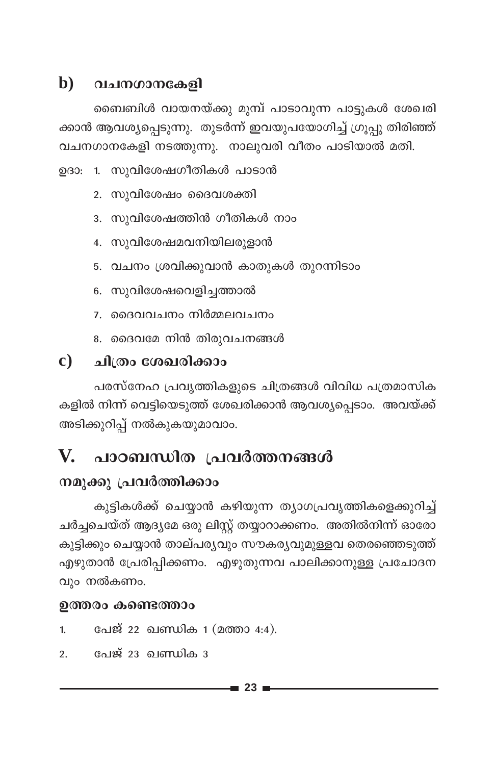### b) വചനഗാനകേളി

ബൈബിൾ വായനയ്ക്കു മുമ്പ് പാടാവുന്ന പാട്ടുകൾ ശേഖരിക്കാൻ ആവശ്യപ്പെടുന്നു. തുടർന്ന് ഇവയുപയോഗിച്ച് ഗ്രൂപ്പു തിരിഞ്ഞ് വചനഗാനകേളി നടത്തുന്നു. നാലുവരി വീതം പാടിയാൽ മതി.

ഉദാ: 1. സുവിശേഷഗീതികൾ പാടാൻ

2. സുവിശേഷം ദൈവശക്തി
3. സുവിശേഷത്തിൻ ഗീതികൾ നാം
4. സുവിശേഷമവനിയിലരുളാൻ
5. വചനം ശ്രവിക്കുവാൻ കാതുകൾ തുറന്നിടാം
6. സുവിശേഷവെളിച്ചത്താൽ
7. ദൈവവചനം നിർമ്മലവചനം
8. ദൈവമേ നിൻ തിരുവചനങ്ങൾ

### c) ചിത്രം ശേഖരിക്കാം

പരസ്നേഹ പ്രവൃത്തികളുടെ ചിത്രങ്ങൾ വിവിധ പത്രമാസികകളിൽ നിന്ന് വെട്ടിയെടുത്ത് ശേഖരിക്കാൻ ആവശ്യപ്പെടാം. അവയ്ക്ക് അടിക്കുറിപ്പ് നൽകുകയുമാവാം.

## V. പാഠബന്ധിത പ്രവർത്തനങ്ങൾ

### നമുക്കു പ്രവർത്തിക്കാം

കുട്ടികൾക്ക് ചെയ്യാൻ കഴിയുന്ന ത്യാഗപ്രവൃത്തികളെക്കുറിച്ച് ചർച്ചചെയ്ത് ആദ്യമേ ഒരു ലിസ്റ്റ് തയ്യാറാക്കണം. അതിൽനിന്ന് ഓരോ കുട്ടിക്കും ചെയ്യാൻ താല്പര്യവും സൗകര്യവുമുള്ളവ തെരഞ്ഞെടുത്ത് എഴുതാൻ പ്രേരിപ്പിക്കണം. എഴുതുന്നവ പാലിക്കാനുള്ള പ്രചോദനവും നൽകണം.

### ഉത്തരം കണ്ടെത്താം

1. പേജ് 22 ഖണ്ഡിക 1 (മത്താ 4:4).
2. പേജ് 23 ഖണ്ഡിക 3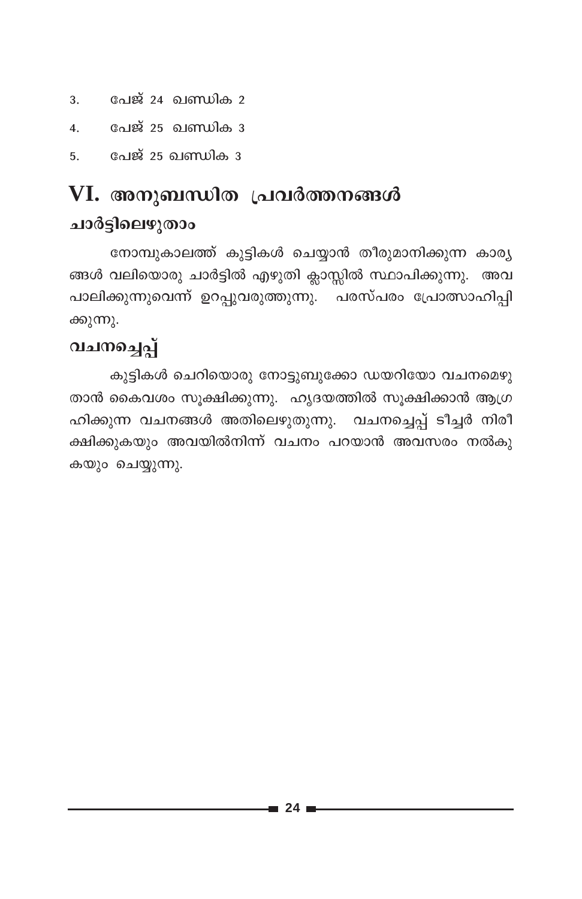3. പേജ് 24 ഖണ്ഡിക 2
4. പേജ് 25 ഖണ്ഡിക 3
5. പേജ് 25 ഖണ്ഡിക 3

## VI. അനുബന്ധിത പ്രവർത്തനങ്ങൾ

### ചാർട്ടിലെഴുതാം

നോമ്പുകാലത്ത് കുട്ടികൾ ചെയ്യാൻ തീരുമാനിക്കുന്ന കാര്യങ്ങൾ വലിയൊരു ചാർട്ടിൽ എഴുതി ക്ലാസ്സിൽ സ്ഥാപിക്കുന്നു. അവ പാലിക്കുന്നുവെന്ന് ഉറപ്പുവരുത്തുന്നു. പരസ്പരം പ്രോത്സാഹിപ്പിക്കുന്നു.

### വചനച്ചെപ്പ്

കുട്ടികൾ ചെറിയൊരു നോട്ടുബുക്കോ ഡയറിയോ വചനമെഴുതാൻ കൈവശം സൂക്ഷിക്കുന്നു. ഹൃദയത്തിൽ സൂക്ഷിക്കാൻ ആഗ്രഹിക്കുന്ന വചനങ്ങൾ അതിലെഴുതുന്നു. വചനച്ചെപ്പ് ടീച്ചർ നിരീക്ഷിക്കുകയും അവയിൽനിന്ന് വചനം പറയാൻ അവസരം നൽകുകയും ചെയ്യുന്നു.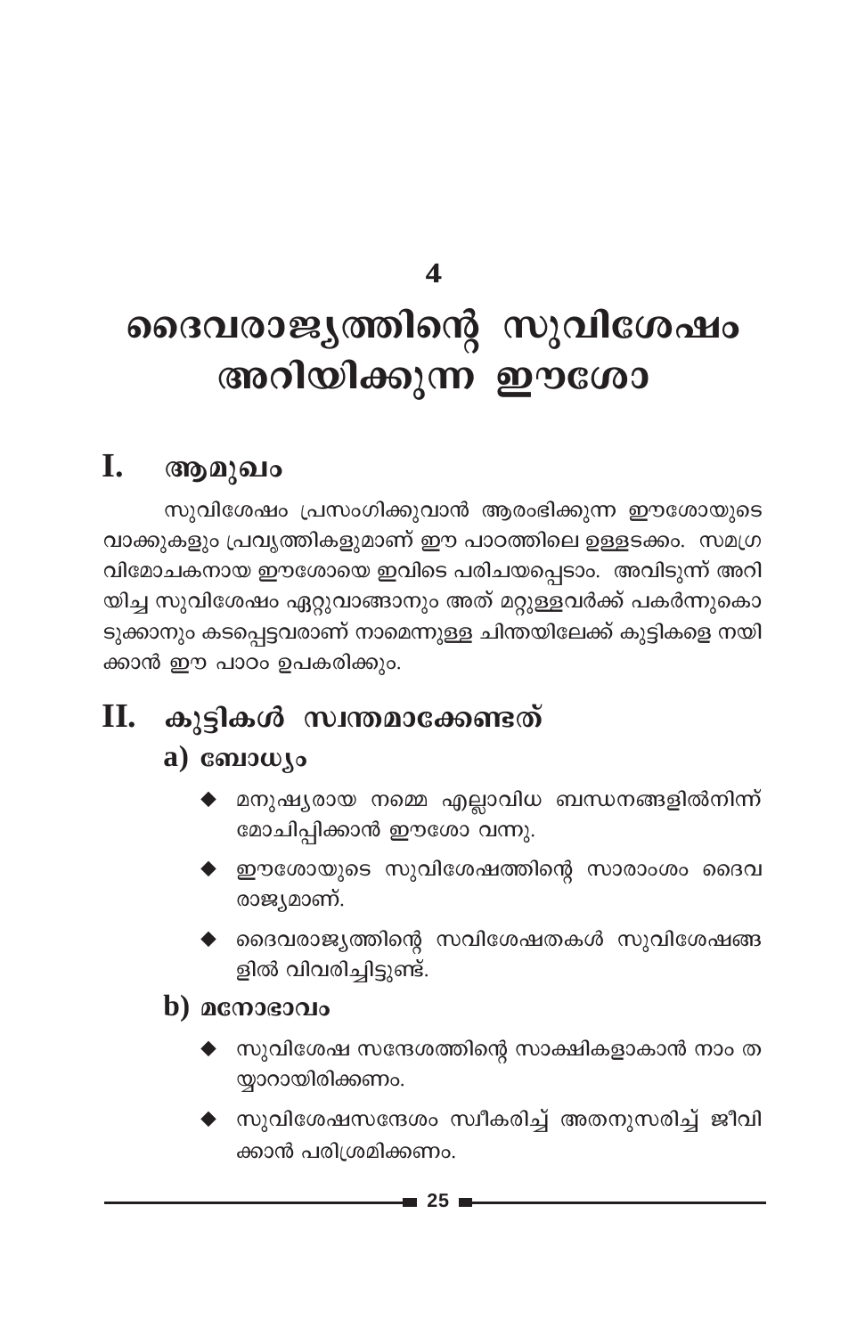# 4

# ദൈവരാജ്യത്തിന്റെ സുവിശേഷം അറിയിക്കുന്ന ഈശോ

## I. ആമുഖം

സുവിശേഷം പ്രസംഗിക്കുവാൻ ആരംഭിക്കുന്ന ഈശോയുടെ വാക്കുകളും പ്രവൃത്തികളുമാണ് ഈ പാഠത്തിലെ ഉള്ളടക്കം. സമഗ്ര വിമോചകനായ ഈശോയെ ഇവിടെ പരിചയപ്പെടാം. അവിടുന്ന് അറിയിച്ച സുവിശേഷം ഏറ്റുവാങ്ങാനും അത് മറ്റുള്ളവർക്ക് പകർന്നുകൊടുക്കാനും കടപ്പെട്ടവരാണ് നാമെന്നുള്ള ചിന്തയിലേക്ക് കുട്ടികളെ നയിക്കാൻ ഈ പാഠം ഉപകരിക്കും.

## II. കുട്ടികൾ സ്വന്തമാക്കേണ്ടത്

### a) ബോധ്യം

- മനുഷ്യരായ നമ്മെ എല്ലാവിധ ബന്ധനങ്ങളിൽനിന്ന് മോചിപ്പിക്കാൻ ഈശോ വന്നു.
- ഈശോയുടെ സുവിശേഷത്തിന്റെ സാരാംശം ദൈവരാജ്യമാണ്.
- ദൈവരാജ്യത്തിന്റെ സവിശേഷതകൾ സുവിശേഷങ്ങളിൽ വിവരിച്ചിട്ടുണ്ട്.

### b) മനോഭാവം

- സുവിശേഷ സന്ദേശത്തിന്റെ സാക്ഷികളാകാൻ നാം തയ്യാറായിരിക്കണം.
- സുവിശേഷസന്ദേശം സ്വീകരിച്ച് അതനുസരിച്ച് ജീവിക്കാൻ പരിശ്രമിക്കണം.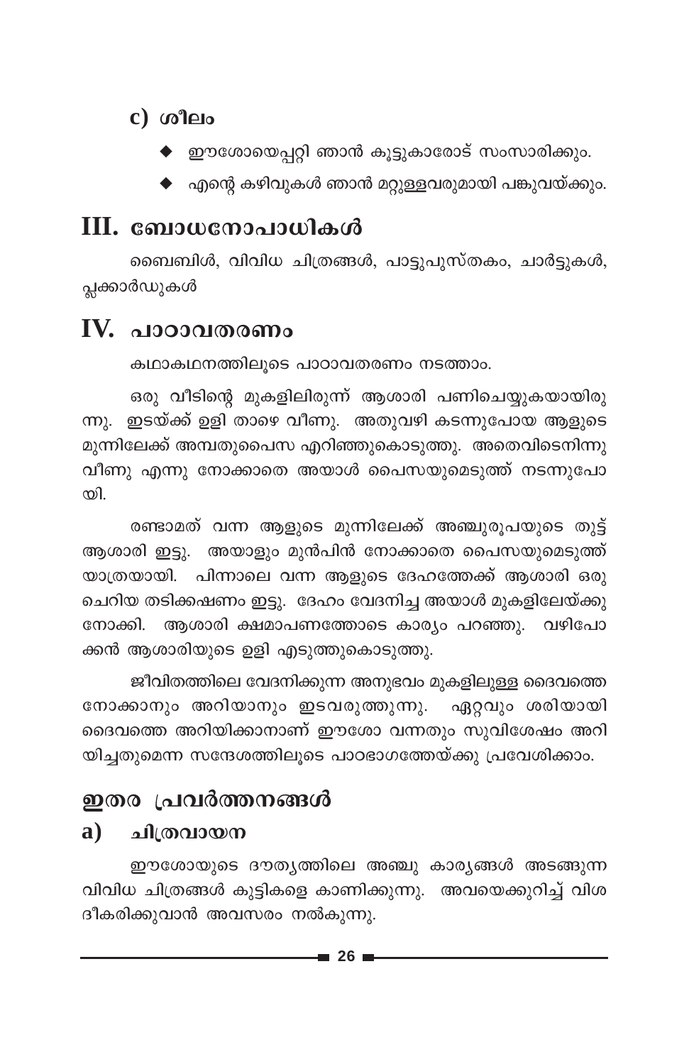### c) ശീലം

- ഈശോയെപ്പറ്റി ഞാൻ കൂട്ടുകാരോട് സംസാരിക്കും.
- എന്റെ കഴിവുകൾ ഞാൻ മറ്റുള്ളവരുമായി പങ്കുവയ്ക്കും.

## III. ബോധനോപാധികൾ

ബൈബിൾ, വിവിധ ചിത്രങ്ങൾ, പാട്ടുപുസ്തകം, ചാർട്ടുകൾ, പ്ലക്കാർഡുകൾ

## IV. പാഠാവതരണം

കഥാകഥനത്തിലൂടെ പാഠാവതരണം നടത്താം.

ഒരു വീടിന്റെ മുകളിലിരുന്ന് ആശാരി പണിചെയ്യുകയായിരുന്നു. ഇടയ്ക്ക് ഉളി താഴെ വീണു. അതുവഴി കടന്നുപോയ ആളുടെ മുന്നിലേക്ക് അമ്പതുപൈസ എറിഞ്ഞുകൊടുത്തു. അതെവിടെനിന്നു വീണു എന്നു നോക്കാതെ അയാൾ പൈസയുമെടുത്ത് നടന്നുപോയി.

രണ്ടാമത് വന്ന ആളുടെ മുന്നിലേക്ക് അഞ്ചുരൂപയുടെ തുട്ട് ആശാരി ഇട്ടു. അയാളും മുൻപിൻ നോക്കാതെ പൈസയുമെടുത്ത് യാത്രയായി. പിന്നാലെ വന്ന ആളുടെ ദേഹത്തേക്ക് ആശാരി ഒരു ചെറിയ തടിക്കഷണം ഇട്ടു. ദേഹം വേദനിച്ച അയാൾ മുകളിലേയ്ക്കു നോക്കി. ആശാരി ക്ഷമാപണത്തോടെ കാര്യം പറഞ്ഞു. വഴിപോക്കൻ ആശാരിയുടെ ഉളി എടുത്തുകൊടുത്തു.

ജീവിതത്തിലെ വേദനിക്കുന്ന അനുഭവം മുകളിലുള്ള ദൈവത്തെ നോക്കാനും അറിയാനും ഇടവരുത്തുന്നു. ഏറ്റവും ശരിയായി ദൈവത്തെ അറിയിക്കാനാണ് ഈശോ വന്നതും സുവിശേഷം അറിയിച്ചതുമെന്ന സന്ദേശത്തിലൂടെ പാഠഭാഗത്തേയ്ക്കു പ്രവേശിക്കാം.

## ഇതര പ്രവർത്തനങ്ങൾ

### a) ചിത്രവായന

ഈശോയുടെ ദൗത്യത്തിലെ അഞ്ചു കാര്യങ്ങൾ അടങ്ങുന്ന വിവിധ ചിത്രങ്ങൾ കുട്ടികളെ കാണിക്കുന്നു. അവയെക്കുറിച്ച് വിശദീകരിക്കുവാൻ അവസരം നൽകുന്നു.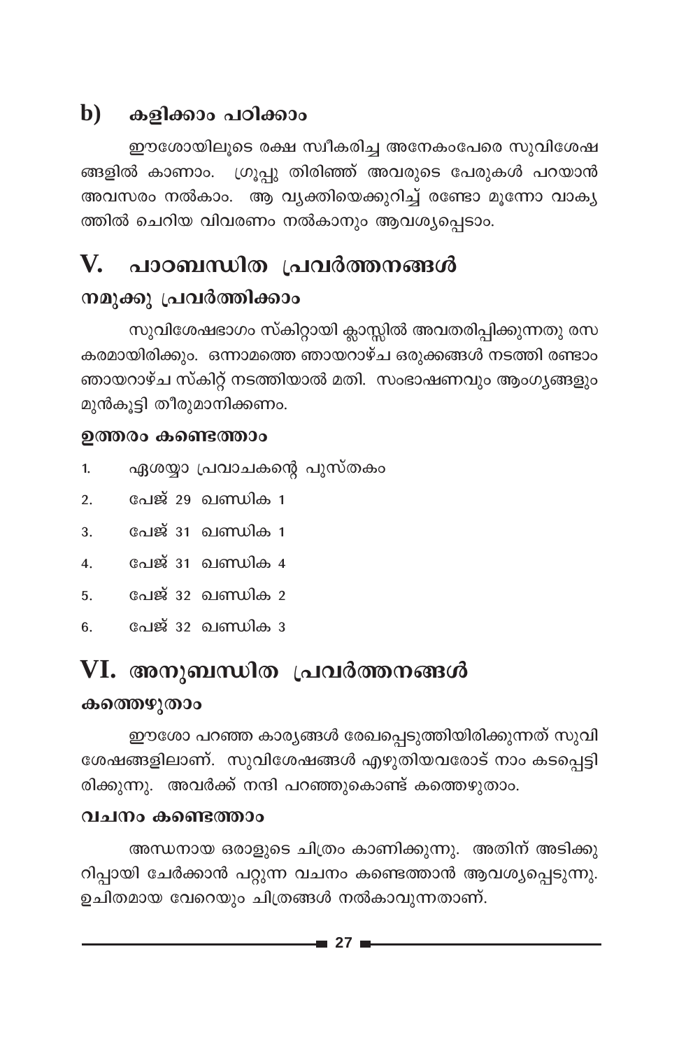## b) കളിക്കാം പഠിക്കാം

ഈശോയിലൂടെ രക്ഷ സ്വീകരിച്ച അനേകംപേരെ സുവിശേഷങ്ങളിൽ കാണാം. ഗ്രൂപ്പു തിരിഞ്ഞ് അവരുടെ പേരുകൾ പറയാൻ അവസരം നൽകാം. ആ വ്യക്തിയെക്കുറിച്ച് രണ്ടോ മൂന്നോ വാക്യത്തിൽ ചെറിയ വിവരണം നൽകാനും ആവശ്യപ്പെടാം.

# V. പാഠബന്ധിത പ്രവർത്തനങ്ങൾ

### നമുക്കു പ്രവർത്തിക്കാം

സുവിശേഷഭാഗം സ്കിറ്റായി ക്ലാസ്സിൽ അവതരിപ്പിക്കുന്നതു രസകരമായിരിക്കും. ഒന്നാമത്തെ ഞായറാഴ്ച ഒരുക്കങ്ങൾ നടത്തി രണ്ടാം ഞായറാഴ്ച സ്കിറ്റ് നടത്തിയാൽ മതി. സംഭാഷണവും ആംഗ്യങ്ങളും മുൻകൂട്ടി തീരുമാനിക്കണം.

### ഉത്തരം കണ്ടെത്താം

1. ഏശയ്യാ പ്രവാചകന്റെ പുസ്തകം
2. പേജ് 29 ഖണ്ഡിക 1
3. പേജ് 31 ഖണ്ഡിക 1
4. പേജ് 31 ഖണ്ഡിക 4
5. പേജ് 32 ഖണ്ഡിക 2
6. പേജ് 32 ഖണ്ഡിക 3

# VI. അനുബന്ധിത പ്രവർത്തനങ്ങൾ

### കത്തെഴുതാം

ഈശോ പറഞ്ഞ കാര്യങ്ങൾ രേഖപ്പെടുത്തിയിരിക്കുന്നത് സുവിശേഷങ്ങളിലാണ്. സുവിശേഷങ്ങൾ എഴുതിയവരോട് നാം കടപ്പെട്ടിരിക്കുന്നു. അവർക്ക് നന്ദി പറഞ്ഞുകൊണ്ട് കത്തെഴുതാം.

### വചനം കണ്ടെത്താം

അന്ധനായ ഒരാളുടെ ചിത്രം കാണിക്കുന്നു. അതിന് അടിക്കുറിപ്പായി ചേർക്കാൻ പറ്റുന്ന വചനം കണ്ടെത്താൻ ആവശ്യപ്പെടുന്നു. ഉചിതമായ വേറെയും ചിത്രങ്ങൾ നൽകാവുന്നതാണ്.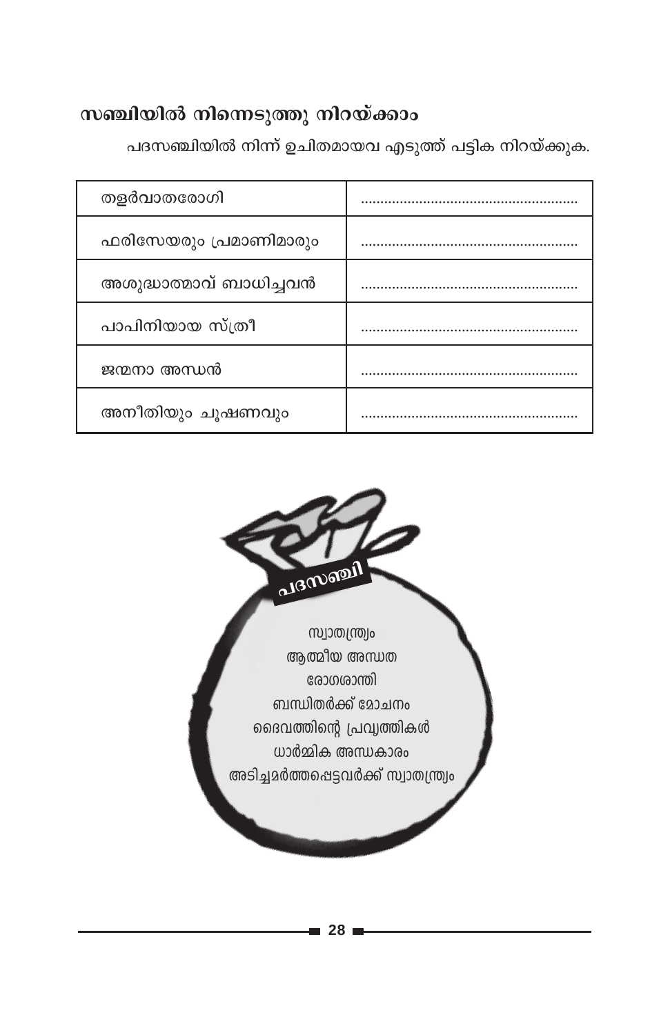## സഞ്ചിയിൽ നിന്നെടുത്തു നിറയ്ക്കാം

പദസഞ്ചിയിൽ നിന്ന് ഉചിതമായവ എടുത്ത് പട്ടിക നിറയ്ക്കുക.

| | |
|---|---|
| തളർവാതരോഗി | ........................................................ |
| ഫരിസേയരും പ്രമാണിമാരും | ........................................................ |
| അശുദ്ധാത്മാവ് ബാധിച്ചവൻ | ........................................................ |
| പാപിനിയായ സ്ത്രീ | ........................................................ |
| ജന്മനാ അന്ധൻ | ........................................................ |
| അനീതിയും ചൂഷണവും | ........................................................ |

പദസഞ്ചി

സ്വാതന്ത്ര്യം
ആത്മീയ അന്ധത
രോഗശാന്തി
ബന്ധിതർക്ക് മോചനം
ദൈവത്തിന്റെ പ്രവൃത്തികൾ
ധാർമ്മിക അന്ധകാരം
അടിച്ചമർത്തപ്പെട്ടവർക്ക് സ്വാതന്ത്ര്യം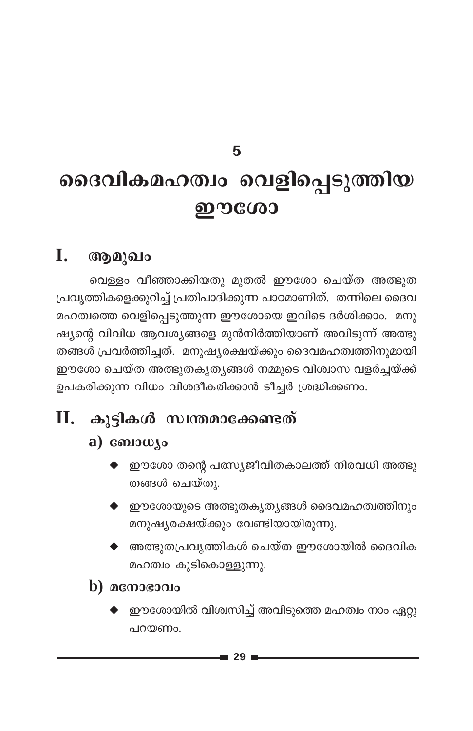# 5

# ദൈവികമഹത്വം വെളിപ്പെടുത്തിയ ഈശോ

## I. ആമുഖം

വെള്ളം വീഞ്ഞാക്കിയതു മുതൽ ഈശോ ചെയ്ത അത്ഭുത പ്രവൃത്തികളെക്കുറിച്ച് പ്രതിപാദിക്കുന്ന പാഠമാണിത്. തന്നിലെ ദൈവ മഹത്വത്തെ വെളിപ്പെടുത്തുന്ന ഈശോയെ ഇവിടെ ദർശിക്കാം. മനുഷ്യന്റെ വിവിധ ആവശ്യങ്ങളെ മുൻനിർത്തിയാണ് അവിടുന്ന് അത്ഭുതങ്ങൾ പ്രവർത്തിച്ചത്. മനുഷ്യരക്ഷയ്ക്കും ദൈവമഹത്വത്തിനുമായി ഈശോ ചെയ്ത അത്ഭുതകൃത്യങ്ങൾ നമ്മുടെ വിശ്വാസ വളർച്ചയ്ക്ക് ഉപകരിക്കുന്ന വിധം വിശദീകരിക്കാൻ ടീച്ചർ ശ്രദ്ധിക്കണം.

## II. കുട്ടികൾ സ്വന്തമാക്കേണ്ടത്

### a) ബോധ്യം

- ഈശോ തന്റെ പരസ്യജീവിതകാലത്ത് നിരവധി അത്ഭുതങ്ങൾ ചെയ്തു.
- ഈശോയുടെ അത്ഭുതകൃത്യങ്ങൾ ദൈവമഹത്വത്തിനും മനുഷ്യരക്ഷയ്ക്കും വേണ്ടിയായിരുന്നു.
- അത്ഭുതപ്രവൃത്തികൾ ചെയ്ത ഈശോയിൽ ദൈവിക മഹത്വം കുടികൊള്ളുന്നു.

### b) മനോഭാവം

- ഈശോയിൽ വിശ്വസിച്ച് അവിടുത്തെ മഹത്വം നാം ഏറ്റു പറയണം.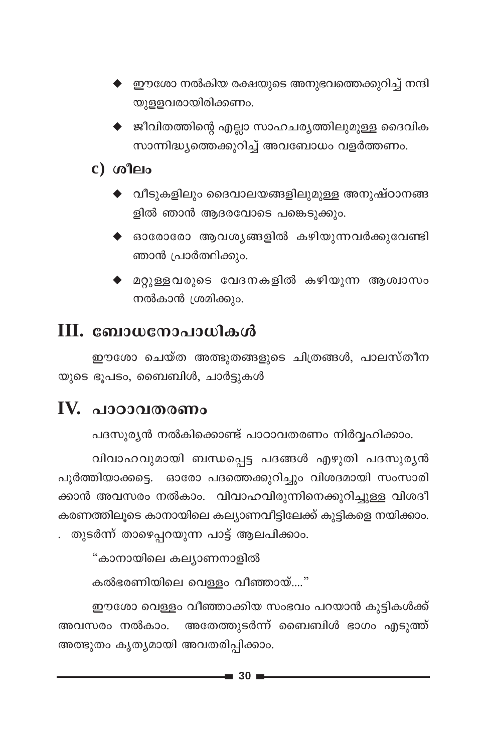- ഈശോ നൽകിയ രക്ഷയുടെ അനുഭവത്തെക്കുറിച്ച് നന്ദിയുള്ളവരായിരിക്കണം.
- ജീവിതത്തിന്റെ എല്ലാ സാഹചര്യത്തിലുമുള്ള ദൈവിക സാന്നിദ്ധ്യത്തെക്കുറിച്ച് അവബോധം വളർത്തണം.

### c) ശീലം

- വീടുകളിലും ദൈവാലയങ്ങളിലുമുള്ള അനുഷ്ഠാനങ്ങളിൽ ഞാൻ ആദരവോടെ പങ്കെടുക്കും.
- ഓരോരോ ആവശ്യങ്ങളിൽ കഴിയുന്നവർക്കുവേണ്ടി ഞാൻ പ്രാർത്ഥിക്കും.
- മറ്റുള്ളവരുടെ വേദനകളിൽ കഴിയുന്ന ആശ്വാസം നൽകാൻ ശ്രമിക്കും.

## III. ബോധനോപാധികൾ

ഈശോ ചെയ്ത അത്ഭുതങ്ങളുടെ ചിത്രങ്ങൾ, പാലസ്തീനയുടെ ഭൂപടം, ബൈബിൾ, ചാർട്ടുകൾ

## IV. പാഠാവതരണം

പദസൂര്യൻ നൽകിക്കൊണ്ട് പാഠാവതരണം നിർവ്വഹിക്കാം.

വിവാഹവുമായി ബന്ധപ്പെട്ട പദങ്ങൾ എഴുതി പദസൂര്യൻ പൂർത്തിയാക്കട്ടെ. ഓരോ പദത്തെക്കുറിച്ചും വിശദമായി സംസാരിക്കാൻ അവസരം നൽകാം. വിവാഹവിരുന്നിനെക്കുറിച്ചുള്ള വിശദീകരണത്തിലൂടെ കാനായിലെ കല്യാണവീട്ടിലേക്ക് കുട്ടികളെ നയിക്കാം. . തുടർന്ന് താഴെപ്പറയുന്ന പാട്ട് ആലപിക്കാം.

"കാനായിലെ കല്യാണനാളിൽ

കൽഭരണിയിലെ വെള്ളം വീഞ്ഞായ്...."

ഈശോ വെള്ളം വീഞ്ഞാക്കിയ സംഭവം പറയാൻ കുട്ടികൾക്ക് അവസരം നൽകാം. അതേത്തുടർന്ന് ബൈബിൾ ഭാഗം എടുത്ത് അത്ഭുതം കൃത്യമായി അവതരിപ്പിക്കാം.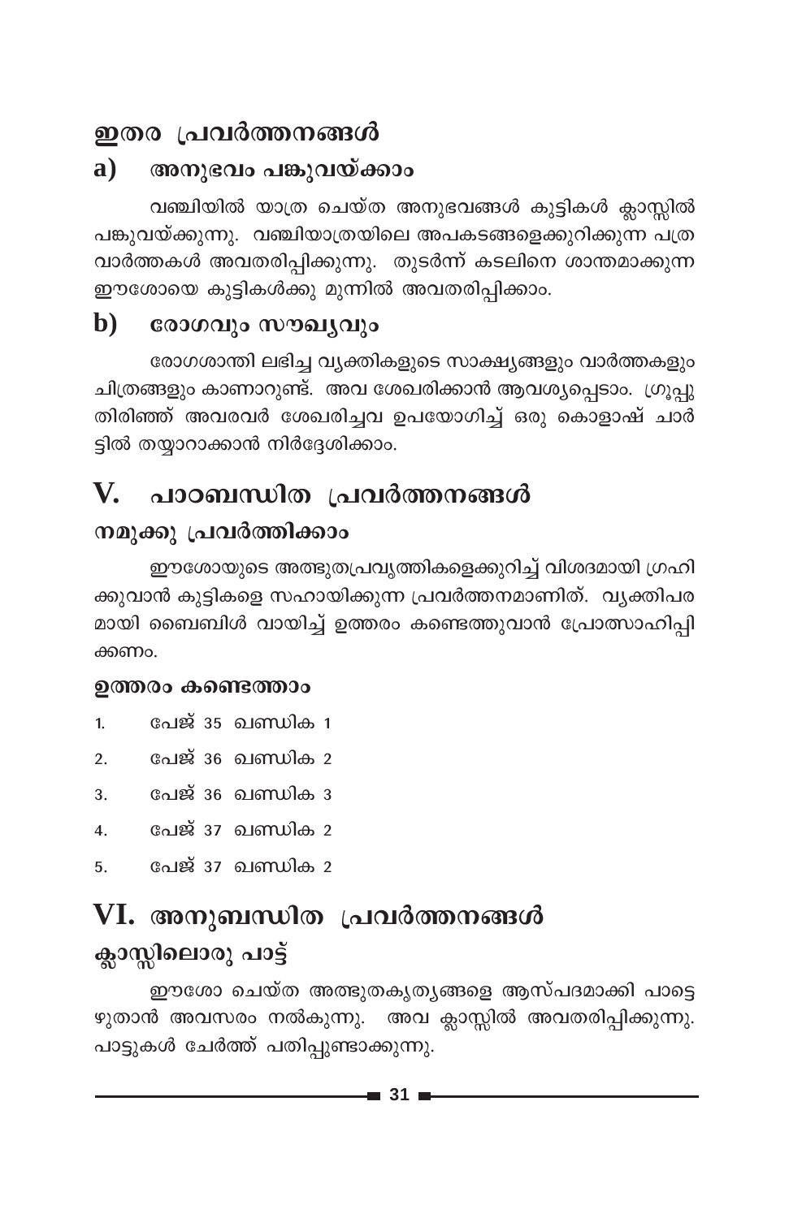## ഇതര പ്രവർത്തനങ്ങൾ

### a) അനുഭവം പങ്കുവയ്ക്കാം

വഞ്ചിയിൽ യാത്ര ചെയ്ത അനുഭവങ്ങൾ കുട്ടികൾ ക്ലാസ്സിൽ പങ്കുവയ്ക്കുന്നു. വഞ്ചിയാത്രയിലെ അപകടങ്ങളെക്കുറിക്കുന്ന പത്ര വാർത്തകൾ അവതരിപ്പിക്കുന്നു. തുടർന്ന് കടലിനെ ശാന്തമാക്കുന്ന ഈശോയെ കുട്ടികൾക്കു മുന്നിൽ അവതരിപ്പിക്കാം.

### b) രോഗവും സൗഖ്യവും

രോഗശാന്തി ലഭിച്ച വ്യക്തികളുടെ സാക്ഷ്യങ്ങളും വാർത്തകളും ചിത്രങ്ങളും കാണാറുണ്ട്. അവ ശേഖരിക്കാൻ ആവശ്യപ്പെടാം. ഗ്രൂപ്പു തിരിഞ്ഞ് അവരവർ ശേഖരിച്ചവ ഉപയോഗിച്ച് ഒരു കൊളാഷ് ചാർട്ടിൽ തയ്യാറാക്കാൻ നിർദ്ദേശിക്കാം.

## V. പാഠബന്ധിത പ്രവർത്തനങ്ങൾ

### നമുക്കു പ്രവർത്തിക്കാം

ഈശോയുടെ അത്ഭുതപ്രവൃത്തികളെക്കുറിച്ച് വിശദമായി ഗ്രഹിക്കുവാൻ കുട്ടികളെ സഹായിക്കുന്ന പ്രവർത്തനമാണിത്. വ്യക്തിപരമായി ബൈബിൾ വായിച്ച് ഉത്തരം കണ്ടെത്തുവാൻ പ്രോത്സാഹിപ്പിക്കണം.

**ഉത്തരം കണ്ടെത്താം**

1. പേജ് 35 ഖണ്ഡിക 1
2. പേജ് 36 ഖണ്ഡിക 2
3. പേജ് 36 ഖണ്ഡിക 3
4. പേജ് 37 ഖണ്ഡിക 2
5. പേജ് 37 ഖണ്ഡിക 2

## VI. അനുബന്ധിത പ്രവർത്തനങ്ങൾ

### ക്ലാസ്സിലൊരു പാട്ട്

ഈശോ ചെയ്ത അത്ഭുതകൃത്യങ്ങളെ ആസ്പദമാക്കി പാട്ടെഴുതാൻ അവസരം നൽകുന്നു. അവ ക്ലാസ്സിൽ അവതരിപ്പിക്കുന്നു. പാട്ടുകൾ ചേർത്ത് പതിപ്പുണ്ടാക്കുന്നു.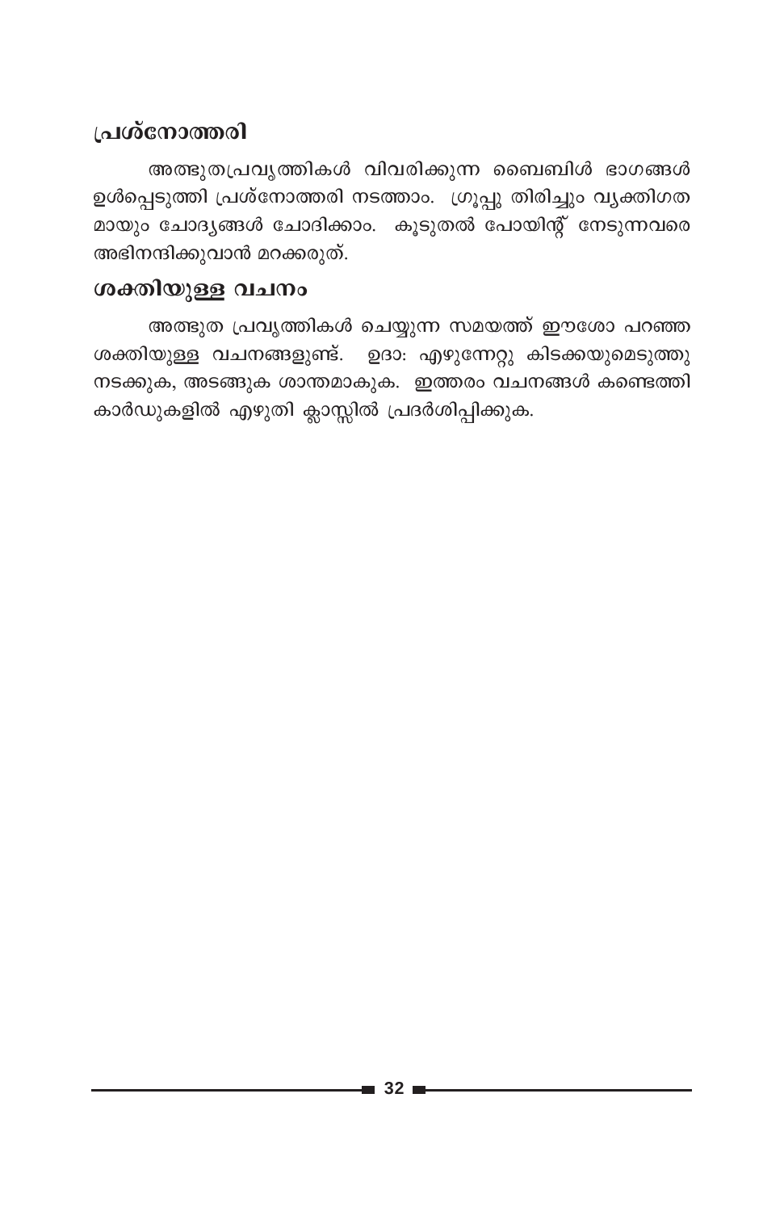## പ്രശ്നോത്തരി

അത്ഭുതപ്രവൃത്തികൾ വിവരിക്കുന്ന ബൈബിൾ ഭാഗങ്ങൾ ഉൾപ്പെടുത്തി പ്രശ്നോത്തരി നടത്താം. ഗ്രൂപ്പു തിരിച്ചും വ്യക്തിഗത മായും ചോദ്യങ്ങൾ ചോദിക്കാം. കൂടുതൽ പോയിന്റ് നേടുന്നവരെ അഭിനന്ദിക്കുവാൻ മറക്കരുത്.

## ശക്തിയുള്ള വചനം

അത്ഭുത പ്രവൃത്തികൾ ചെയ്യുന്ന സമയത്ത് ഈശോ പറഞ്ഞ ശക്തിയുള്ള വചനങ്ങളുണ്ട്. ഉദാ: എഴുന്നേറ്റു കിടക്കയുമെടുത്തു നടക്കുക, അടങ്ങുക ശാന്തമാകുക. ഇത്തരം വചനങ്ങൾ കണ്ടെത്തി കാർഡുകളിൽ എഴുതി ക്ലാസ്സിൽ പ്രദർശിപ്പിക്കുക.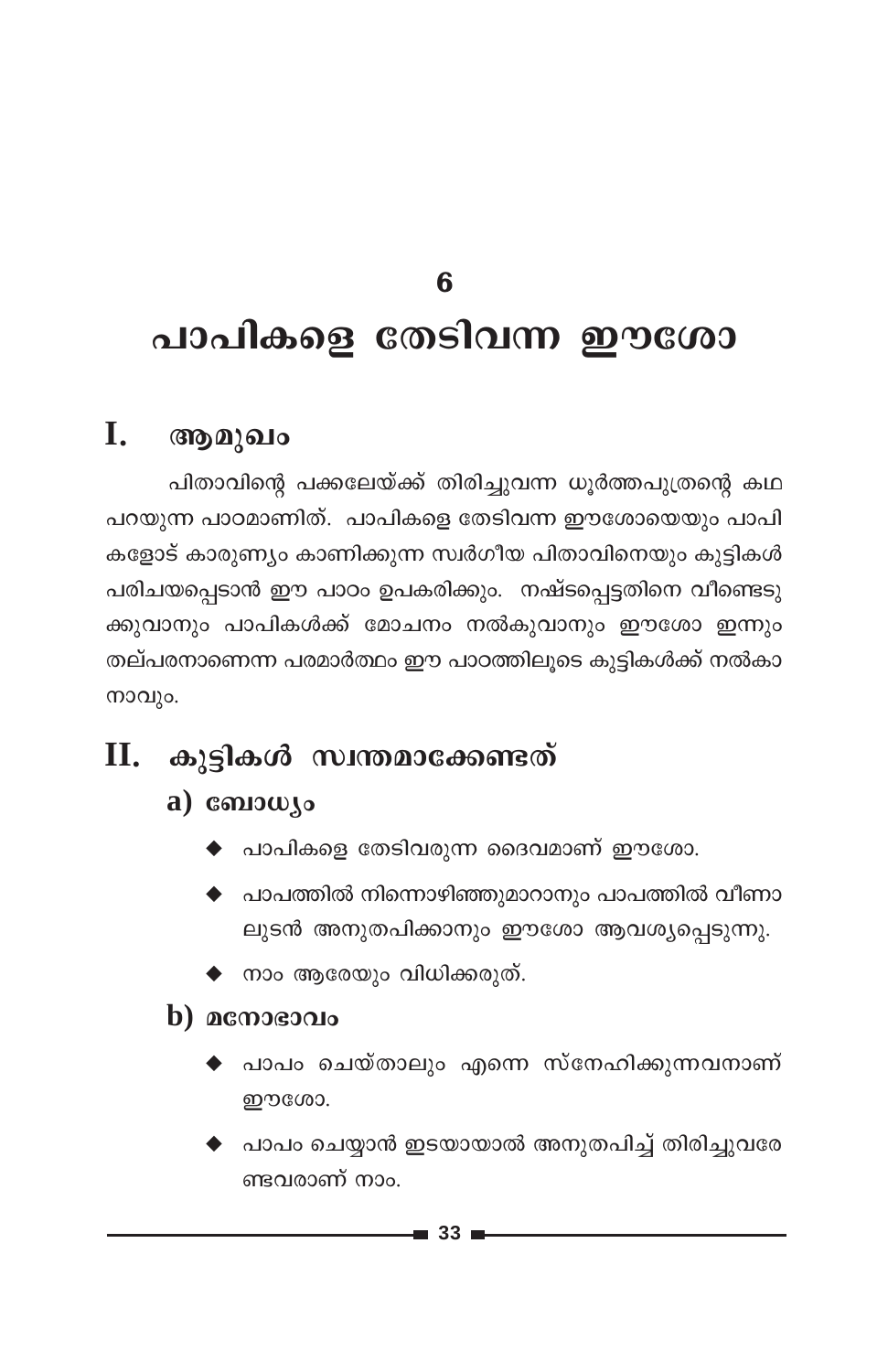# 6

# പാപികളെ തേടിവന്ന ഈശോ

## I. ആമുഖം

പിതാവിന്റെ പക്കലേയ്ക്ക് തിരിച്ചുവന്ന ധൂർത്തപുത്രന്റെ കഥ പറയുന്ന പാഠമാണിത്. പാപികളെ തേടിവന്ന ഈശോയെയും പാപികളോട് കാരുണ്യം കാണിക്കുന്ന സ്വർഗീയ പിതാവിനെയും കുട്ടികൾ പരിചയപ്പെടാൻ ഈ പാഠം ഉപകരിക്കും. നഷ്ടപ്പെട്ടതിനെ വീണ്ടെടുക്കുവാനും പാപികൾക്ക് മോചനം നൽകുവാനും ഈശോ ഇന്നും തല്പരനാണെന്ന പരമാർത്ഥം ഈ പാഠത്തിലൂടെ കുട്ടികൾക്ക് നൽകാനാവും.

## II. കുട്ടികൾ സ്വന്തമാക്കേണ്ടത്

### a) ബോധ്യം

- പാപികളെ തേടിവരുന്ന ദൈവമാണ് ഈശോ.
- പാപത്തിൽ നിന്നൊഴിഞ്ഞുമാറാനും പാപത്തിൽ വീണാലുടൻ അനുതപിക്കാനും ഈശോ ആവശ്യപ്പെടുന്നു.
- നാം ആരേയും വിധിക്കരുത്.

### b) മനോഭാവം

- പാപം ചെയ്താലും എന്നെ സ്നേഹിക്കുന്നവനാണ് ഈശോ.
- പാപം ചെയ്യാൻ ഇടയായാൽ അനുതപിച്ച് തിരിച്ചുവരേണ്ടവരാണ് നാം.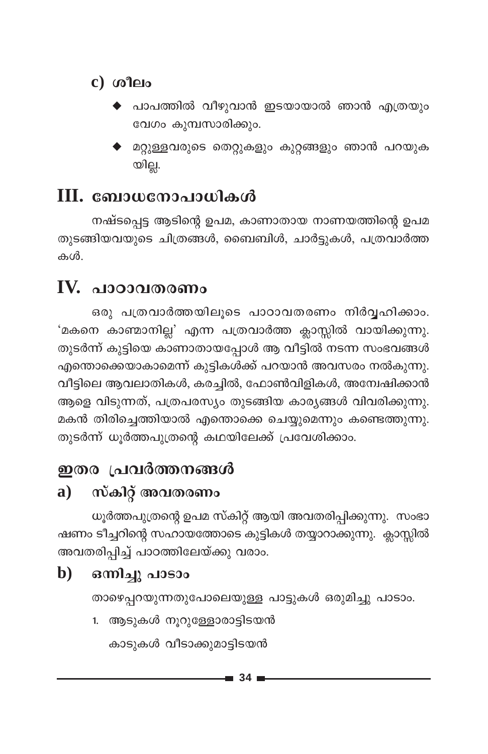### c) ശീലം

- പാപത്തിൽ വീഴുവാൻ ഇടയായാൽ ഞാൻ എത്രയും വേഗം കുമ്പസാരിക്കും.
- മറ്റുള്ളവരുടെ തെറ്റുകളും കുറ്റങ്ങളും ഞാൻ പറയുകയില്ല.

## III. ബോധനോപാധികൾ

നഷ്ടപ്പെട്ട ആടിന്റെ ഉപമ, കാണാതായ നാണയത്തിന്റെ ഉപമ തുടങ്ങിയവയുടെ ചിത്രങ്ങൾ, ബൈബിൾ, ചാർട്ടുകൾ, പത്രവാർത്തകൾ.

## IV. പാഠാവതരണം

ഒരു പത്രവാർത്തയിലൂടെ പാഠാവതരണം നിർവ്വഹിക്കാം. 'മകനെ കാണ്മാനില്ല' എന്ന പത്രവാർത്ത ക്ലാസ്സിൽ വായിക്കുന്നു. തുടർന്ന് കുട്ടിയെ കാണാതായപ്പോൾ ആ വീട്ടിൽ നടന്ന സംഭവങ്ങൾ എന്തൊക്കെയാകാമെന്ന് കുട്ടികൾക്ക് പറയാൻ അവസരം നൽകുന്നു. വീട്ടിലെ ആവലാതികൾ, കരച്ചിൽ, ഫോൺവിളികൾ, അന്വേഷിക്കാൻ ആളെ വിടുന്നത്, പത്രപരസ്യം തുടങ്ങിയ കാര്യങ്ങൾ വിവരിക്കുന്നു. മകൻ തിരിച്ചെത്തിയാൽ എന്തൊക്കെ ചെയ്യുമെന്നും കണ്ടെത്തുന്നു. തുടർന്ന് ധൂർത്തപുത്രന്റെ കഥയിലേക്ക് പ്രവേശിക്കാം.

## ഇതര പ്രവർത്തനങ്ങൾ

### a) സ്കിറ്റ് അവതരണം

ധൂർത്തപുത്രന്റെ ഉപമ സ്കിറ്റ് ആയി അവതരിപ്പിക്കുന്നു. സംഭാഷണം ടീച്ചറിന്റെ സഹായത്തോടെ കുട്ടികൾ തയ്യാറാക്കുന്നു. ക്ലാസ്സിൽ അവതരിപ്പിച്ച് പാഠത്തിലേയ്ക്കു വരാം.

### b) ഒന്നിച്ചു പാടാം

താഴെപ്പറയുന്നതുപോലെയുള്ള പാട്ടുകൾ ഒരുമിച്ചു പാടാം.

1. ആടുകൾ നൂറുള്ളോരാട്ടിടയൻ
   കാടുകൾ വീടാക്കുമാട്ടിടയൻ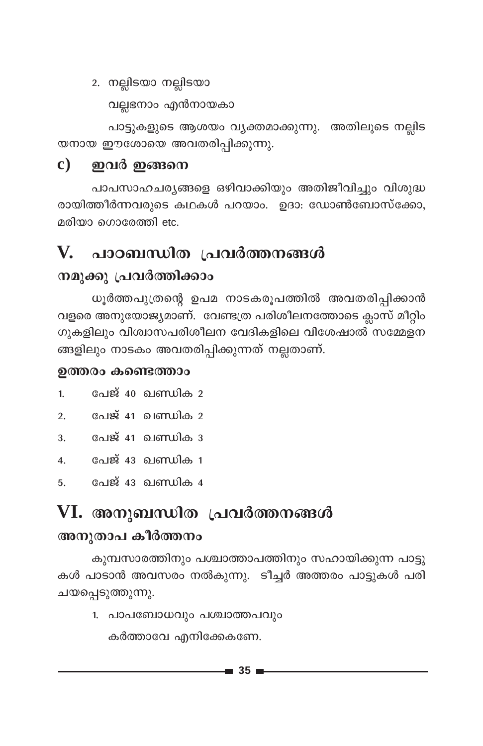2. നല്ലിടയാ നല്ലിടയാ

   വല്ലഭനാം എൻനായകാ

പാട്ടുകളുടെ ആശയം വ്യക്തമാക്കുന്നു. അതിലൂടെ നല്ലിടയനായ ഈശോയെ അവതരിപ്പിക്കുന്നു.

### c) ഇവർ ഇങ്ങനെ

പാപസാഹചര്യങ്ങളെ ഒഴിവാക്കിയും അതിജീവിച്ചും വിശുദ്ധരായിത്തീർന്നവരുടെ കഥകൾ പറയാം. ഉദാ: ഡോൺബോസ്‌ക്കോ, മരിയാ ഗൊരേത്തി etc.

## V. പാഠബന്ധിത പ്രവർത്തനങ്ങൾ

### നമുക്കു പ്രവർത്തിക്കാം

ധൂർത്തപുത്രന്റെ ഉപമ നാടകരൂപത്തിൽ അവതരിപ്പിക്കാൻ വളരെ അനുയോജ്യമാണ്. വേണ്ടത്ര പരിശീലനത്തോടെ ക്ലാസ് മീറ്റിംഗുകളിലും വിശ്വാസപരിശീലന വേദികളിലെ വിശേഷാൽ സമ്മേളനങ്ങളിലും നാടകം അവതരിപ്പിക്കുന്നത് നല്ലതാണ്.

### ഉത്തരം കണ്ടെത്താം

1. പേജ് 40 ഖണ്ഡിക 2
2. പേജ് 41 ഖണ്ഡിക 2
3. പേജ് 41 ഖണ്ഡിക 3
4. പേജ് 43 ഖണ്ഡിക 1
5. പേജ് 43 ഖണ്ഡിക 4

## VI. അനുബന്ധിത പ്രവർത്തനങ്ങൾ

### അനുതാപ കീർത്തനം

കുമ്പസാരത്തിനും പശ്ചാത്താപത്തിനും സഹായിക്കുന്ന പാട്ടുകൾ പാടാൻ അവസരം നൽകുന്നു. ടീച്ചർ അത്തരം പാട്ടുകൾ പരിചയപ്പെടുത്തുന്നു.

1. പാപബോധവും പശ്ചാത്തപവും

   കർത്താവേ എനിക്കേകണേ.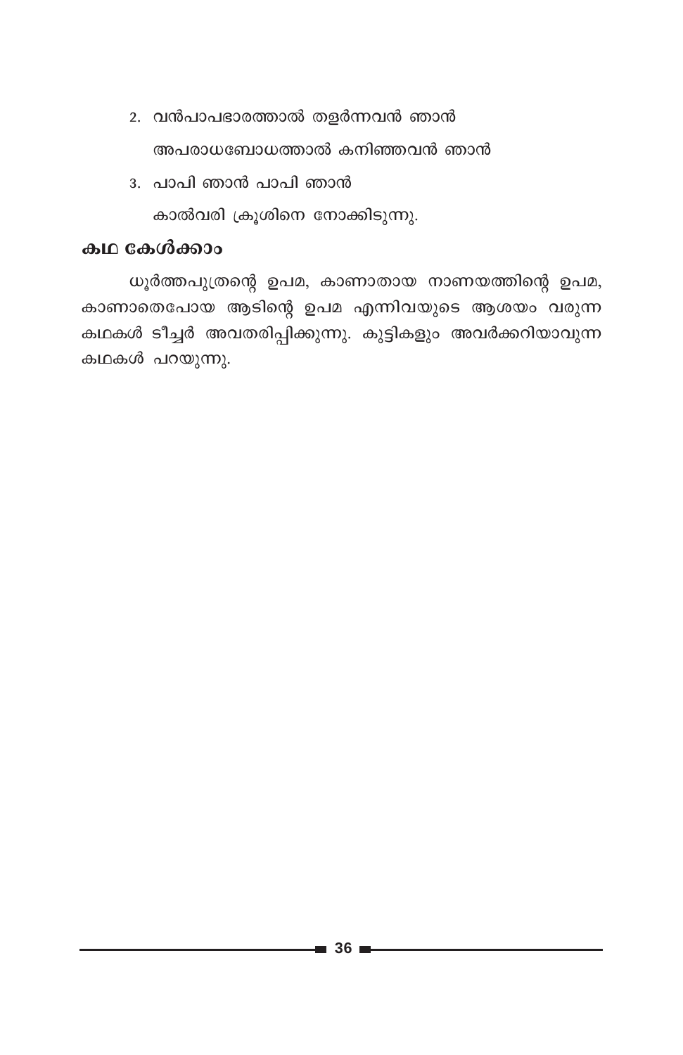2. വൻപാപഭാരത്താൽ തളർന്നവൻ ഞാൻ

   അപരാധബോധത്താൽ കനിഞ്ഞവൻ ഞാൻ

3. പാപി ഞാൻ പാപി ഞാൻ

   കാൽവരി ക്രൂശിനെ നോക്കിടുന്നു.

### കഥ കേൾക്കാം

ധൂർത്തപുത്രന്റെ ഉപമ, കാണാതായ നാണയത്തിന്റെ ഉപമ, കാണാതെപോയ ആടിന്റെ ഉപമ എന്നിവയുടെ ആശയം വരുന്ന കഥകൾ ടീച്ചർ അവതരിപ്പിക്കുന്നു. കുട്ടികളും അവർക്കറിയാവുന്ന കഥകൾ പറയുന്നു.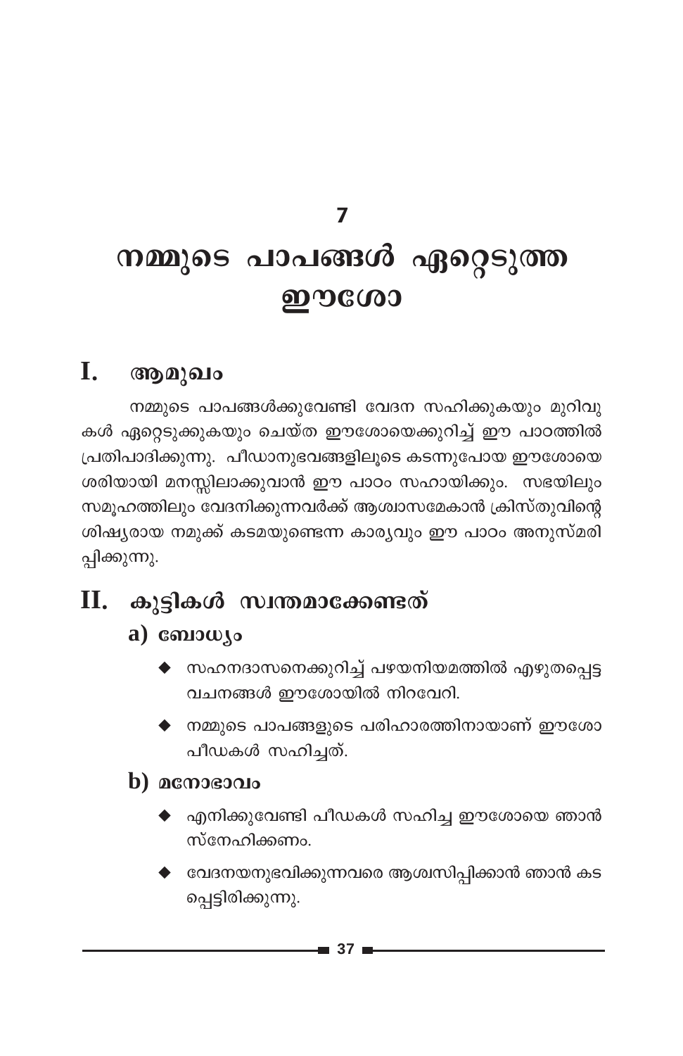# 7

# നമ്മുടെ പാപങ്ങൾ ഏറ്റെടുത്ത ഈശോ

## I. ആമുഖം

നമ്മുടെ പാപങ്ങൾക്കുവേണ്ടി വേദന സഹിക്കുകയും മുറിവുകൾ ഏറ്റെടുക്കുകയും ചെയ്ത ഈശോയെക്കുറിച്ച് ഈ പാഠത്തിൽ പ്രതിപാദിക്കുന്നു. പീഡാനുഭവങ്ങളിലൂടെ കടന്നുപോയ ഈശോയെ ശരിയായി മനസ്സിലാക്കുവാൻ ഈ പാഠം സഹായിക്കും. സഭയിലും സമൂഹത്തിലും വേദനിക്കുന്നവർക്ക് ആശ്വാസമേകാൻ ക്രിസ്തുവിന്റെ ശിഷ്യരായ നമുക്ക് കടമയുണ്ടെന്ന കാര്യവും ഈ പാഠം അനുസ്മരിപ്പിക്കുന്നു.

## II. കുട്ടികൾ സ്വന്തമാക്കേണ്ടത്

### a) ബോധ്യം

- സഹനദാസനെക്കുറിച്ച് പഴയനിയമത്തിൽ എഴുതപ്പെട്ട വചനങ്ങൾ ഈശോയിൽ നിറവേറി.
- നമ്മുടെ പാപങ്ങളുടെ പരിഹാരത്തിനായാണ് ഈശോ പീഡകൾ സഹിച്ചത്.

### b) മനോഭാവം

- എനിക്കുവേണ്ടി പീഡകൾ സഹിച്ച ഈശോയെ ഞാൻ സ്നേഹിക്കണം.
- വേദനയനുഭവിക്കുന്നവരെ ആശ്വസിപ്പിക്കാൻ ഞാൻ കടപ്പെട്ടിരിക്കുന്നു.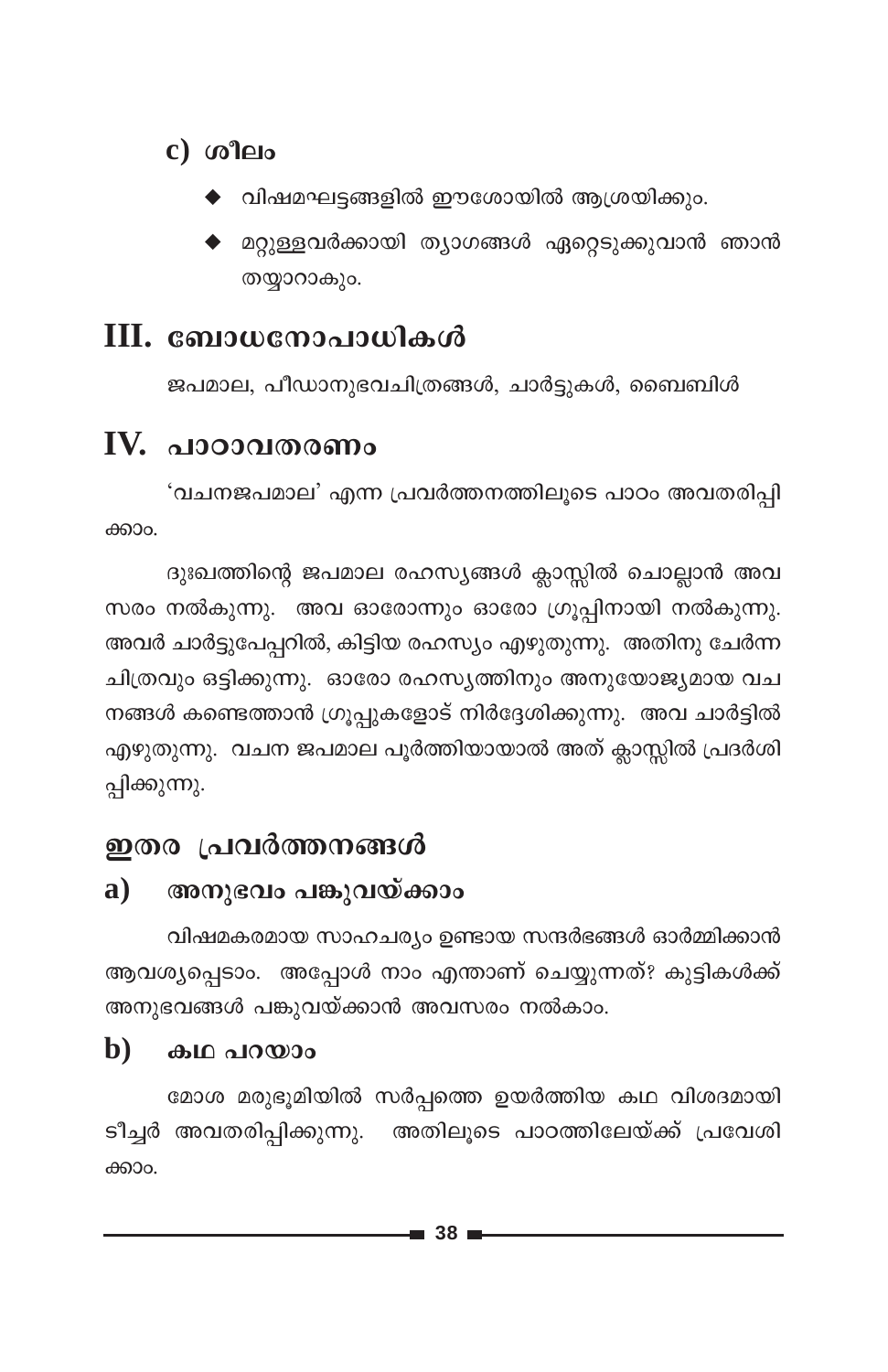### c) ശീലം

- വിഷമഘട്ടങ്ങളിൽ ഈശോയിൽ ആശ്രയിക്കും.
- മറ്റുള്ളവർക്കായി ത്യാഗങ്ങൾ ഏറ്റെടുക്കുവാൻ ഞാൻ തയ്യാറാകും.

## III. ബോധനോപാധികൾ

ജപമാല, പീഡാനുഭവചിത്രങ്ങൾ, ചാർട്ടുകൾ, ബൈബിൾ

## IV. പാഠാവതരണം

'വചനജപമാല' എന്ന പ്രവർത്തനത്തിലൂടെ പാഠം അവതരിപ്പിക്കാം.

ദുഃഖത്തിന്റെ ജപമാല രഹസ്യങ്ങൾ ക്ലാസ്സിൽ ചൊല്ലാൻ അവസരം നൽകുന്നു. അവ ഓരോന്നും ഓരോ ഗ്രൂപ്പിനായി നൽകുന്നു. അവർ ചാർട്ടുപേപ്പറിൽ, കിട്ടിയ രഹസ്യം എഴുതുന്നു. അതിനു ചേർന്ന ചിത്രവും ഒട്ടിക്കുന്നു. ഓരോ രഹസ്യത്തിനും അനുയോജ്യമായ വചനങ്ങൾ കണ്ടെത്താൻ ഗ്രൂപ്പുകളോട് നിർദ്ദേശിക്കുന്നു. അവ ചാർട്ടിൽ എഴുതുന്നു. വചന ജപമാല പൂർത്തിയായാൽ അത് ക്ലാസ്സിൽ പ്രദർശിപ്പിക്കുന്നു.

## ഇതര പ്രവർത്തനങ്ങൾ

### a) അനുഭവം പങ്കുവയ്ക്കാം

വിഷമകരമായ സാഹചര്യം ഉണ്ടായ സന്ദർഭങ്ങൾ ഓർമ്മിക്കാൻ ആവശ്യപ്പെടാം. അപ്പോൾ നാം എന്താണ് ചെയ്യുന്നത്? കുട്ടികൾക്ക് അനുഭവങ്ങൾ പങ്കുവയ്ക്കാൻ അവസരം നൽകാം.

### b) കഥ പറയാം

മോശ മരുഭൂമിയിൽ സർപ്പത്തെ ഉയർത്തിയ കഥ വിശദമായി ടീച്ചർ അവതരിപ്പിക്കുന്നു. അതിലൂടെ പാഠത്തിലേയ്ക്ക് പ്രവേശിക്കാം.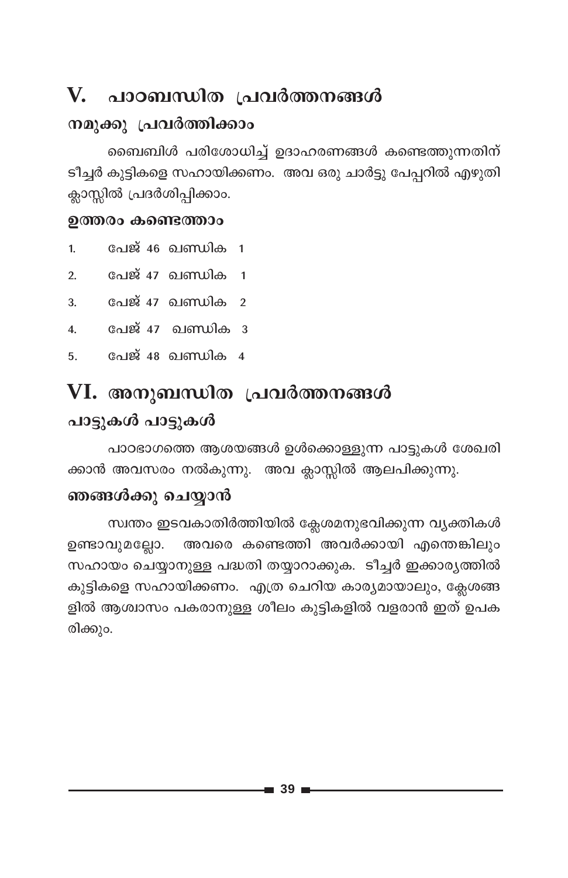# V. പാഠബന്ധിത പ്രവർത്തനങ്ങൾ

## നമുക്കു പ്രവർത്തിക്കാം

ബൈബിൾ പരിശോധിച്ച് ഉദാഹരണങ്ങൾ കണ്ടെത്തുന്നതിന് ടീച്ചർ കുട്ടികളെ സഹായിക്കണം. അവ ഒരു ചാർട്ടു പേപ്പറിൽ എഴുതി ക്ലാസ്സിൽ പ്രദർശിപ്പിക്കാം.

### ഉത്തരം കണ്ടെത്താം

1. പേജ് 46 ഖണ്ഡിക 1
2. പേജ് 47 ഖണ്ഡിക 1
3. പേജ് 47 ഖണ്ഡിക 2
4. പേജ് 47 ഖണ്ഡിക 3
5. പേജ് 48 ഖണ്ഡിക 4

# VI. അനുബന്ധിത പ്രവർത്തനങ്ങൾ

## പാട്ടുകൾ പാട്ടുകൾ

പാഠഭാഗത്തെ ആശയങ്ങൾ ഉൾക്കൊള്ളുന്ന പാട്ടുകൾ ശേഖരിക്കാൻ അവസരം നൽകുന്നു. അവ ക്ലാസ്സിൽ ആലപിക്കുന്നു.

## ഞങ്ങൾക്കു ചെയ്യാൻ

സ്വന്തം ഇടവകാതിർത്തിയിൽ ക്ലേശമനുഭവിക്കുന്ന വ്യക്തികൾ ഉണ്ടാവുമല്ലോ. അവരെ കണ്ടെത്തി അവർക്കായി എന്തെങ്കിലും സഹായം ചെയ്യാനുള്ള പദ്ധതി തയ്യാറാക്കുക. ടീച്ചർ ഇക്കാര്യത്തിൽ കുട്ടികളെ സഹായിക്കണം. എത്ര ചെറിയ കാര്യമായാലും, ക്ലേശങ്ങളിൽ ആശ്വാസം പകരാനുള്ള ശീലം കുട്ടികളിൽ വളരാൻ ഇത് ഉപകരിക്കും.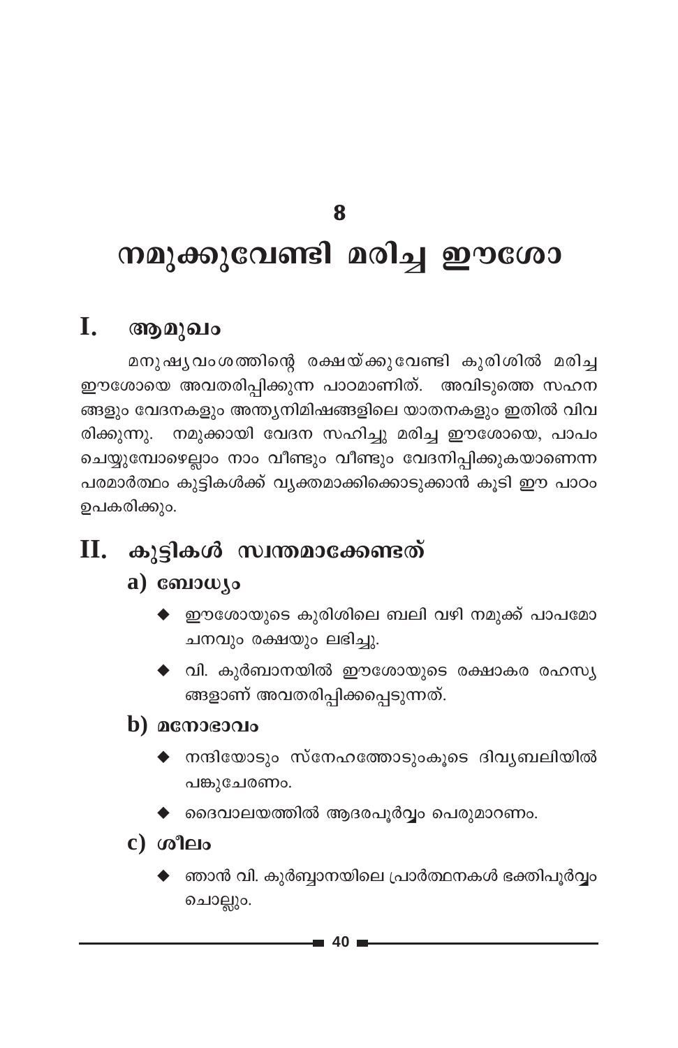# 8

# നമുക്കുവേണ്ടി മരിച്ച ഈശോ

## I. ആമുഖം

മനുഷ്യവംശത്തിന്റെ രക്ഷയ്ക്കുവേണ്ടി കുരിശിൽ മരിച്ച ഈശോയെ അവതരിപ്പിക്കുന്ന പാഠമാണിത്. അവിടുത്തെ സഹനങ്ങളും വേദനകളും അന്ത്യനിമിഷങ്ങളിലെ യാതനകളും ഇതിൽ വിവരിക്കുന്നു. നമുക്കായി വേദന സഹിച്ചു മരിച്ച ഈശോയെ, പാപം ചെയ്യുമ്പോഴെല്ലാം നാം വീണ്ടും വീണ്ടും വേദനിപ്പിക്കുകയാണെന്ന പരമാർത്ഥം കുട്ടികൾക്ക് വ്യക്തമാക്കിക്കൊടുക്കാൻ കൂടി ഈ പാഠം ഉപകരിക്കും.

## II. കുട്ടികൾ സ്വന്തമാക്കേണ്ടത്

### a) ബോധ്യം

- ഈശോയുടെ കുരിശിലെ ബലി വഴി നമുക്ക് പാപമോചനവും രക്ഷയും ലഭിച്ചു.
- വി. കുർബാനയിൽ ഈശോയുടെ രക്ഷാകര രഹസ്യങ്ങളാണ് അവതരിപ്പിക്കപ്പെടുന്നത്.

### b) മനോഭാവം

- നന്ദിയോടും സ്നേഹത്തോടുംകൂടെ ദിവ്യബലിയിൽ പങ്കുചേരണം.
- ദൈവാലയത്തിൽ ആദരപൂർവ്വം പെരുമാറണം.

### c) ശീലം

- ഞാൻ വി. കുർബ്ബാനയിലെ പ്രാർത്ഥനകൾ ഭക്തിപൂർവ്വം ചൊല്ലും.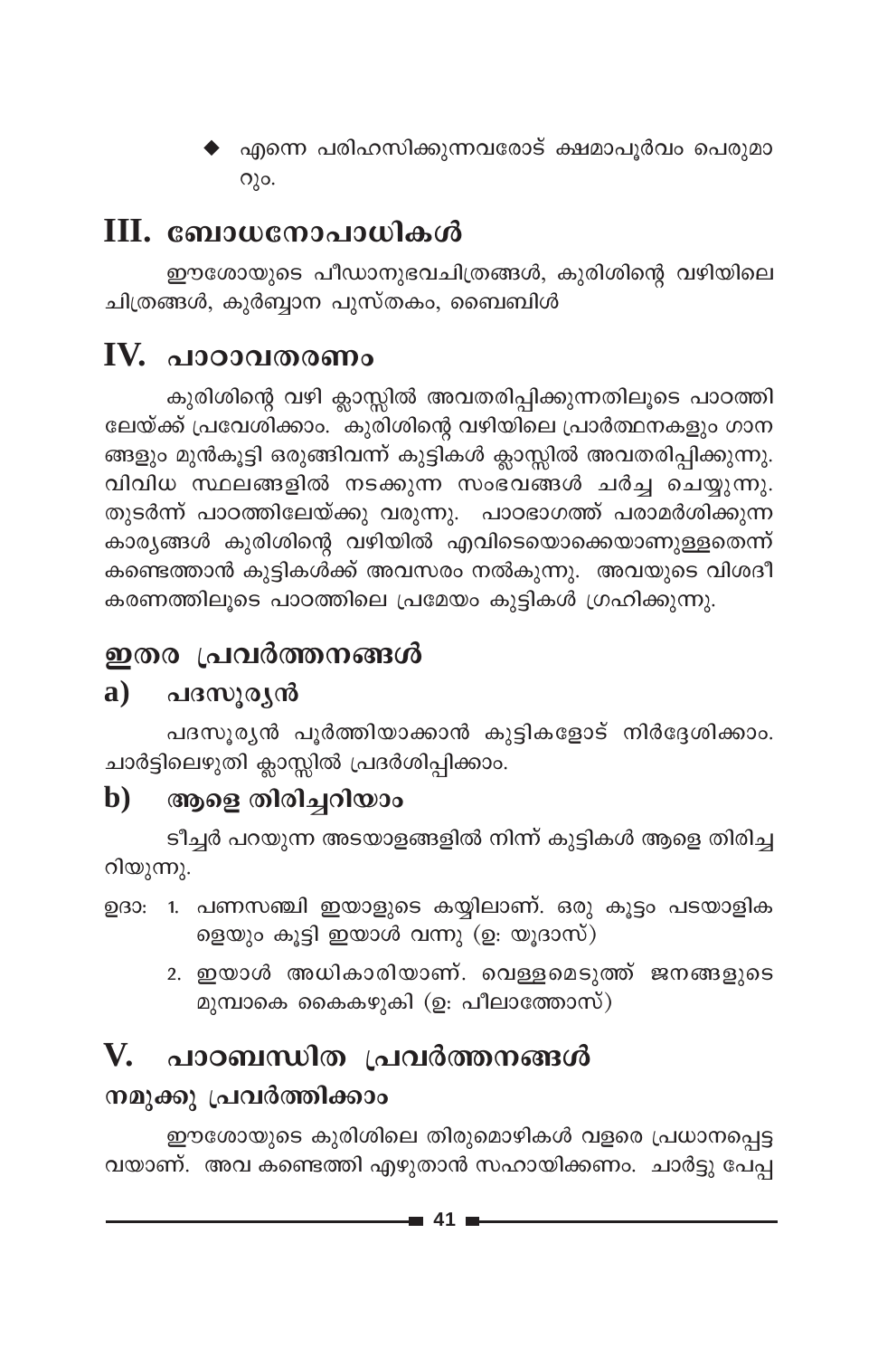- എന്നെ പരിഹസിക്കുന്നവരോട് ക്ഷമാപൂർവം പെരുമാറും.

## III. ബോധനോപാധികൾ

ഈശോയുടെ പീഡാനുഭവചിത്രങ്ങൾ, കുരിശിന്റെ വഴിയിലെ ചിത്രങ്ങൾ, കുർബ്ബാന പുസ്തകം, ബൈബിൾ

## IV. പാഠാവതരണം

കുരിശിന്റെ വഴി ക്ലാസ്സിൽ അവതരിപ്പിക്കുന്നതിലൂടെ പാഠത്തിലേയ്ക്ക് പ്രവേശിക്കാം. കുരിശിന്റെ വഴിയിലെ പ്രാർത്ഥനകളും ഗാനങ്ങളും മുൻകൂട്ടി ഒരുങ്ങിവന്ന് കുട്ടികൾ ക്ലാസ്സിൽ അവതരിപ്പിക്കുന്നു. വിവിധ സ്ഥലങ്ങളിൽ നടക്കുന്ന സംഭവങ്ങൾ ചർച്ച ചെയ്യുന്നു. തുടർന്ന് പാഠത്തിലേയ്ക്കു വരുന്നു. പാഠഭാഗത്ത് പരാമർശിക്കുന്ന കാര്യങ്ങൾ കുരിശിന്റെ വഴിയിൽ എവിടെയൊക്കെയാണുള്ളതെന്ന് കണ്ടെത്താൻ കുട്ടികൾക്ക് അവസരം നൽകുന്നു. അവയുടെ വിശദീകരണത്തിലൂടെ പാഠത്തിലെ പ്രമേയം കുട്ടികൾ ഗ്രഹിക്കുന്നു.

## ഇതര പ്രവർത്തനങ്ങൾ

### a) പദസൂര്യൻ

പദസൂര്യൻ പൂർത്തിയാക്കാൻ കുട്ടികളോട് നിർദ്ദേശിക്കാം. ചാർട്ടിലെഴുതി ക്ലാസ്സിൽ പ്രദർശിപ്പിക്കാം.

### b) ആളെ തിരിച്ചറിയാം

ടീച്ചർ പറയുന്ന അടയാളങ്ങളിൽ നിന്ന് കുട്ടികൾ ആളെ തിരിച്ചറിയുന്നു.

ഉദാ:
1. പണസഞ്ചി ഇയാളുടെ കയ്യിലാണ്. ഒരു കൂട്ടം പടയാളികളെയും കൂട്ടി ഇയാൾ വന്നു (ഉ: യൂദാസ്)
2. ഇയാൾ അധികാരിയാണ്. വെള്ളമെടുത്ത് ജനങ്ങളുടെ മുമ്പാകെ കൈകഴുകി (ഉ: പീലാത്തോസ്)

## V. പാഠബന്ധിത പ്രവർത്തനങ്ങൾ

### നമുക്കു പ്രവർത്തിക്കാം

ഈശോയുടെ കുരിശിലെ തിരുമൊഴികൾ വളരെ പ്രധാനപ്പെട്ടവയാണ്. അവ കണ്ടെത്തി എഴുതാൻ സഹായിക്കണം. ചാർട്ടു പേപ്പ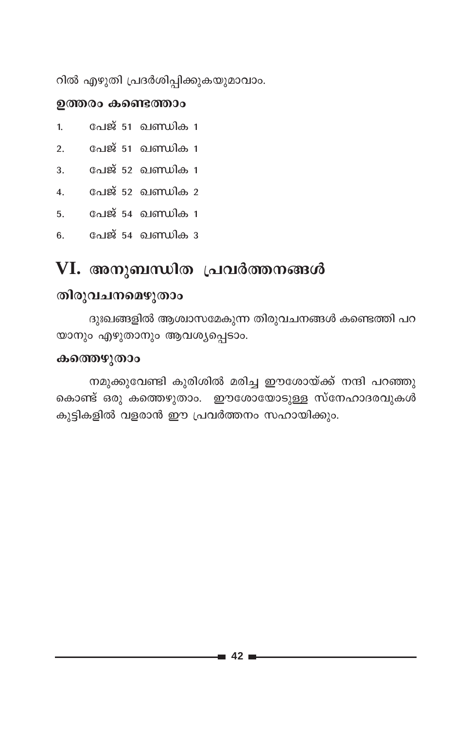റിൽ എഴുതി പ്രദർശിപ്പിക്കുകയുമാവാം.

### ഉത്തരം കണ്ടെത്താം

1. പേജ് 51 ഖണ്ഡിക 1
2. പേജ് 51 ഖണ്ഡിക 1
3. പേജ് 52 ഖണ്ഡിക 1
4. പേജ് 52 ഖണ്ഡിക 2
5. പേജ് 54 ഖണ്ഡിക 1
6. പേജ് 54 ഖണ്ഡിക 3

## VI. അനുബന്ധിത പ്രവർത്തനങ്ങൾ

### തിരുവചനമെഴുതാം

ദുഃഖങ്ങളിൽ ആശ്വാസമേകുന്ന തിരുവചനങ്ങൾ കണ്ടെത്തി പറയാനും എഴുതാനും ആവശ്യപ്പെടാം.

### കത്തെഴുതാം

നമുക്കുവേണ്ടി കുരിശിൽ മരിച്ച ഈശോയ്ക്ക് നന്ദി പറഞ്ഞുകൊണ്ട് ഒരു കത്തെഴുതാം. ഈശോയോടുള്ള സ്നേഹാദരവുകൾ കുട്ടികളിൽ വളരാൻ ഈ പ്രവർത്തനം സഹായിക്കും.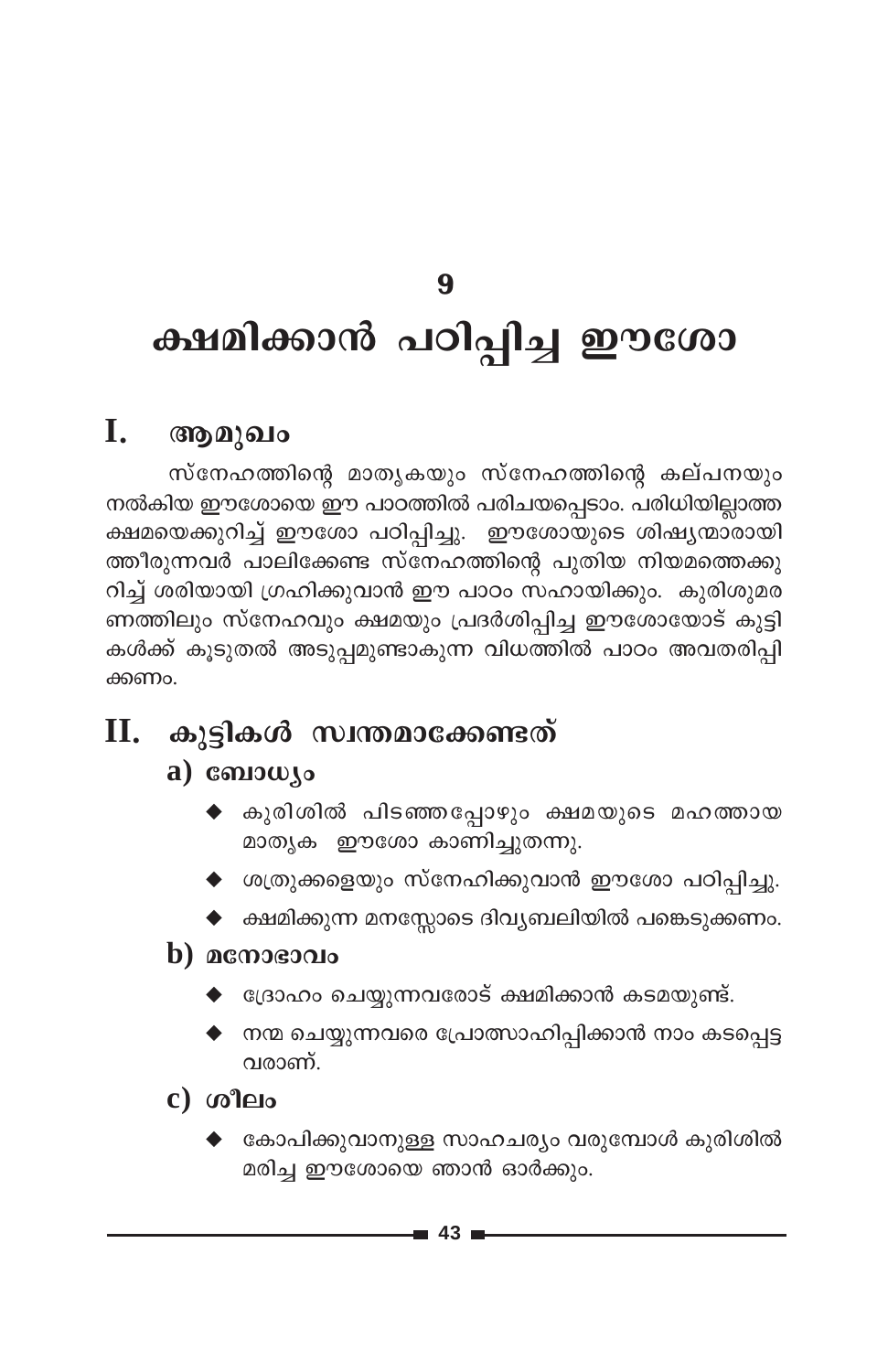# 9

# ക്ഷമിക്കാൻ പഠിപ്പിച്ച ഈശോ

## I. ആമുഖം

സ്നേഹത്തിന്റെ മാതൃകയും സ്നേഹത്തിന്റെ കല്പനയും നൽകിയ ഈശോയെ ഈ പാഠത്തിൽ പരിചയപ്പെടാം. പരിധിയില്ലാത്ത ക്ഷമയെക്കുറിച്ച് ഈശോ പഠിപ്പിച്ചു. ഈശോയുടെ ശിഷ്യന്മാരായി ത്തീരുന്നവർ പാലിക്കേണ്ട സ്നേഹത്തിന്റെ പുതിയ നിയമത്തെക്കു റിച്ച് ശരിയായി ഗ്രഹിക്കുവാൻ ഈ പാഠം സഹായിക്കും. കുരിശുമര ണത്തിലും സ്നേഹവും ക്ഷമയും പ്രദർശിപ്പിച്ച ഈശോയോട് കുട്ടി കൾക്ക് കൂടുതൽ അടുപ്പമുണ്ടാകുന്ന വിധത്തിൽ പാഠം അവതരിപ്പി ക്കണം.

## II. കുട്ടികൾ സ്വന്തമാക്കേണ്ടത്

### a) ബോധ്യം

- കുരിശിൽ പിടഞ്ഞപ്പോഴും ക്ഷമയുടെ മഹത്തായ മാതൃക ഈശോ കാണിച്ചുതന്നു.
- ശത്രുക്കളെയും സ്നേഹിക്കുവാൻ ഈശോ പഠിപ്പിച്ചു.
- ക്ഷമിക്കുന്ന മനസ്സോടെ ദിവ്യബലിയിൽ പങ്കെടുക്കണം.

### b) മനോഭാവം

- ദ്രോഹം ചെയ്യുന്നവരോട് ക്ഷമിക്കാൻ കടമയുണ്ട്.
- നന്മ ചെയ്യുന്നവരെ പ്രോത്സാഹിപ്പിക്കാൻ നാം കടപ്പെട്ട വരാണ്.

### c) ശീലം

- കോപിക്കുവാനുള്ള സാഹചര്യം വരുമ്പോൾ കുരിശിൽ മരിച്ച ഈശോയെ ഞാൻ ഓർക്കും.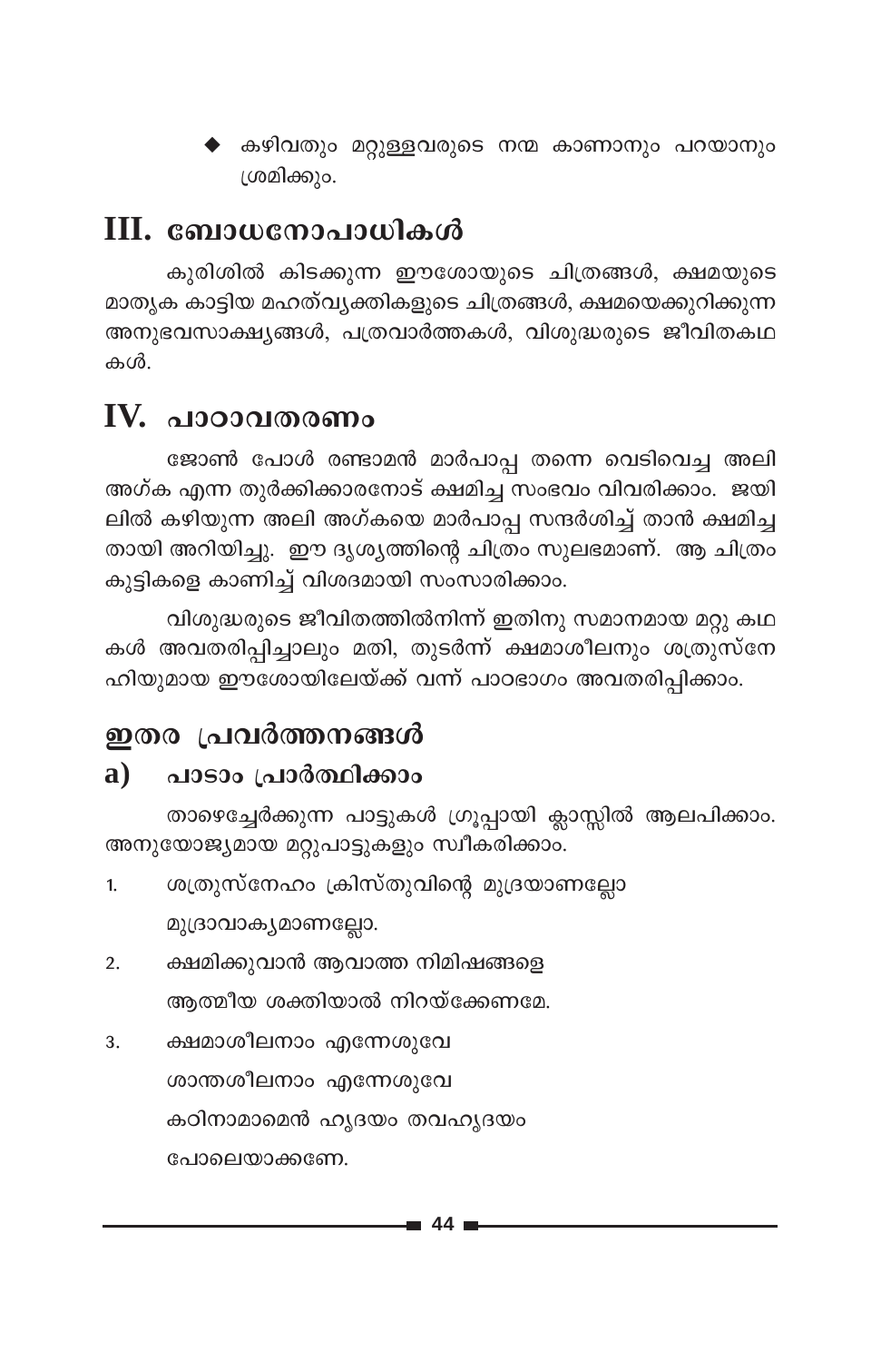- ◆ കഴിവതും മറ്റുള്ളവരുടെ നന്മ കാണാനും പറയാനും ശ്രമിക്കും.

## III. ബോധനോപാധികൾ

കുരിശിൽ കിടക്കുന്ന ഈശോയുടെ ചിത്രങ്ങൾ, ക്ഷമയുടെ മാതൃക കാട്ടിയ മഹത്വ്യക്തികളുടെ ചിത്രങ്ങൾ, ക്ഷമയെക്കുറിക്കുന്ന അനുഭവസാക്ഷ്യങ്ങൾ, പത്രവാർത്തകൾ, വിശുദ്ധരുടെ ജീവിതകഥകൾ.

## IV. പാഠാവതരണം

ജോൺ പോൾ രണ്ടാമൻ മാർപാപ്പ തന്നെ വെടിവെച്ച അലി അഗ്ക എന്ന തുർക്കിക്കാരനോട് ക്ഷമിച്ച സംഭവം വിവരിക്കാം. ജയിലിൽ കഴിയുന്ന അലി അഗ്കയെ മാർപാപ്പ സന്ദർശിച്ച് താൻ ക്ഷമിച്ചതായി അറിയിച്ചു. ഈ ദൃശ്യത്തിന്റെ ചിത്രം സുലഭമാണ്. ആ ചിത്രം കുട്ടികളെ കാണിച്ച് വിശദമായി സംസാരിക്കാം.

വിശുദ്ധരുടെ ജീവിതത്തിൽനിന്ന് ഇതിനു സമാനമായ മറ്റു കഥകൾ അവതരിപ്പിച്ചാലും മതി, തുടർന്ന് ക്ഷമാശീലനും ശത്രുസ്നേഹിയുമായ ഈശോയിലേയ്ക്ക് വന്ന് പാഠഭാഗം അവതരിപ്പിക്കാം.

## ഇതര പ്രവർത്തനങ്ങൾ

### a) പാടാം പ്രാർത്ഥിക്കാം

താഴെച്ചേർക്കുന്ന പാട്ടുകൾ ഗ്രൂപ്പായി ക്ലാസ്സിൽ ആലപിക്കാം. അനുയോജ്യമായ മറ്റുപാട്ടുകളും സ്വീകരിക്കാം.

1. ശത്രുസ്നേഹം ക്രിസ്തുവിന്റെ മുദ്രയാണല്ലോ
   മുദ്രാവാക്യമാണല്ലോ.
2. ക്ഷമിക്കുവാൻ ആവാത്ത നിമിഷങ്ങളെ
   ആത്മീയ ശക്തിയാൽ നിറയ്ക്കേണമേ.
3. ക്ഷമാശീലനാം എന്നേശുവേ
   ശാന്തശീലനാം എന്നേശുവേ
   കഠിനാമാമെൻ ഹൃദയം തവഹൃദയം
   പോലെയാക്കണേ.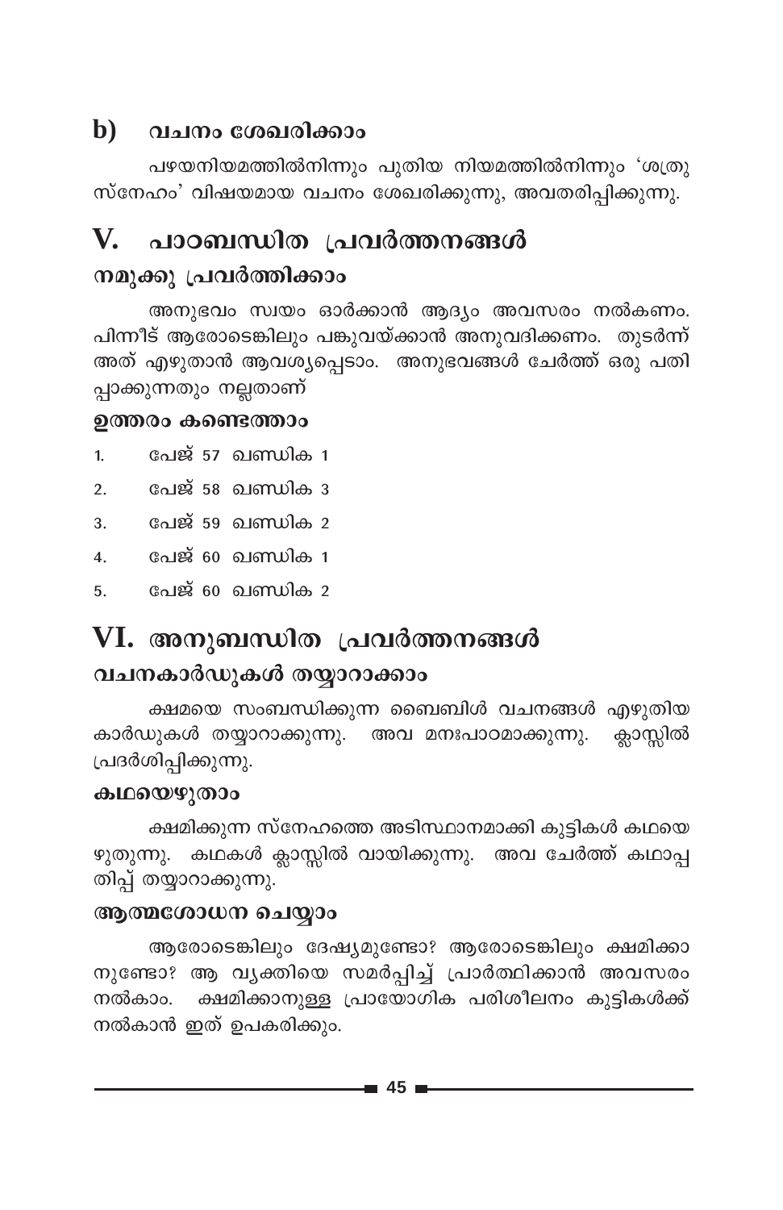## b) വചനം ശേഖരിക്കാം

പഴയനിയമത്തിൽനിന്നും പുതിയ നിയമത്തിൽനിന്നും 'ശത്രു സ്നേഹം' വിഷയമായ വചനം ശേഖരിക്കുന്നു, അവതരിപ്പിക്കുന്നു.

# V. പാഠബന്ധിത പ്രവർത്തനങ്ങൾ

### നമുക്കു പ്രവർത്തിക്കാം

അനുഭവം സ്വയം ഓർക്കാൻ ആദ്യം അവസരം നൽകണം. പിന്നീട് ആരോടെങ്കിലും പങ്കുവയ്ക്കാൻ അനുവദിക്കണം. തുടർന്ന് അത് എഴുതാൻ ആവശ്യപ്പെടാം. അനുഭവങ്ങൾ ചേർത്ത് ഒരു പതിപ്പാക്കുന്നതും നല്ലതാണ്

### ഉത്തരം കണ്ടെത്താം

1. പേജ് 57 ഖണ്ഡിക 1
2. പേജ് 58 ഖണ്ഡിക 3
3. പേജ് 59 ഖണ്ഡിക 2
4. പേജ് 60 ഖണ്ഡിക 1
5. പേജ് 60 ഖണ്ഡിക 2

# VI. അനുബന്ധിത പ്രവർത്തനങ്ങൾ

### വചനകാർഡുകൾ തയ്യാറാക്കാം

ക്ഷമയെ സംബന്ധിക്കുന്ന ബൈബിൾ വചനങ്ങൾ എഴുതിയ കാർഡുകൾ തയ്യാറാക്കുന്നു. അവ മനഃപാഠമാക്കുന്നു. ക്ലാസ്സിൽ പ്രദർശിപ്പിക്കുന്നു.

### കഥയെഴുതാം

ക്ഷമിക്കുന്ന സ്നേഹത്തെ അടിസ്ഥാനമാക്കി കുട്ടികൾ കഥയെഴുതുന്നു. കഥകൾ ക്ലാസ്സിൽ വായിക്കുന്നു. അവ ചേർത്ത് കഥാപ്പതിപ്പ് തയ്യാറാക്കുന്നു.

### ആത്മശോധന ചെയ്യാം

ആരോടെങ്കിലും ദേഷ്യമുണ്ടോ? ആരോടെങ്കിലും ക്ഷമിക്കാനുണ്ടോ? ആ വ്യക്തിയെ സമർപ്പിച്ച് പ്രാർത്ഥിക്കാൻ അവസരം നൽകാം. ക്ഷമിക്കാനുള്ള പ്രായോഗിക പരിശീലനം കുട്ടികൾക്ക് നൽകാൻ ഇത് ഉപകരിക്കും.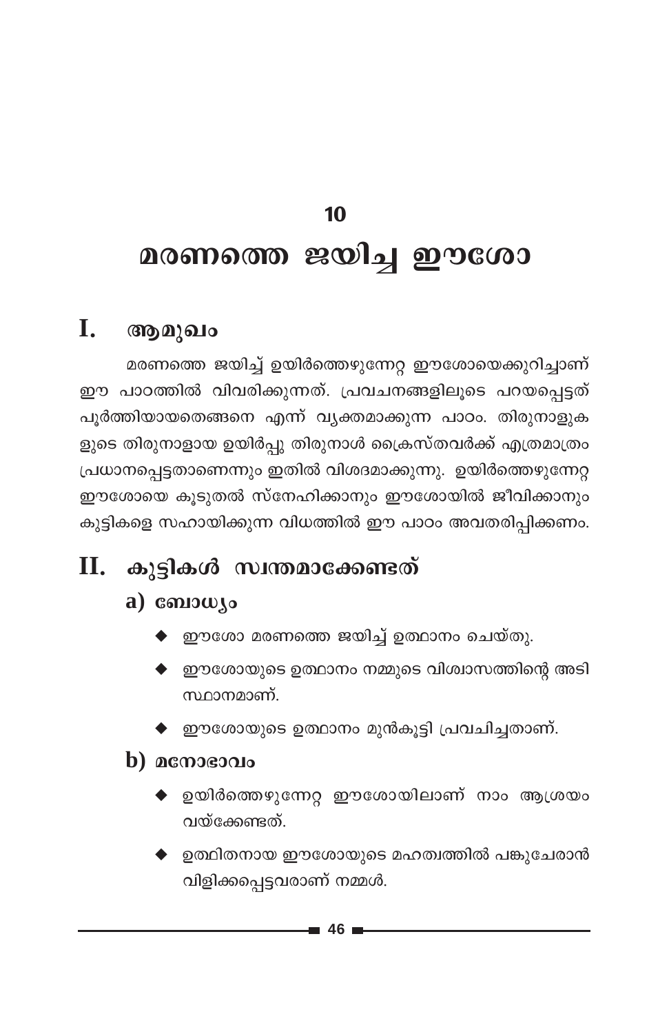# 10

# മരണത്തെ ജയിച്ച ഈശോ

## I. ആമുഖം

മരണത്തെ ജയിച്ച് ഉയിർത്തെഴുന്നേറ്റ ഈശോയെക്കുറിച്ചാണ് ഈ പാഠത്തിൽ വിവരിക്കുന്നത്. പ്രവചനങ്ങളിലൂടെ പറയപ്പെട്ടത് പൂർത്തിയായതെങ്ങനെ എന്ന് വ്യക്തമാക്കുന്ന പാഠം. തിരുനാളുകളുടെ തിരുനാളായ ഉയിർപ്പു തിരുനാൾ ക്രൈസ്തവർക്ക് എത്രമാത്രം പ്രധാനപ്പെട്ടതാണെന്നും ഇതിൽ വിശദമാക്കുന്നു. ഉയിർത്തെഴുന്നേറ്റ ഈശോയെ കൂടുതൽ സ്നേഹിക്കാനും ഈശോയിൽ ജീവിക്കാനും കുട്ടികളെ സഹായിക്കുന്ന വിധത്തിൽ ഈ പാഠം അവതരിപ്പിക്കണം.

## II. കുട്ടികൾ സ്വന്തമാക്കേണ്ടത്

### a) ബോധ്യം

- ഈശോ മരണത്തെ ജയിച്ച് ഉത്ഥാനം ചെയ്തു.
- ഈശോയുടെ ഉത്ഥാനം നമ്മുടെ വിശ്വാസത്തിന്റെ അടിസ്ഥാനമാണ്.
- ഈശോയുടെ ഉത്ഥാനം മുൻകൂട്ടി പ്രവചിച്ചതാണ്.

### b) മനോഭാവം

- ഉയിർത്തെഴുന്നേറ്റ ഈശോയിലാണ് നാം ആശ്രയം വയ്ക്കേണ്ടത്.
- ഉത്ഥിതനായ ഈശോയുടെ മഹത്വത്തിൽ പങ്കുചേരാൻ വിളിക്കപ്പെട്ടവരാണ് നമ്മൾ.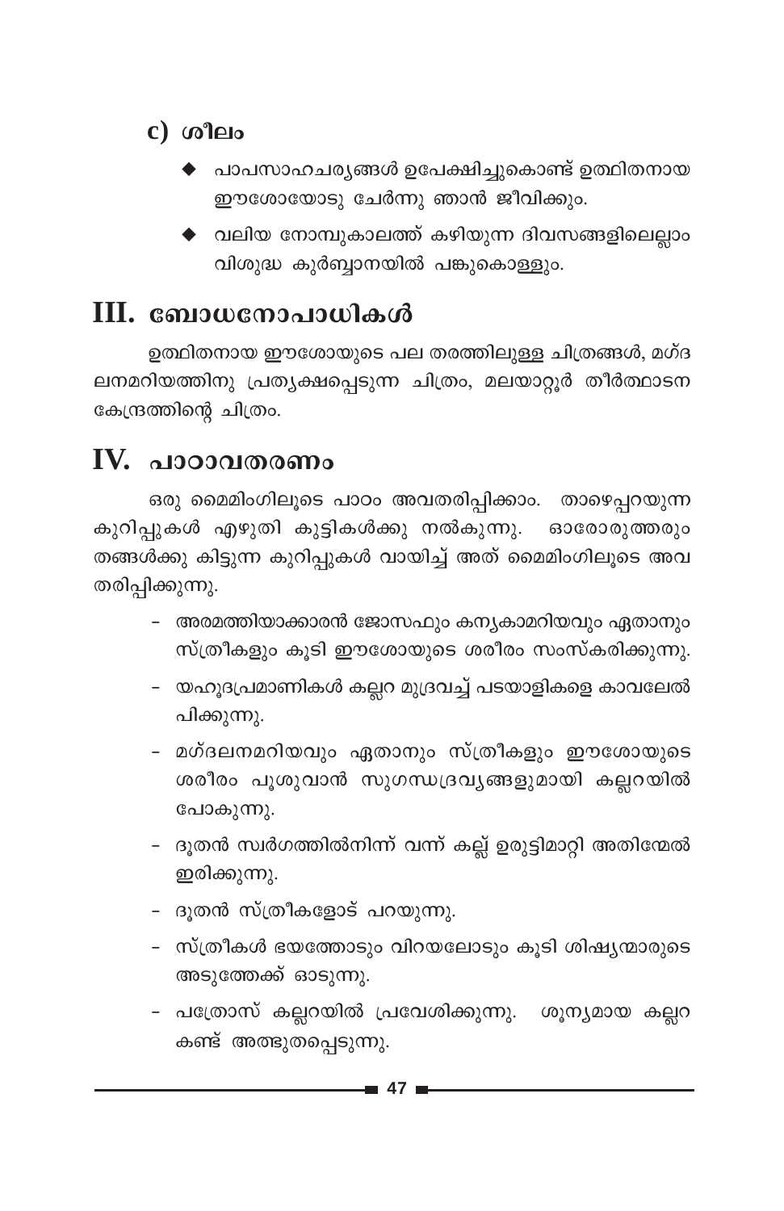### c) ശീലം

- പാപസാഹചര്യങ്ങൾ ഉപേക്ഷിച്ചുകൊണ്ട് ഉത്ഥിതനായ ഈശോയോടു ചേർന്നു ഞാൻ ജീവിക്കും.
- വലിയ നോമ്പുകാലത്ത് കഴിയുന്ന ദിവസങ്ങളിലെല്ലാം വിശുദ്ധ കുർബ്ബാനയിൽ പങ്കുകൊള്ളും.

## III. ബോധനോപാധികൾ

ഉത്ഥിതനായ ഈശോയുടെ പല തരത്തിലുള്ള ചിത്രങ്ങൾ, മഗ്ദലനമറിയത്തിനു പ്രത്യക്ഷപ്പെടുന്ന ചിത്രം, മലയാറ്റൂർ തീർത്ഥാടന കേന്ദ്രത്തിന്റെ ചിത്രം.

## IV. പാഠാവതരണം

ഒരു മൈമിംഗിലൂടെ പാഠം അവതരിപ്പിക്കാം. താഴെപ്പറയുന്ന കുറിപ്പുകൾ എഴുതി കുട്ടികൾക്കു നൽകുന്നു. ഓരോരുത്തരും തങ്ങൾക്കു കിട്ടുന്ന കുറിപ്പുകൾ വായിച്ച് അത് മൈമിംഗിലൂടെ അവതരിപ്പിക്കുന്നു.

- അരമത്തിയാക്കാരൻ ജോസഫും കന്യകാമറിയവും ഏതാനും സ്ത്രീകളും കൂടി ഈശോയുടെ ശരീരം സംസ്കരിക്കുന്നു.
- യഹൂദപ്രമാണികൾ കല്ലറ മുദ്രവച്ച് പടയാളികളെ കാവലേൽപിക്കുന്നു.
- മഗ്ദലനമറിയവും ഏതാനും സ്ത്രീകളും ഈശോയുടെ ശരീരം പൂശുവാൻ സുഗന്ധദ്രവ്യങ്ങളുമായി കല്ലറയിൽ പോകുന്നു.
- ദൂതൻ സ്വർഗത്തിൽനിന്ന് വന്ന് കല്ല് ഉരുട്ടിമാറ്റി അതിന്മേൽ ഇരിക്കുന്നു.
- ദൂതൻ സ്ത്രീകളോട് പറയുന്നു.
- സ്ത്രീകൾ ഭയത്തോടും വിറയലോടും കൂടി ശിഷ്യന്മാരുടെ അടുത്തേക്ക് ഓടുന്നു.
- പത്രോസ് കല്ലറയിൽ പ്രവേശിക്കുന്നു. ശൂന്യമായ കല്ലറ കണ്ട് അത്ഭുതപ്പെടുന്നു.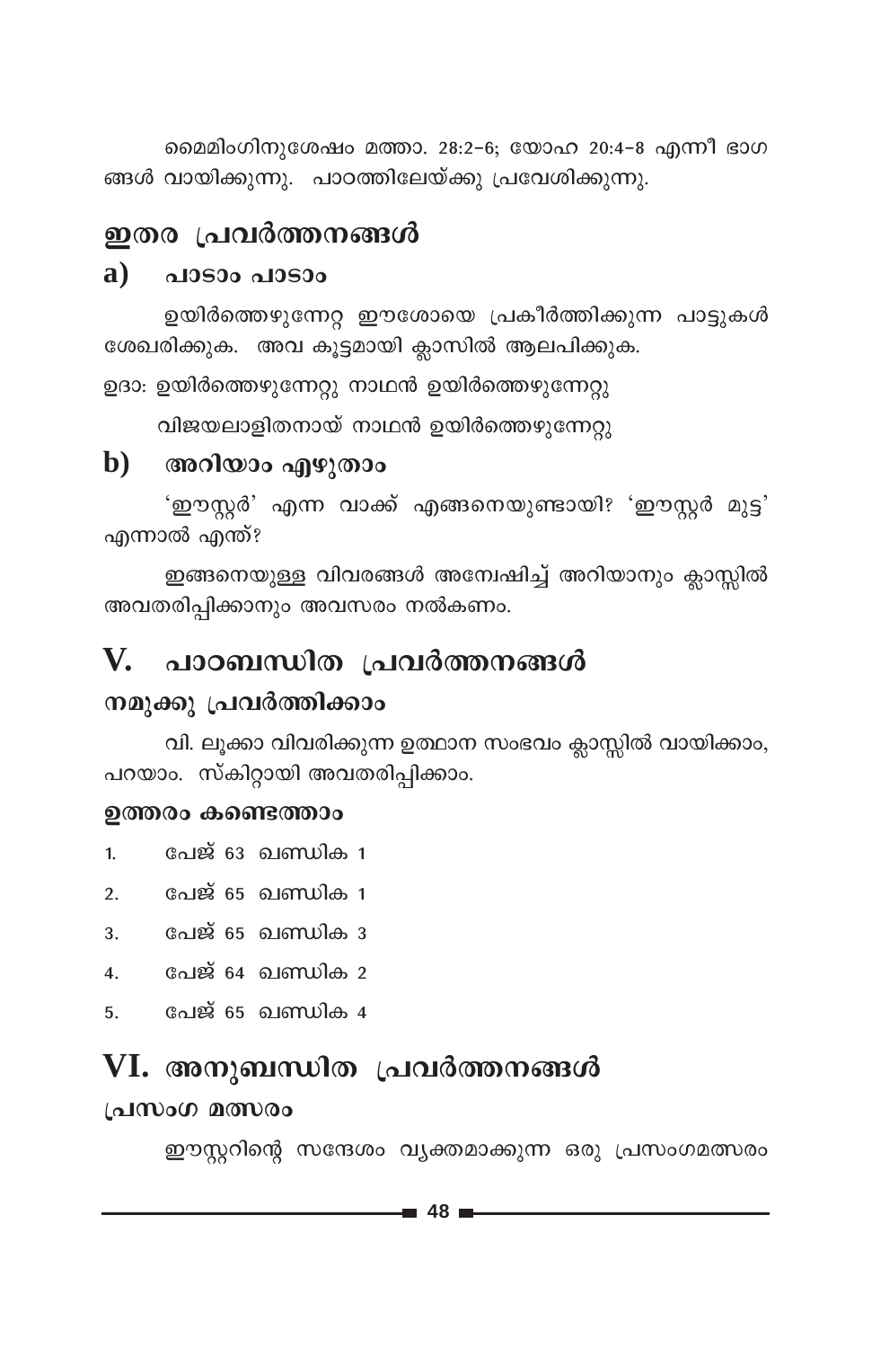മൈമിംഗിനുശേഷം മത്താ. 28:2-6; യോഹ 20:4-8 എന്നീ ഭാഗങ്ങൾ വായിക്കുന്നു. പാഠത്തിലേയ്ക്കു പ്രവേശിക്കുന്നു.

## ഇതര പ്രവർത്തനങ്ങൾ

### a) പാടാം പാടാം

ഉയിർത്തെഴുന്നേറ്റ ഈശോയെ പ്രകീർത്തിക്കുന്ന പാട്ടുകൾ ശേഖരിക്കുക. അവ കൂട്ടമായി ക്ലാസിൽ ആലപിക്കുക.

ഉദാ: ഉയിർത്തെഴുന്നേറ്റു നാഥൻ ഉയിർത്തെഴുന്നേറ്റു

വിജയലാളിതനായ് നാഥൻ ഉയിർത്തെഴുന്നേറ്റു

### b) അറിയാം എഴുതാം

'ഈസ്റ്റർ' എന്ന വാക്ക് എങ്ങനെയുണ്ടായി? 'ഈസ്റ്റർ മുട്ട' എന്നാൽ എന്ത്?

ഇങ്ങനെയുള്ള വിവരങ്ങൾ അന്വേഷിച്ച് അറിയാനും ക്ലാസ്സിൽ അവതരിപ്പിക്കാനും അവസരം നൽകണം.

## V. പാഠബന്ധിത പ്രവർത്തനങ്ങൾ

### നമുക്കു പ്രവർത്തിക്കാം

വി. ലൂക്കാ വിവരിക്കുന്ന ഉത്ഥാന സംഭവം ക്ലാസ്സിൽ വായിക്കാം, പറയാം. സ്കിറ്റായി അവതരിപ്പിക്കാം.

### ഉത്തരം കണ്ടെത്താം

1. പേജ് 63 ഖണ്ഡിക 1
2. പേജ് 65 ഖണ്ഡിക 1
3. പേജ് 65 ഖണ്ഡിക 3
4. പേജ് 64 ഖണ്ഡിക 2
5. പേജ് 65 ഖണ്ഡിക 4

## VI. അനുബന്ധിത പ്രവർത്തനങ്ങൾ

### പ്രസംഗ മത്സരം

ഈസ്റ്ററിന്റെ സന്ദേശം വ്യക്തമാക്കുന്ന ഒരു പ്രസംഗമത്സരം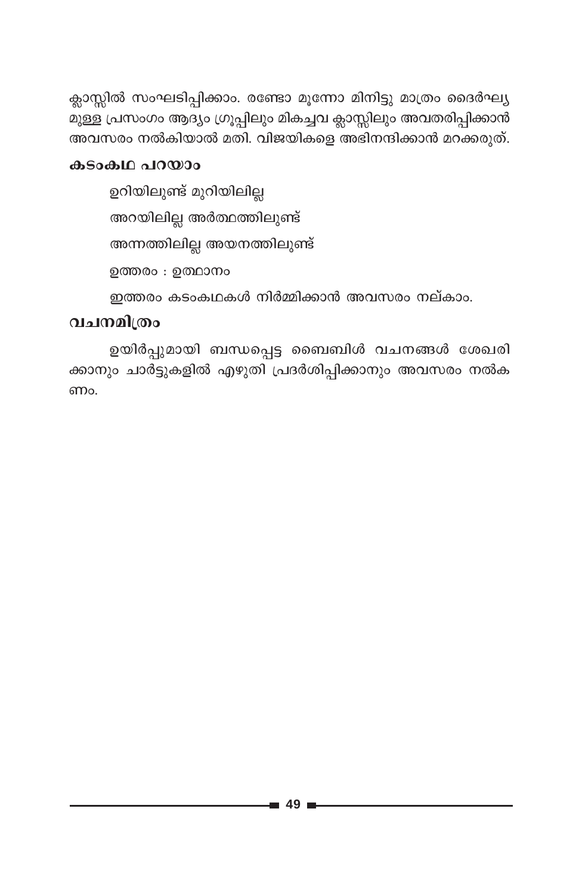ക്ലാസ്സിൽ സംഘടിപ്പിക്കാം. രണ്ടോ മൂന്നോ മിനിട്ടു മാത്രം ദൈർഘ്യമുള്ള പ്രസംഗം ആദ്യം ഗ്രൂപ്പിലും മികച്ചവ ക്ലാസ്സിലും അവതരിപ്പിക്കാൻ അവസരം നൽകിയാൽ മതി. വിജയികളെ അഭിനന്ദിക്കാൻ മറക്കരുത്.

### കടംകഥ പറയാം

ഉറിയിലുണ്ട് മുറിയിലില്ല

അറയിലില്ല അർത്ഥത്തിലുണ്ട്

അന്നത്തിലില്ല അയനത്തിലുണ്ട്

ഉത്തരം : ഉത്ഥാനം

ഇത്തരം കടംകഥകൾ നിർമ്മിക്കാൻ അവസരം നല്കാം.

### വചനമിത്രം

ഉയിർപ്പുമായി ബന്ധപ്പെട്ട ബൈബിൾ വചനങ്ങൾ ശേഖരിക്കാനും ചാർട്ടുകളിൽ എഴുതി പ്രദർശിപ്പിക്കാനും അവസരം നൽകണം.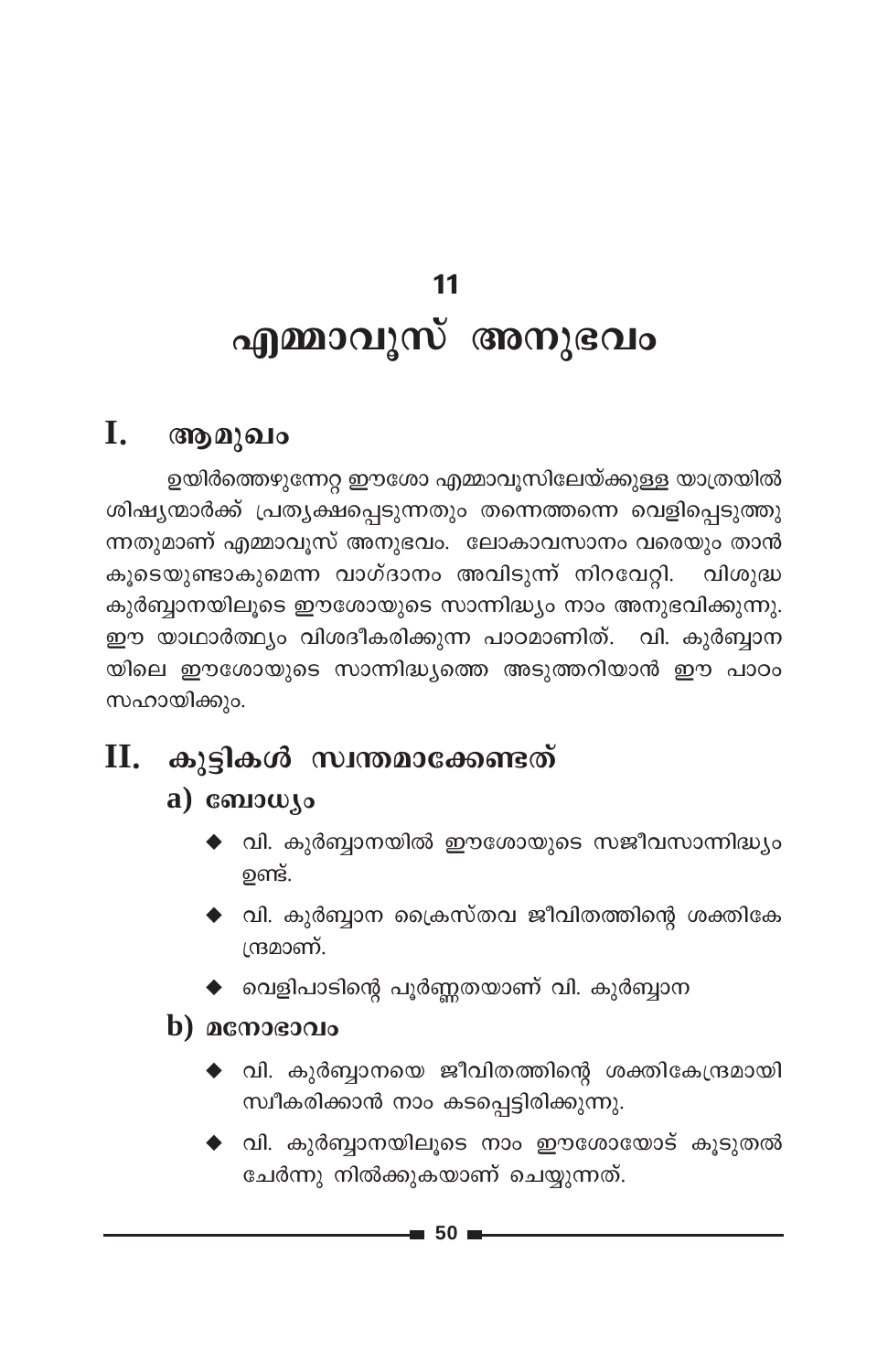# 11

# എമ്മാവൂസ് അനുഭവം

## I. ആമുഖം

ഉയിർത്തെഴുന്നേറ്റ ഈശോ എമ്മാവൂസിലേയ്ക്കുള്ള യാത്രയിൽ ശിഷ്യന്മാർക്ക് പ്രത്യക്ഷപ്പെടുന്നതും തന്നെത്തന്നെ വെളിപ്പെടുത്തുന്നതുമാണ് എമ്മാവൂസ് അനുഭവം. ലോകാവസാനം വരെയും താൻ കൂടെയുണ്ടാകുമെന്ന വാഗ്ദാനം അവിടുന്ന് നിറവേറ്റി. വിശുദ്ധ കുർബ്ബാനയിലൂടെ ഈശോയുടെ സാന്നിദ്ധ്യം നാം അനുഭവിക്കുന്നു. ഈ യാഥാർത്ഥ്യം വിശദീകരിക്കുന്ന പാഠമാണിത്. വി. കുർബ്ബാനയിലെ ഈശോയുടെ സാന്നിദ്ധ്യത്തെ അടുത്തറിയാൻ ഈ പാഠം സഹായിക്കും.

## II. കുട്ടികൾ സ്വന്തമാക്കേണ്ടത്

### a) ബോധ്യം

- വി. കുർബ്ബാനയിൽ ഈശോയുടെ സജീവസാന്നിദ്ധ്യം ഉണ്ട്.
- വി. കുർബ്ബാന ക്രൈസ്തവ ജീവിതത്തിന്റെ ശക്തികേന്ദ്രമാണ്.
- വെളിപാടിന്റെ പൂർണ്ണതയാണ് വി. കുർബ്ബാന

### b) മനോഭാവം

- വി. കുർബ്ബാനയെ ജീവിതത്തിന്റെ ശക്തികേന്ദ്രമായി സ്വീകരിക്കാൻ നാം കടപ്പെട്ടിരിക്കുന്നു.
- വി. കുർബ്ബാനയിലൂടെ നാം ഈശോയോട് കൂടുതൽ ചേർന്നു നിൽക്കുകയാണ് ചെയ്യുന്നത്.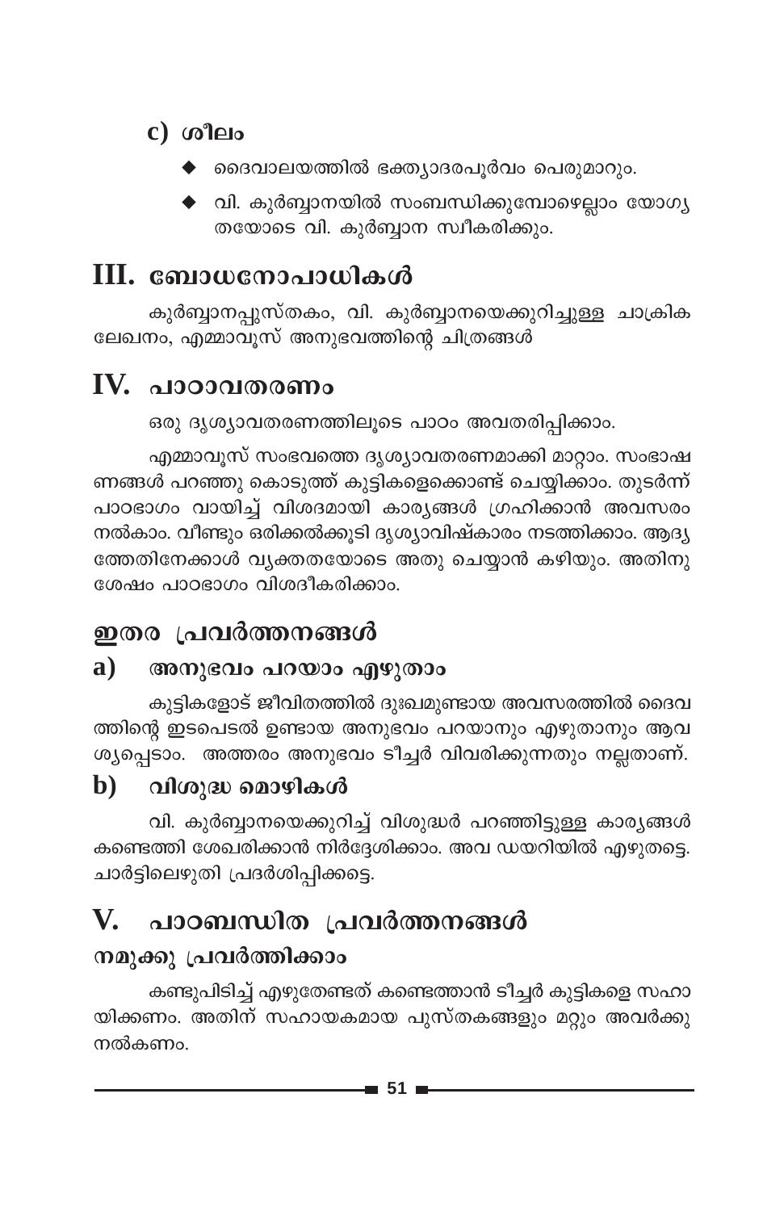### c) ശീലം

- ദൈവാലയത്തിൽ ഭക്ത്യാദരപൂർവം പെരുമാറും.
- വി. കുർബ്ബാനയിൽ സംബന്ധിക്കുമ്പോഴെല്ലാം യോഗ്യതയോടെ വി. കുർബ്ബാന സ്വീകരിക്കും.

## III. ബോധനോപാധികൾ

കുർബ്ബാനപ്പുസ്തകം, വി. കുർബ്ബാനയെക്കുറിച്ചുള്ള ചാക്രിക ലേഖനം, എമ്മാവൂസ് അനുഭവത്തിന്റെ ചിത്രങ്ങൾ

## IV. പാഠാവതരണം

ഒരു ദൃശ്യാവതരണത്തിലൂടെ പാഠം അവതരിപ്പിക്കാം.

എമ്മാവൂസ് സംഭവത്തെ ദൃശ്യാവതരണമാക്കി മാറ്റാം. സംഭാഷണങ്ങൾ പറഞ്ഞു കൊടുത്ത് കുട്ടികളെക്കൊണ്ട് ചെയ്യിക്കാം. തുടർന്ന് പാഠഭാഗം വായിച്ച് വിശദമായി കാര്യങ്ങൾ ഗ്രഹിക്കാൻ അവസരം നൽകാം. വീണ്ടും ഒരിക്കൽക്കൂടി ദൃശ്യാവിഷ്കാരം നടത്തിക്കാം. ആദ്യത്തേതിനേക്കാൾ വ്യക്തതയോടെ അതു ചെയ്യാൻ കഴിയും. അതിനു ശേഷം പാഠഭാഗം വിശദീകരിക്കാം.

## ഇതര പ്രവർത്തനങ്ങൾ

### a) അനുഭവം പറയാം എഴുതാം

കുട്ടികളോട് ജീവിതത്തിൽ ദുഃഖമുണ്ടായ അവസരത്തിൽ ദൈവത്തിന്റെ ഇടപെടൽ ഉണ്ടായ അനുഭവം പറയാനും എഴുതാനും ആവശ്യപ്പെടാം. അത്തരം അനുഭവം ടീച്ചർ വിവരിക്കുന്നതും നല്ലതാണ്.

### b) വിശുദ്ധ മൊഴികൾ

വി. കുർബ്ബാനയെക്കുറിച്ച് വിശുദ്ധർ പറഞ്ഞിട്ടുള്ള കാര്യങ്ങൾ കണ്ടെത്തി ശേഖരിക്കാൻ നിർദ്ദേശിക്കാം. അവ ഡയറിയിൽ എഴുതട്ടെ. ചാർട്ടിലെഴുതി പ്രദർശിപ്പിക്കട്ടെ.

## V. പാഠബന്ധിത പ്രവർത്തനങ്ങൾ

### നമുക്കു പ്രവർത്തിക്കാം

കണ്ടുപിടിച്ച് എഴുതേണ്ടത് കണ്ടെത്താൻ ടീച്ചർ കുട്ടികളെ സഹായിക്കണം. അതിന് സഹായകമായ പുസ്തകങ്ങളും മറ്റും അവർക്കു നൽകണം.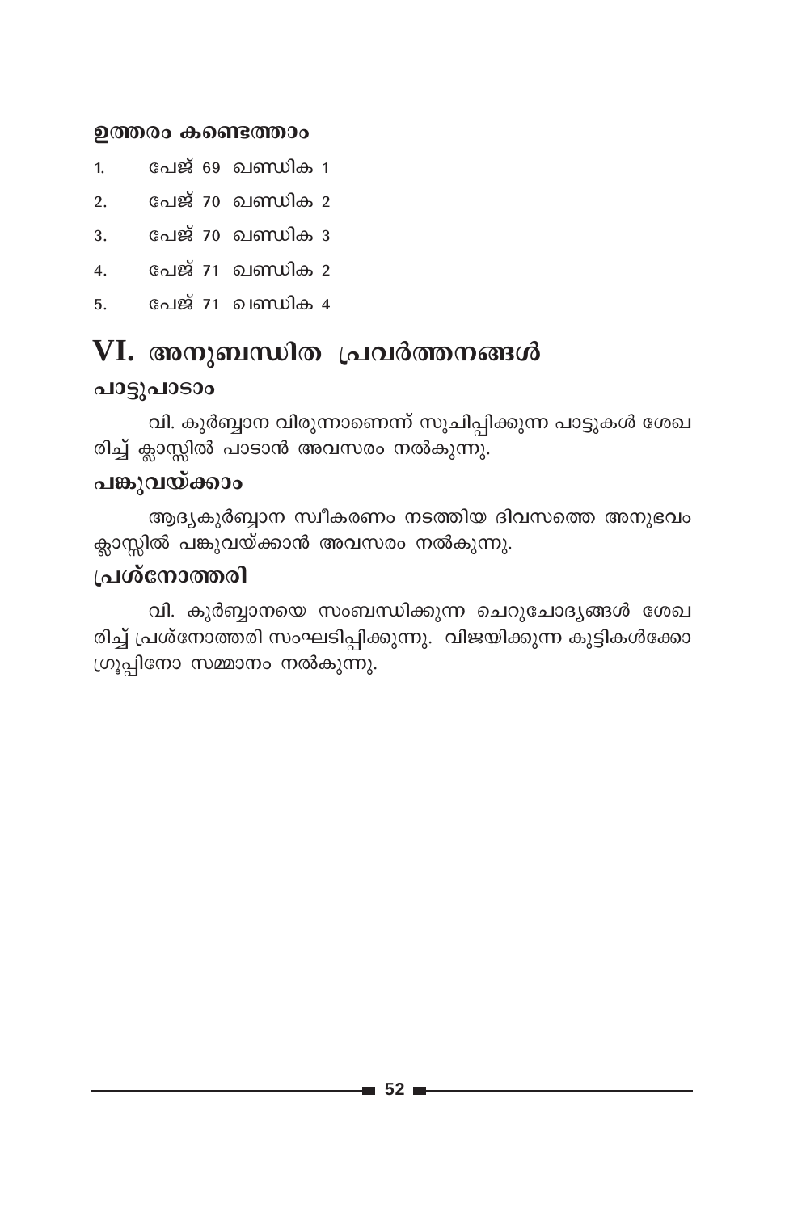### ഉത്തരം കണ്ടെത്താം

1. പേജ് 69 ഖണ്ഡിക 1
2. പേജ് 70 ഖണ്ഡിക 2
3. പേജ് 70 ഖണ്ഡിക 3
4. പേജ് 71 ഖണ്ഡിക 2
5. പേജ് 71 ഖണ്ഡിക 4

## VI. അനുബന്ധിത പ്രവർത്തനങ്ങൾ

### പാട്ടുപാടാം

വി. കുർബ്ബാന വിരുന്നാണെന്ന് സൂചിപ്പിക്കുന്ന പാട്ടുകൾ ശേഖരിച്ച് ക്ലാസ്സിൽ പാടാൻ അവസരം നൽകുന്നു.

### പങ്കുവയ്ക്കാം

ആദ്യകുർബ്ബാന സ്വീകരണം നടത്തിയ ദിവസത്തെ അനുഭവം ക്ലാസ്സിൽ പങ്കുവയ്ക്കാൻ അവസരം നൽകുന്നു.

### പ്രശ്നോത്തരി

വി. കുർബ്ബാനയെ സംബന്ധിക്കുന്ന ചെറുചോദ്യങ്ങൾ ശേഖരിച്ച് പ്രശ്നോത്തരി സംഘടിപ്പിക്കുന്നു. വിജയിക്കുന്ന കുട്ടികൾക്കോ ഗ്രൂപ്പിനോ സമ്മാനം നൽകുന്നു.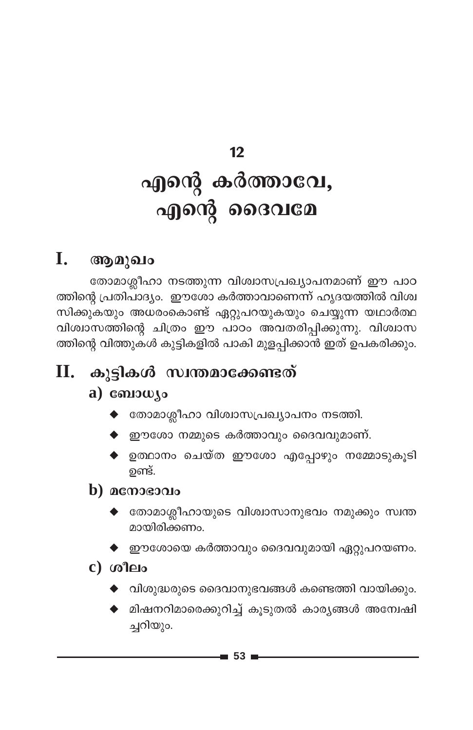# 12

# എന്റെ കർത്താവേ, എന്റെ ദൈവമേ

## I. ആമുഖം

തോമാശ്ലീഹാ നടത്തുന്ന വിശ്വാസപ്രഖ്യാപനമാണ് ഈ പാഠത്തിന്റെ പ്രതിപാദ്യം. ഈശോ കർത്താവാണെന്ന് ഹൃദയത്തിൽ വിശ്വസിക്കുകയും അധരംകൊണ്ട് ഏറ്റുപറയുകയും ചെയ്യുന്ന യഥാർത്ഥ വിശ്വാസത്തിന്റെ ചിത്രം ഈ പാഠം അവതരിപ്പിക്കുന്നു. വിശ്വാസത്തിന്റെ വിത്തുകൾ കുട്ടികളിൽ പാകി മുളപ്പിക്കാൻ ഇത് ഉപകരിക്കും.

## II. കുട്ടികൾ സ്വന്തമാക്കേണ്ടത്

### a) ബോധ്യം

- തോമാശ്ലീഹാ വിശ്വാസപ്രഖ്യാപനം നടത്തി.
- ഈശോ നമ്മുടെ കർത്താവും ദൈവവുമാണ്.
- ഉത്ഥാനം ചെയ്ത ഈശോ എപ്പോഴും നമ്മോടുകൂടി ഉണ്ട്.

### b) മനോഭാവം

- തോമാശ്ലീഹായുടെ വിശ്വാസാനുഭവം നമുക്കും സ്വന്തമായിരിക്കണം.
- ഈശോയെ കർത്താവും ദൈവവുമായി ഏറ്റുപറയണം.

### c) ശീലം

- വിശുദ്ധരുടെ ദൈവാനുഭവങ്ങൾ കണ്ടെത്തി വായിക്കും.
- മിഷനറിമാരെക്കുറിച്ച് കൂടുതൽ കാര്യങ്ങൾ അന്വേഷിച്ചറിയും.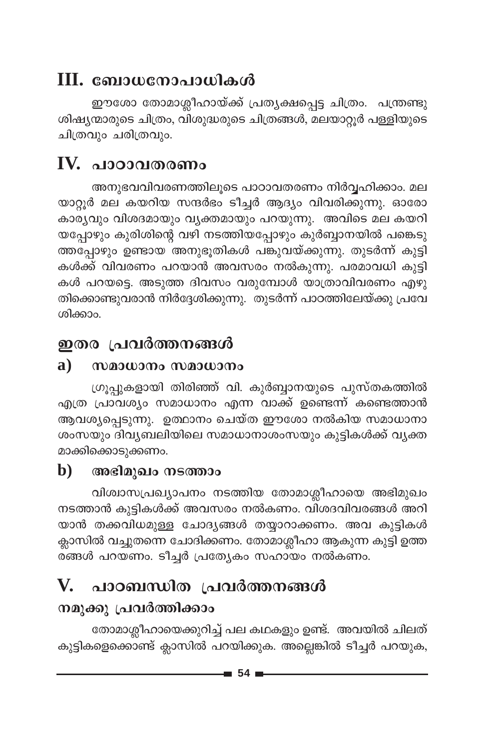## III. ബോധനോപാധികൾ

ഈശോ തോമാശ്ലീഹായ്ക്ക് പ്രത്യക്ഷപ്പെട്ട ചിത്രം. പന്ത്രണ്ടു ശിഷ്യന്മാരുടെ ചിത്രം, വിശുദ്ധരുടെ ചിത്രങ്ങൾ, മലയാറ്റൂർ പള്ളിയുടെ ചിത്രവും ചരിത്രവും.

## IV. പാഠാവതരണം

അനുഭവവിവരണത്തിലൂടെ പാഠാവതരണം നിർവ്വഹിക്കാം. മലയാറ്റൂർ മല കയറിയ സന്ദർഭം ടീച്ചർ ആദ്യം വിവരിക്കുന്നു. ഓരോ കാര്യവും വിശദമായും വ്യക്തമായും പറയുന്നു. അവിടെ മല കയറിയപ്പോഴും കുരിശിന്റെ വഴി നടത്തിയപ്പോഴും കുർബ്ബാനയിൽ പങ്കെടുത്തപ്പോഴും ഉണ്ടായ അനുഭൂതികൾ പങ്കുവയ്ക്കുന്നു. തുടർന്ന് കുട്ടികൾക്ക് വിവരണം പറയാൻ അവസരം നൽകുന്നു. പരമാവധി കുട്ടികൾ പറയട്ടെ. അടുത്ത ദിവസം വരുമ്പോൾ യാത്രാവിവരണം എഴുതിക്കൊണ്ടുവരാൻ നിർദ്ദേശിക്കുന്നു. തുടർന്ന് പാഠത്തിലേയ്ക്കു പ്രവേശിക്കാം.

## ഇതര പ്രവർത്തനങ്ങൾ

### a) സമാധാനം സമാധാനം

ഗ്രൂപ്പുകളായി തിരിഞ്ഞ് വി. കുർബ്ബാനയുടെ പുസ്തകത്തിൽ എത്ര പ്രാവശ്യം സമാധാനം എന്ന വാക്ക് ഉണ്ടെന്ന് കണ്ടെത്താൻ ആവശ്യപ്പെടുന്നു. ഉത്ഥാനം ചെയ്ത ഈശോ നൽകിയ സമാധാനാശംസയും ദിവ്യബലിയിലെ സമാധാനാശംസയും കുട്ടികൾക്ക് വ്യക്തമാക്കിക്കൊടുക്കണം.

### b) അഭിമുഖം നടത്താം

വിശ്വാസപ്രഖ്യാപനം നടത്തിയ തോമാശ്ലീഹായെ അഭിമുഖം നടത്താൻ കുട്ടികൾക്ക് അവസരം നൽകണം. വിശദവിവരങ്ങൾ അറിയാൻ തക്കവിധമുള്ള ചോദ്യങ്ങൾ തയ്യാറാക്കണം. അവ കുട്ടികൾ ക്ലാസിൽ വച്ചുതന്നെ ചോദിക്കണം. തോമാശ്ലീഹാ ആകുന്ന കുട്ടി ഉത്തരങ്ങൾ പറയണം. ടീച്ചർ പ്രത്യേകം സഹായം നൽകണം.

## V. പാഠബന്ധിത പ്രവർത്തനങ്ങൾ

### നമുക്കു പ്രവർത്തിക്കാം

തോമാശ്ലീഹായെക്കുറിച്ച് പല കഥകളും ഉണ്ട്. അവയിൽ ചിലത് കുട്ടികളെക്കൊണ്ട് ക്ലാസിൽ പറയിക്കുക. അല്ലെങ്കിൽ ടീച്ചർ പറയുക,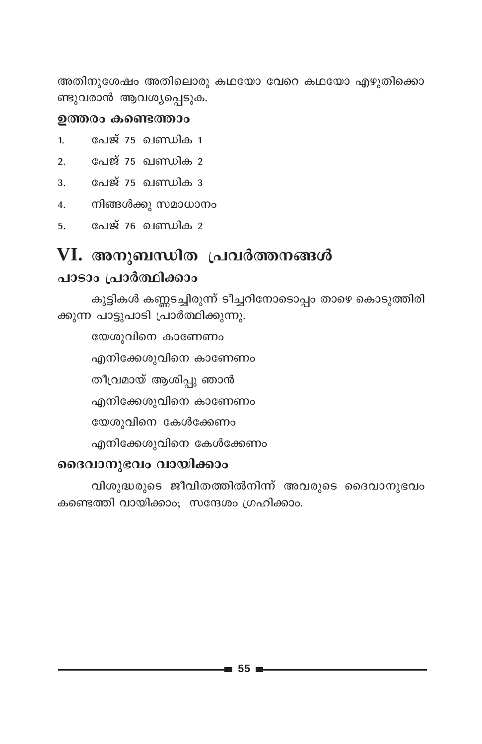അതിനുശേഷം അതിലൊരു കഥയോ വേറെ കഥയോ എഴുതിക്കൊണ്ടുവരാൻ ആവശ്യപ്പെടുക.

### ഉത്തരം കണ്ടെത്താം

1. പേജ് 75 ഖണ്ഡിക 1
2. പേജ് 75 ഖണ്ഡിക 2
3. പേജ് 75 ഖണ്ഡിക 3
4. നിങ്ങൾക്കു സമാധാനം
5. പേജ് 76 ഖണ്ഡിക 2

## VI. അനുബന്ധിത പ്രവർത്തനങ്ങൾ

### പാടാം പ്രാർത്ഥിക്കാം

കുട്ടികൾ കണ്ണടച്ചിരുന്ന് ടീച്ചറിനോടൊപ്പം താഴെ കൊടുത്തിരിക്കുന്ന പാട്ടുപാടി പ്രാർത്ഥിക്കുന്നു.

യേശുവിനെ കാണേണം  
എനിക്കേശുവിനെ കാണേണം  
തീവ്രമായ് ആശിപ്പൂ ഞാൻ  
എനിക്കേശുവിനെ കാണേണം  
യേശുവിനെ കേൾക്കേണം  
എനിക്കേശുവിനെ കേൾക്കേണം

### ദൈവാനുഭവം വായിക്കാം

വിശുദ്ധരുടെ ജീവിതത്തിൽനിന്ന് അവരുടെ ദൈവാനുഭവം കണ്ടെത്തി വായിക്കാം; സന്ദേശം ഗ്രഹിക്കാം.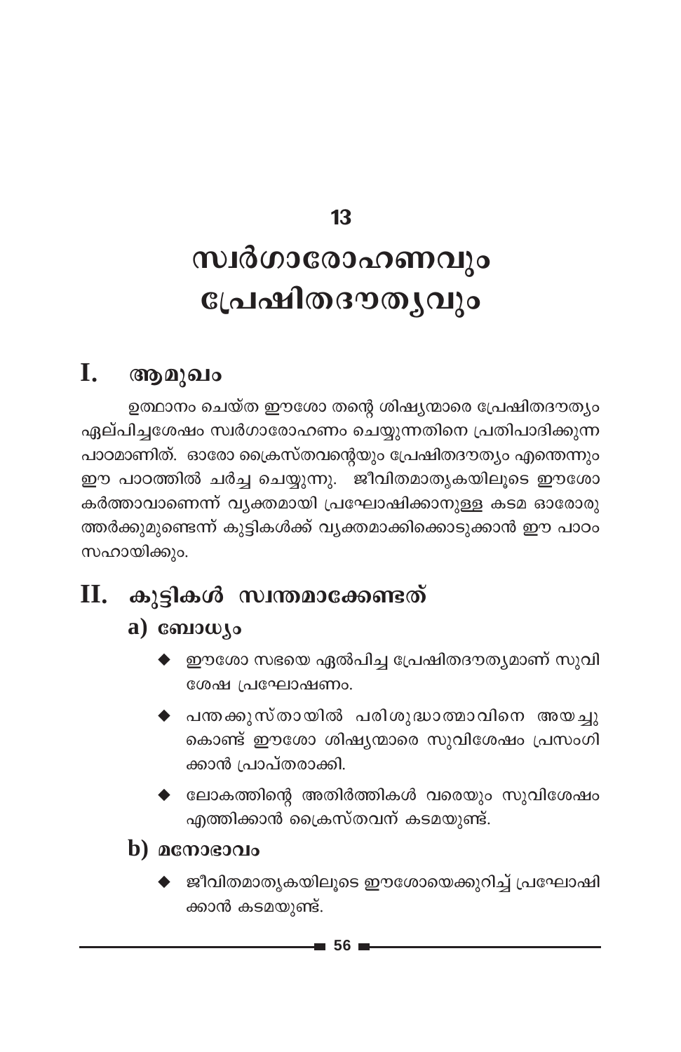# 13

# സ്വർഗാരോഹണവും പ്രേഷിതദൗത്യവും

## I. ആമുഖം

ഉത്ഥാനം ചെയ്ത ഈശോ തന്റെ ശിഷ്യന്മാരെ പ്രേഷിതദൗത്യം ഏല്പിച്ചശേഷം സ്വർഗാരോഹണം ചെയ്യുന്നതിനെ പ്രതിപാദിക്കുന്ന പാഠമാണിത്. ഓരോ ക്രൈസ്തവന്റെയും പ്രേഷിതദൗത്യം എന്തെന്നും ഈ പാഠത്തിൽ ചർച്ച ചെയ്യുന്നു. ജീവിതമാതൃകയിലൂടെ ഈശോ കർത്താവാണെന്ന് വ്യക്തമായി പ്രഘോഷിക്കാനുള്ള കടമ ഓരോരുത്തർക്കുമുണ്ടെന്ന് കുട്ടികൾക്ക് വ്യക്തമാക്കിക്കൊടുക്കാൻ ഈ പാഠം സഹായിക്കും.

## II. കുട്ടികൾ സ്വന്തമാക്കേണ്ടത്

### a) ബോധ്യം

- ഈശോ സഭയെ ഏൽപിച്ച പ്രേഷിതദൗത്യമാണ് സുവിശേഷ പ്രഘോഷണം.
- പന്തക്കുസ്തായിൽ പരിശുദ്ധാത്മാവിനെ അയച്ചുകൊണ്ട് ഈശോ ശിഷ്യന്മാരെ സുവിശേഷം പ്രസംഗിക്കാൻ പ്രാപ്തരാക്കി.
- ലോകത്തിന്റെ അതിർത്തികൾ വരെയും സുവിശേഷം എത്തിക്കാൻ ക്രൈസ്തവന് കടമയുണ്ട്.

### b) മനോഭാവം

- ജീവിതമാതൃകയിലൂടെ ഈശോയെക്കുറിച്ച് പ്രഘോഷിക്കാൻ കടമയുണ്ട്.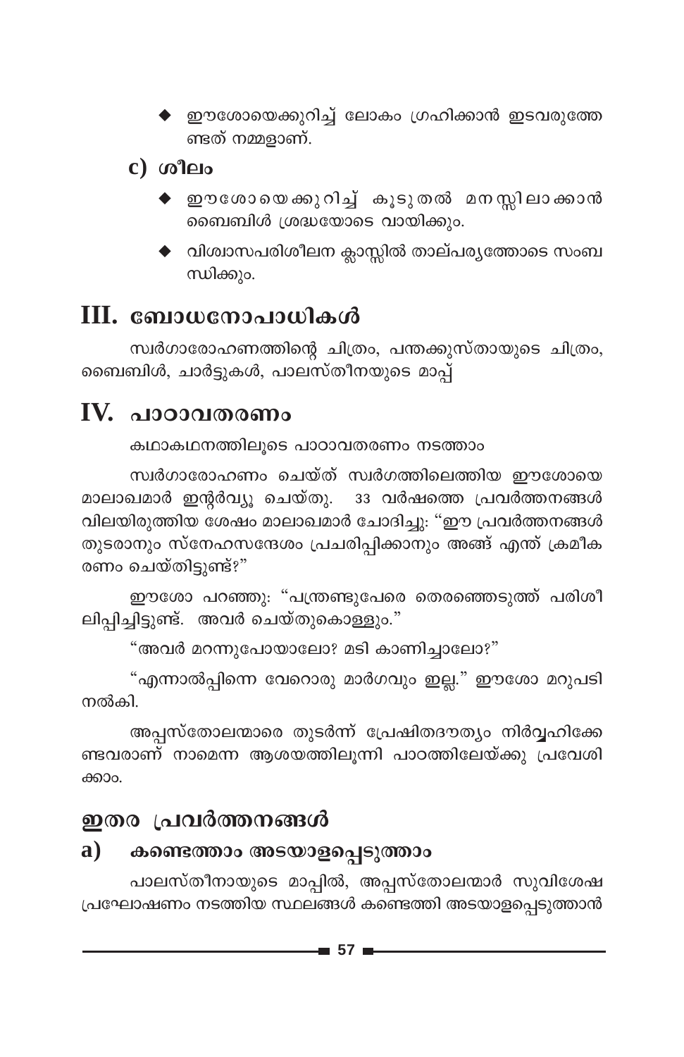- ഈശോയെക്കുറിച്ച് ലോകം ഗ്രഹിക്കാൻ ഇടവരുത്തേണ്ടത് നമ്മളാണ്.

### c) ശീലം

- ഈശോയെക്കുറിച്ച് കൂടുതൽ മനസ്സിലാക്കാൻ ബൈബിൾ ശ്രദ്ധയോടെ വായിക്കും.
- വിശ്വാസപരിശീലന ക്ലാസ്സിൽ താല്പര്യത്തോടെ സംബന്ധിക്കും.

## III. ബോധനോപാധികൾ

സ്വർഗാരോഹണത്തിന്റെ ചിത്രം, പന്തക്കുസ്തായുടെ ചിത്രം, ബൈബിൾ, ചാർട്ടുകൾ, പാലസ്തീനയുടെ മാപ്പ്

## IV. പാഠാവതരണം

കഥാകഥനത്തിലൂടെ പാഠാവതരണം നടത്താം

സ്വർഗാരോഹണം ചെയ്ത് സ്വർഗത്തിലെത്തിയ ഈശോയെ മാലാഖമാർ ഇന്റർവ്യൂ ചെയ്തു. 33 വർഷത്തെ പ്രവർത്തനങ്ങൾ വിലയിരുത്തിയ ശേഷം മാലാഖമാർ ചോദിച്ചു: "ഈ പ്രവർത്തനങ്ങൾ തുടരാനും സ്നേഹസന്ദേശം പ്രചരിപ്പിക്കാനും അങ്ങ് എന്ത് ക്രമീകരണം ചെയ്തിട്ടുണ്ട്?"

ഈശോ പറഞ്ഞു: "പന്ത്രണ്ടുപേരെ തെരഞ്ഞെടുത്ത് പരിശീലിപ്പിച്ചിട്ടുണ്ട്. അവർ ചെയ്തുകൊള്ളും."

"അവർ മറന്നുപോയാലോ? മടി കാണിച്ചാലോ?"

"എന്നാൽപ്പിന്നെ വേറൊരു മാർഗവും ഇല്ല." ഈശോ മറുപടി നൽകി.

അപ്പസ്തോലന്മാരെ തുടർന്ന് പ്രേഷിതദൗത്യം നിർവ്വഹിക്കേണ്ടവരാണ് നാമെന്ന ആശയത്തിലൂന്നി പാഠത്തിലേയ്ക്കു പ്രവേശിക്കാം.

## ഇതര പ്രവർത്തനങ്ങൾ

### a) കണ്ടെത്താം അടയാളപ്പെടുത്താം

പാലസ്തീനായുടെ മാപ്പിൽ, അപ്പസ്തോലന്മാർ സുവിശേഷ പ്രഘോഷണം നടത്തിയ സ്ഥലങ്ങൾ കണ്ടെത്തി അടയാളപ്പെടുത്താൻ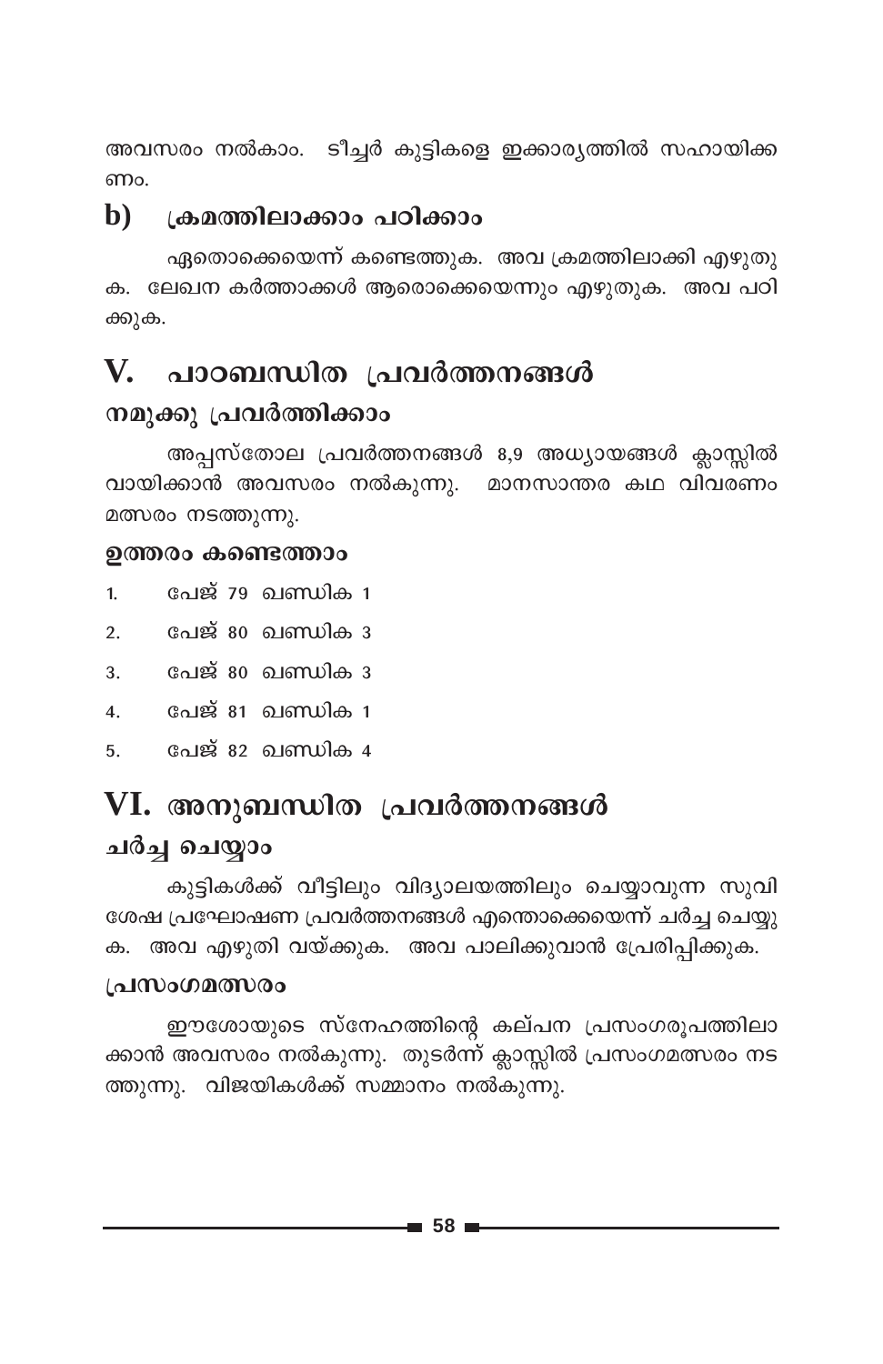അവസരം നൽകാം. ടീച്ചർ കുട്ടികളെ ഇക്കാര്യത്തിൽ സഹായിക്കണം.

### b) ക്രമത്തിലാക്കാം പഠിക്കാം

ഏതൊക്കെയെന്ന് കണ്ടെത്തുക. അവ ക്രമത്തിലാക്കി എഴുതുക. ലേഖന കർത്താക്കൾ ആരൊക്കെയെന്നും എഴുതുക. അവ പഠിക്കുക.

## V. പാഠബന്ധിത പ്രവർത്തനങ്ങൾ

### നമുക്കു പ്രവർത്തിക്കാം

അപ്പസ്തോല പ്രവർത്തനങ്ങൾ 8,9 അധ്യായങ്ങൾ ക്ലാസ്സിൽ വായിക്കാൻ അവസരം നൽകുന്നു. മാനസാന്തര കഥ വിവരണം മത്സരം നടത്തുന്നു.

#### ഉത്തരം കണ്ടെത്താം

1. പേജ് 79 ഖണ്ഡിക 1
2. പേജ് 80 ഖണ്ഡിക 3
3. പേജ് 80 ഖണ്ഡിക 3
4. പേജ് 81 ഖണ്ഡിക 1
5. പേജ് 82 ഖണ്ഡിക 4

## VI. അനുബന്ധിത പ്രവർത്തനങ്ങൾ

### ചർച്ച ചെയ്യാം

കുട്ടികൾക്ക് വീട്ടിലും വിദ്യാലയത്തിലും ചെയ്യാവുന്ന സുവിശേഷ പ്രഘോഷണ പ്രവർത്തനങ്ങൾ എന്തൊക്കെയെന്ന് ചർച്ച ചെയ്യുക. അവ എഴുതി വയ്ക്കുക. അവ പാലിക്കുവാൻ പ്രേരിപ്പിക്കുക.

#### പ്രസംഗമത്സരം

ഈശോയുടെ സ്നേഹത്തിന്റെ കല്പന പ്രസംഗരൂപത്തിലാക്കാൻ അവസരം നൽകുന്നു. തുടർന്ന് ക്ലാസ്സിൽ പ്രസംഗമത്സരം നടത്തുന്നു. വിജയികൾക്ക് സമ്മാനം നൽകുന്നു.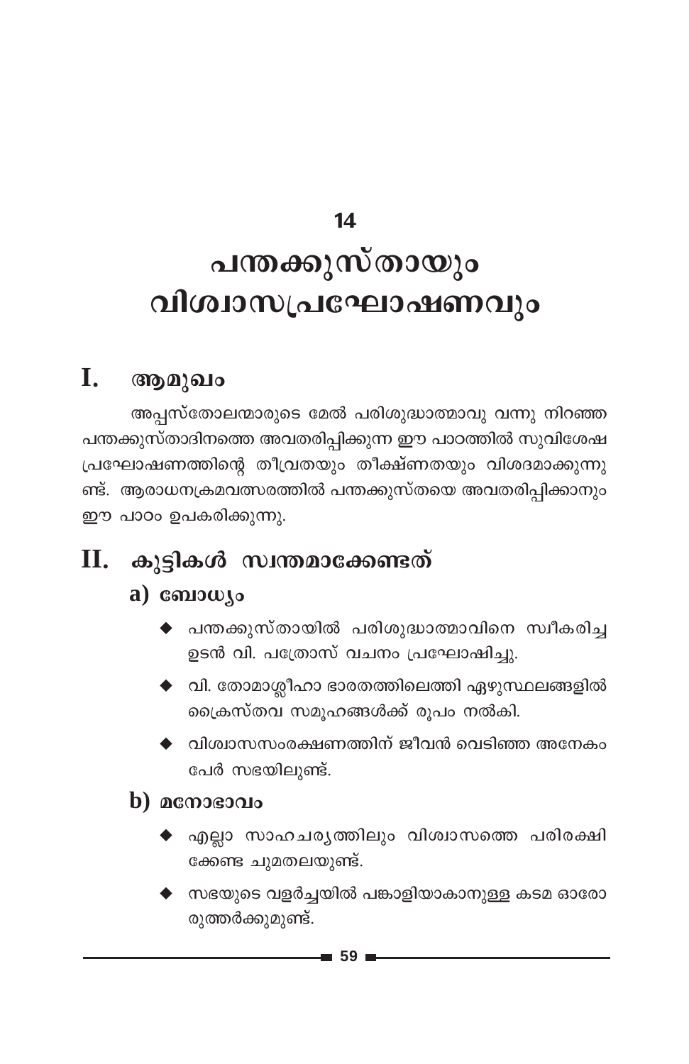# 14

# പന്തക്കുസ്തായും വിശ്വാസപ്രഘോഷണവും

## I. ആമുഖം

അപ്പസ്തോലന്മാരുടെ മേൽ പരിശുദ്ധാത്മാവു വന്നു നിറഞ്ഞ പന്തക്കുസ്താദിനത്തെ അവതരിപ്പിക്കുന്ന ഈ പാഠത്തിൽ സുവിശേഷ പ്രഘോഷണത്തിന്റെ തീവ്രതയും തീക്ഷ്ണതയും വിശദമാക്കുന്നുണ്ട്. ആരാധനക്രമവത്സരത്തിൽ പന്തക്കുസ്തയെ അവതരിപ്പിക്കാനും ഈ പാഠം ഉപകരിക്കുന്നു.

## II. കുട്ടികൾ സ്വന്തമാക്കേണ്ടത്

### a) ബോധ്യം

- പന്തക്കുസ്തായിൽ പരിശുദ്ധാത്മാവിനെ സ്വീകരിച്ച ഉടൻ വി. പത്രോസ് വചനം പ്രഘോഷിച്ചു.
- വി. തോമാശ്ലീഹാ ഭാരതത്തിലെത്തി ഏഴുസ്ഥലങ്ങളിൽ ക്രൈസ്തവ സമൂഹങ്ങൾക്ക് രൂപം നൽകി.
- വിശ്വാസസംരക്ഷണത്തിന് ജീവൻ വെടിഞ്ഞ അനേകം പേർ സഭയിലുണ്ട്.

### b) മനോഭാവം

- എല്ലാ സാഹചര്യത്തിലും വിശ്വാസത്തെ പരിരക്ഷിക്കേണ്ട ചുമതലയുണ്ട്.
- സഭയുടെ വളർച്ചയിൽ പങ്കാളിയാകാനുള്ള കടമ ഓരോരുത്തർക്കുമുണ്ട്.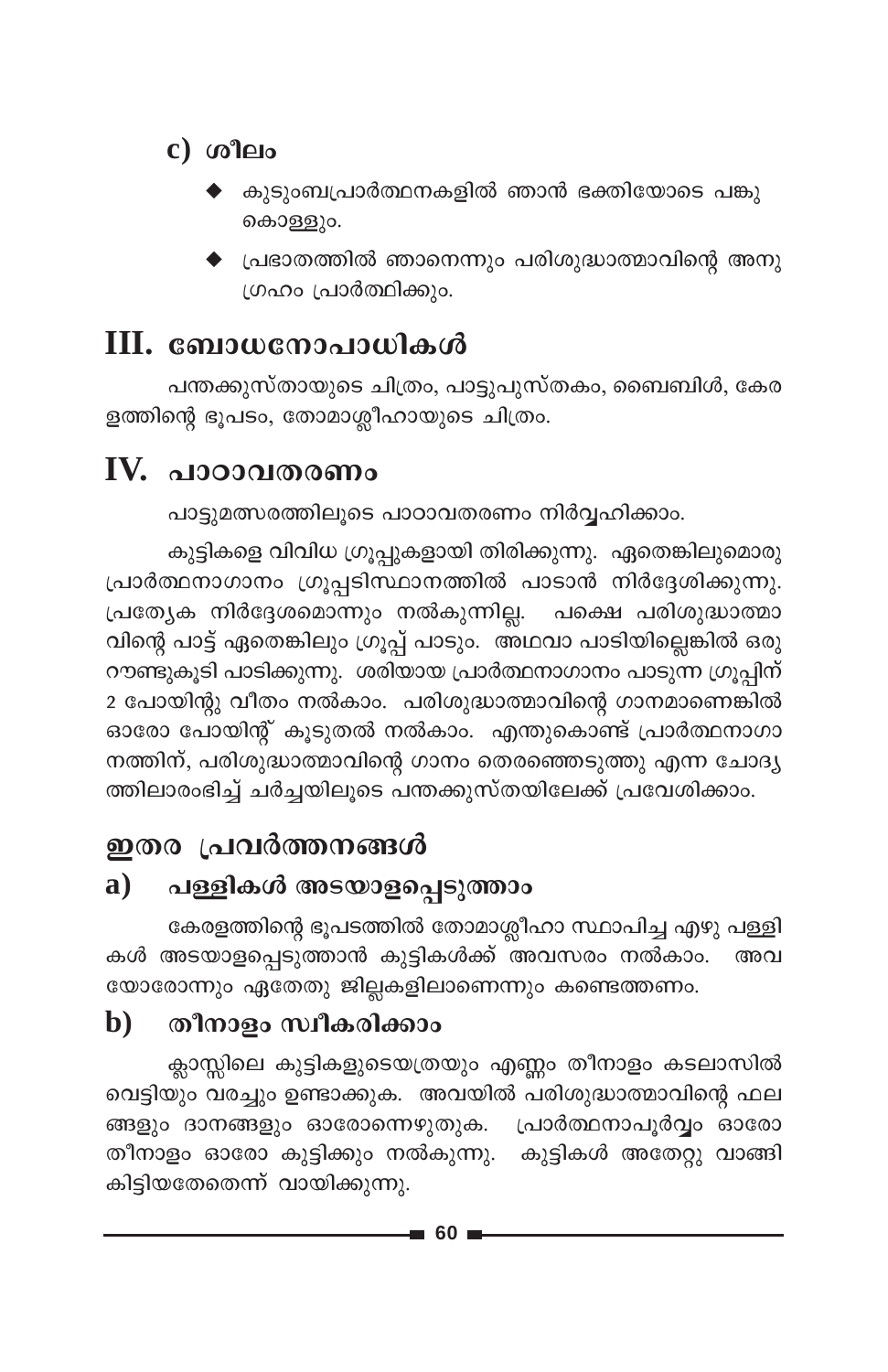### c) ശീലം

- കുടുംബപ്രാർത്ഥനകളിൽ ഞാൻ ഭക്തിയോടെ പങ്കുകൊള്ളും.
- പ്രഭാതത്തിൽ ഞാനെന്നും പരിശുദ്ധാത്മാവിന്റെ അനുഗ്രഹം പ്രാർത്ഥിക്കും.

## III. ബോധനോപാധികൾ

പന്തക്കുസ്തായുടെ ചിത്രം, പാട്ടുപുസ്തകം, ബൈബിൾ, കേരളത്തിന്റെ ഭൂപടം, തോമാശ്ലീഹായുടെ ചിത്രം.

## IV. പാഠാവതരണം

പാട്ടുമത്സരത്തിലൂടെ പാഠാവതരണം നിർവ്വഹിക്കാം.

കുട്ടികളെ വിവിധ ഗ്രൂപ്പുകളായി തിരിക്കുന്നു. ഏതെങ്കിലുമൊരു പ്രാർത്ഥനാഗാനം ഗ്രൂപ്പടിസ്ഥാനത്തിൽ പാടാൻ നിർദ്ദേശിക്കുന്നു. പ്രത്യേക നിർദ്ദേശമൊന്നും നൽകുന്നില്ല. പക്ഷെ പരിശുദ്ധാത്മാവിന്റെ പാട്ട് ഏതെങ്കിലും ഗ്രൂപ്പ് പാടും. അഥവാ പാടിയില്ലെങ്കിൽ ഒരു റൗണ്ടുകൂടി പാടിക്കുന്നു. ശരിയായ പ്രാർത്ഥനാഗാനം പാടുന്ന ഗ്രൂപ്പിന് 2 പോയിന്റു വീതം നൽകാം. പരിശുദ്ധാത്മാവിന്റെ ഗാനമാണെങ്കിൽ ഓരോ പോയിന്റ് കൂടുതൽ നൽകാം. എന്തുകൊണ്ട് പ്രാർത്ഥനാഗാനത്തിന്, പരിശുദ്ധാത്മാവിന്റെ ഗാനം തെരഞ്ഞെടുത്തു എന്ന ചോദ്യത്തിലാരംഭിച്ച് ചർച്ചയിലൂടെ പന്തക്കുസ്തയിലേക്ക് പ്രവേശിക്കാം.

## ഇതര പ്രവർത്തനങ്ങൾ

### a) പള്ളികൾ അടയാളപ്പെടുത്താം

കേരളത്തിന്റെ ഭൂപടത്തിൽ തോമാശ്ലീഹാ സ്ഥാപിച്ച എഴു പള്ളികൾ അടയാളപ്പെടുത്താൻ കുട്ടികൾക്ക് അവസരം നൽകാം. അവയോരോന്നും ഏതേതു ജില്ലകളിലാണെന്നും കണ്ടെത്തണം.

### b) തീനാളം സ്വീകരിക്കാം

ക്ലാസ്സിലെ കുട്ടികളുടെയത്രയും എണ്ണം തീനാളം കടലാസിൽ വെട്ടിയും വരച്ചും ഉണ്ടാക്കുക. അവയിൽ പരിശുദ്ധാത്മാവിന്റെ ഫലങ്ങളും ദാനങ്ങളും ഓരോന്നെഴുതുക. പ്രാർത്ഥനാപൂർവ്വം ഓരോ തീനാളം ഓരോ കുട്ടിക്കും നൽകുന്നു. കുട്ടികൾ അതേറ്റു വാങ്ങി കിട്ടിയതേതെന്ന് വായിക്കുന്നു.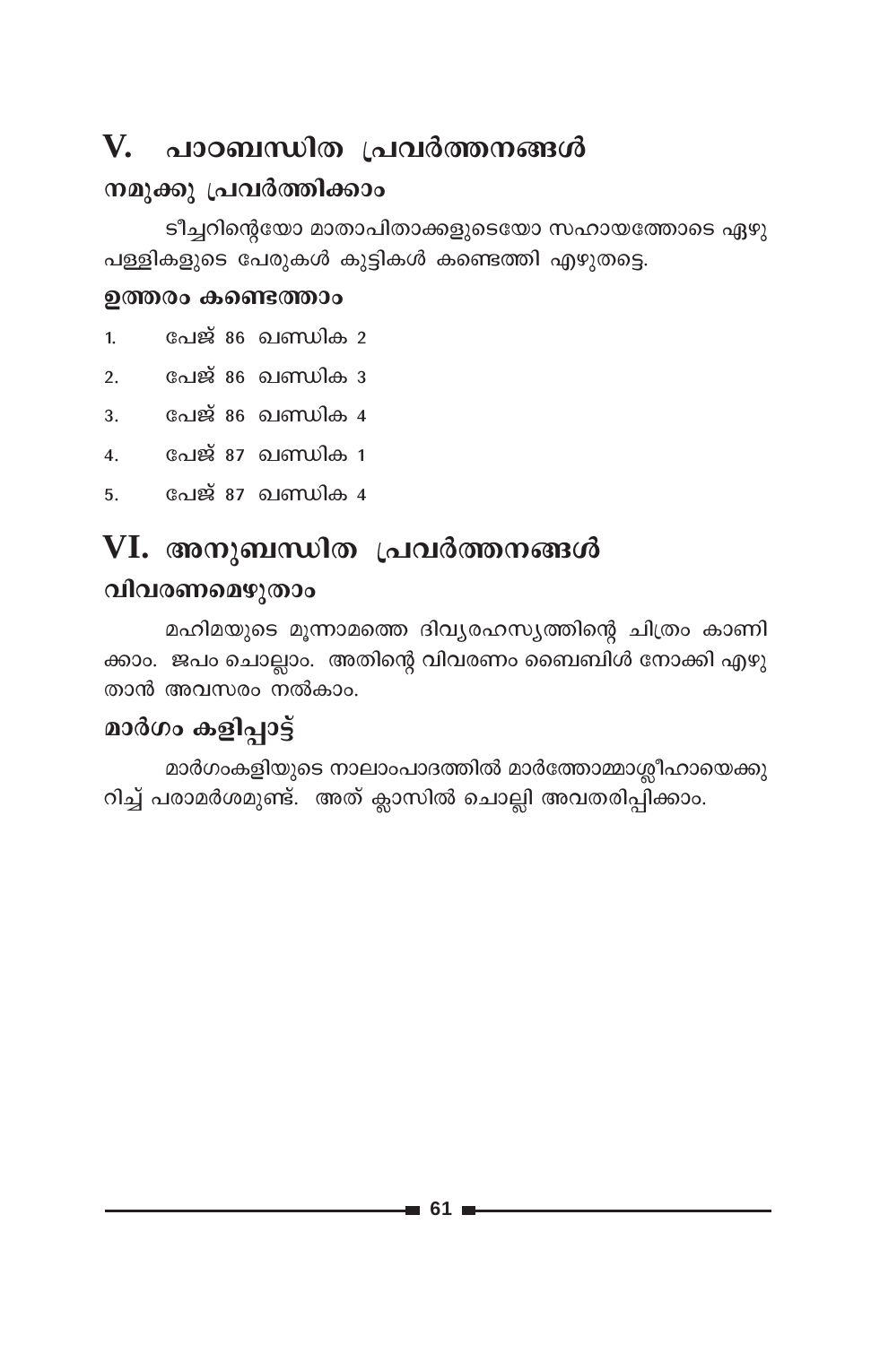# V. പാഠബന്ധിത പ്രവർത്തനങ്ങൾ

### നമുക്കു പ്രവർത്തിക്കാം

ടീച്ചറിന്റെയോ മാതാപിതാക്കളുടെയോ സഹായത്തോടെ ഏഴു പള്ളികളുടെ പേരുകൾ കുട്ടികൾ കണ്ടെത്തി എഴുതട്ടെ.

### ഉത്തരം കണ്ടെത്താം

1. പേജ് 86 ഖണ്ഡിക 2
2. പേജ് 86 ഖണ്ഡിക 3
3. പേജ് 86 ഖണ്ഡിക 4
4. പേജ് 87 ഖണ്ഡിക 1
5. പേജ് 87 ഖണ്ഡിക 4

# VI. അനുബന്ധിത പ്രവർത്തനങ്ങൾ

### വിവരണമെഴുതാം

മഹിമയുടെ മൂന്നാമത്തെ ദിവ്യരഹസ്യത്തിന്റെ ചിത്രം കാണിക്കാം. ജപം ചൊല്ലാം. അതിന്റെ വിവരണം ബൈബിൾ നോക്കി എഴുതാൻ അവസരം നൽകാം.

### മാർഗം കളിപ്പാട്ട്

മാർഗംകളിയുടെ നാലാംപാദത്തിൽ മാർത്തോമ്മാശ്ലീഹായെക്കുറിച്ച് പരാമർശമുണ്ട്. അത് ക്ലാസിൽ ചൊല്ലി അവതരിപ്പിക്കാം.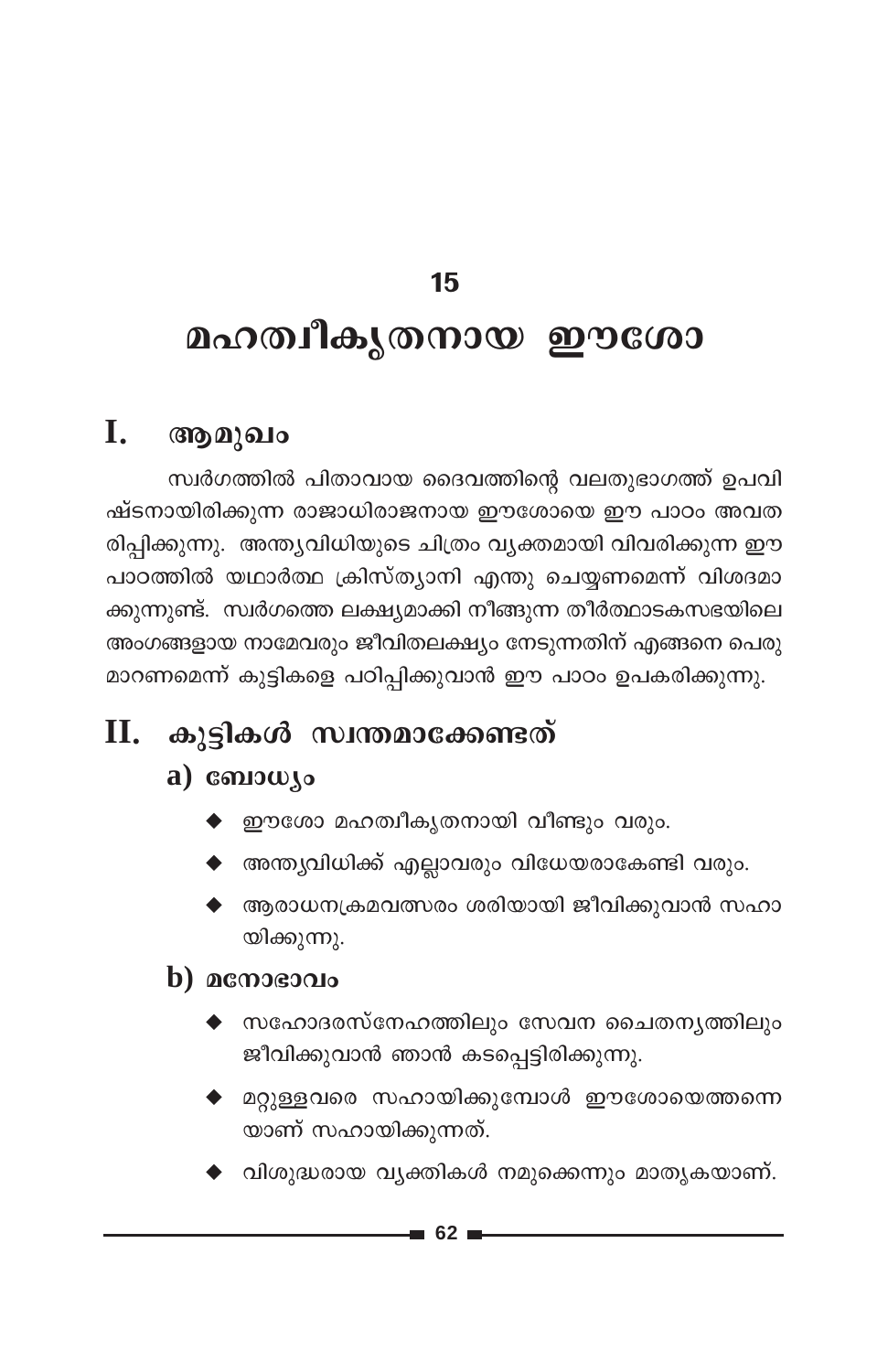# 15

# മഹത്വീകൃതനായ ഈശോ

## I. ആമുഖം

സ്വർഗത്തിൽ പിതാവായ ദൈവത്തിന്റെ വലതുഭാഗത്ത് ഉപവിഷ്ടനായിരിക്കുന്ന രാജാധിരാജനായ ഈശോയെ ഈ പാഠം അവതരിപ്പിക്കുന്നു. അന്ത്യവിധിയുടെ ചിത്രം വ്യക്തമായി വിവരിക്കുന്ന ഈ പാഠത്തിൽ യഥാർത്ഥ ക്രിസ്ത്യാനി എന്തു ചെയ്യണമെന്ന് വിശദമാക്കുന്നുണ്ട്. സ്വർഗത്തെ ലക്ഷ്യമാക്കി നീങ്ങുന്ന തീർത്ഥാടകസഭയിലെ അംഗങ്ങളായ നാമേവരും ജീവിതലക്ഷ്യം നേടുന്നതിന് എങ്ങനെ പെരുമാറണമെന്ന് കുട്ടികളെ പഠിപ്പിക്കുവാൻ ഈ പാഠം ഉപകരിക്കുന്നു.

## II. കുട്ടികൾ സ്വന്തമാക്കേണ്ടത്

### a) ബോധ്യം

- ഈശോ മഹത്വീകൃതനായി വീണ്ടും വരും.
- അന്ത്യവിധിക്ക് എല്ലാവരും വിധേയരാകേണ്ടി വരും.
- ആരാധനക്രമവത്സരം ശരിയായി ജീവിക്കുവാൻ സഹായിക്കുന്നു.

### b) മനോഭാവം

- സഹോദരസ്നേഹത്തിലും സേവന ചൈതന്യത്തിലും ജീവിക്കുവാൻ ഞാൻ കടപ്പെട്ടിരിക്കുന്നു.
- മറ്റുള്ളവരെ സഹായിക്കുമ്പോൾ ഈശോയെത്തന്നെയാണ് സഹായിക്കുന്നത്.
- വിശുദ്ധരായ വ്യക്തികൾ നമുക്കെന്നും മാതൃകയാണ്.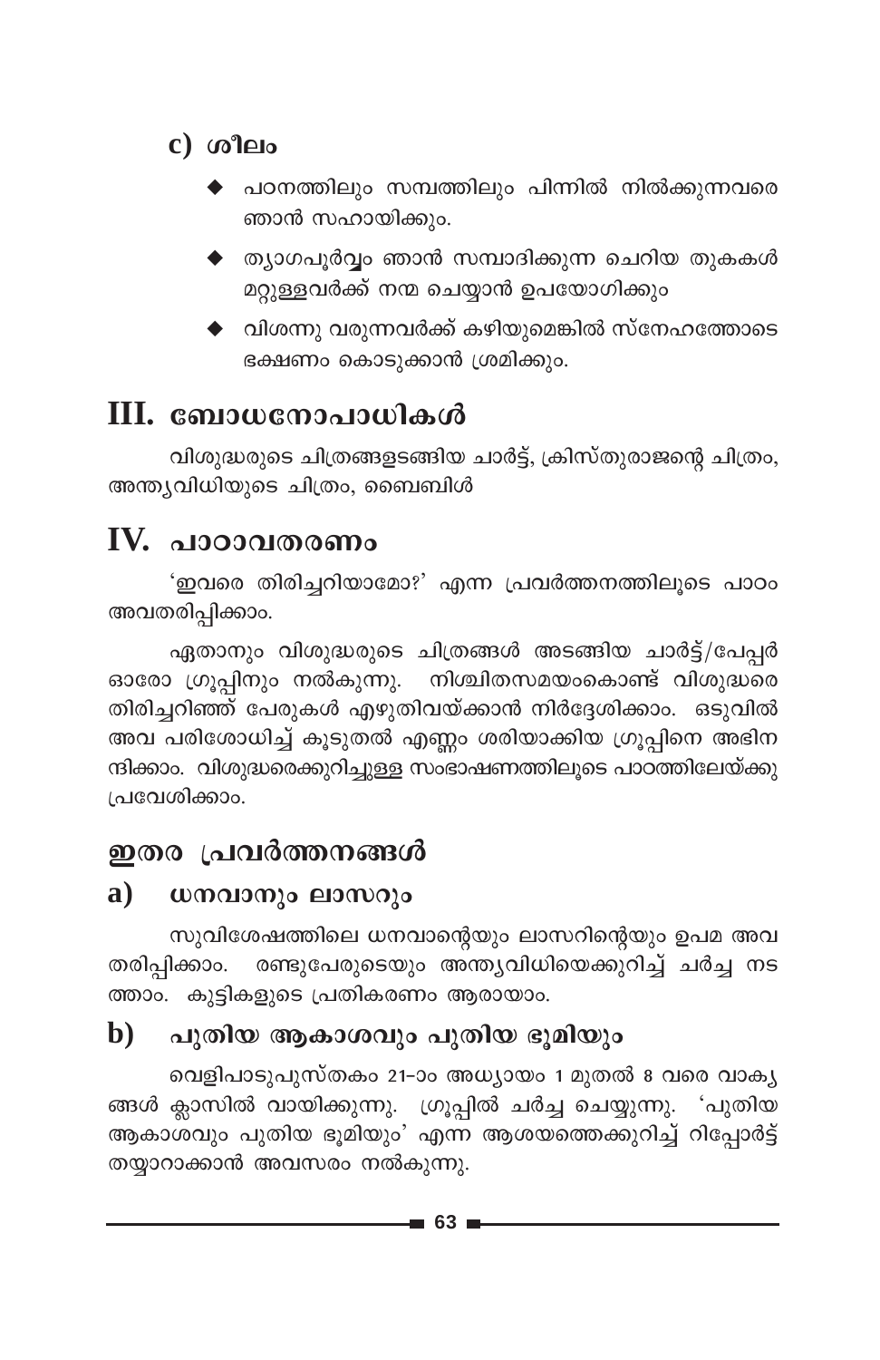### c) ശീലം

- പഠനത്തിലും സമ്പത്തിലും പിന്നിൽ നിൽക്കുന്നവരെ ഞാൻ സഹായിക്കും.
- ത്യാഗപൂർവ്വം ഞാൻ സമ്പാദിക്കുന്ന ചെറിയ തുകകൾ മറ്റുള്ളവർക്ക് നന്മ ചെയ്യാൻ ഉപയോഗിക്കും
- വിശന്നു വരുന്നവർക്ക് കഴിയുമെങ്കിൽ സ്നേഹത്തോടെ ഭക്ഷണം കൊടുക്കാൻ ശ്രമിക്കും.

## III. ബോധനോപാധികൾ

വിശുദ്ധരുടെ ചിത്രങ്ങളടങ്ങിയ ചാർട്ട്, ക്രിസ്തുരാജന്റെ ചിത്രം, അന്ത്യവിധിയുടെ ചിത്രം, ബൈബിൾ

## IV. പാഠാവതരണം

'ഇവരെ തിരിച്ചറിയാമോ?' എന്ന പ്രവർത്തനത്തിലൂടെ പാഠം അവതരിപ്പിക്കാം.

ഏതാനും വിശുദ്ധരുടെ ചിത്രങ്ങൾ അടങ്ങിയ ചാർട്ട്/പേപ്പർ ഓരോ ഗ്രൂപ്പിനും നൽകുന്നു. നിശ്ചിതസമയംകൊണ്ട് വിശുദ്ധരെ തിരിച്ചറിഞ്ഞ് പേരുകൾ എഴുതിവയ്ക്കാൻ നിർദ്ദേശിക്കാം. ഒടുവിൽ അവ പരിശോധിച്ച് കൂടുതൽ എണ്ണം ശരിയാക്കിയ ഗ്രൂപ്പിനെ അഭിനന്ദിക്കാം. വിശുദ്ധരെക്കുറിച്ചുള്ള സംഭാഷണത്തിലൂടെ പാഠത്തിലേയ്ക്കു പ്രവേശിക്കാം.

## ഇതര പ്രവർത്തനങ്ങൾ

### a) ധനവാനും ലാസറും

സുവിശേഷത്തിലെ ധനവാന്റെയും ലാസറിന്റെയും ഉപമ അവതരിപ്പിക്കാം. രണ്ടുപേരുടെയും അന്ത്യവിധിയെക്കുറിച്ച് ചർച്ച നടത്താം. കുട്ടികളുടെ പ്രതികരണം ആരായാം.

### b) പുതിയ ആകാശവും പുതിയ ഭൂമിയും

വെളിപാടുപുസ്തകം 21-ാം അധ്യായം 1 മുതൽ 8 വരെ വാക്യങ്ങൾ ക്ലാസിൽ വായിക്കുന്നു. ഗ്രൂപ്പിൽ ചർച്ച ചെയ്യുന്നു. 'പുതിയ ആകാശവും പുതിയ ഭൂമിയും' എന്ന ആശയത്തെക്കുറിച്ച് റിപ്പോർട്ട് തയ്യാറാക്കാൻ അവസരം നൽകുന്നു.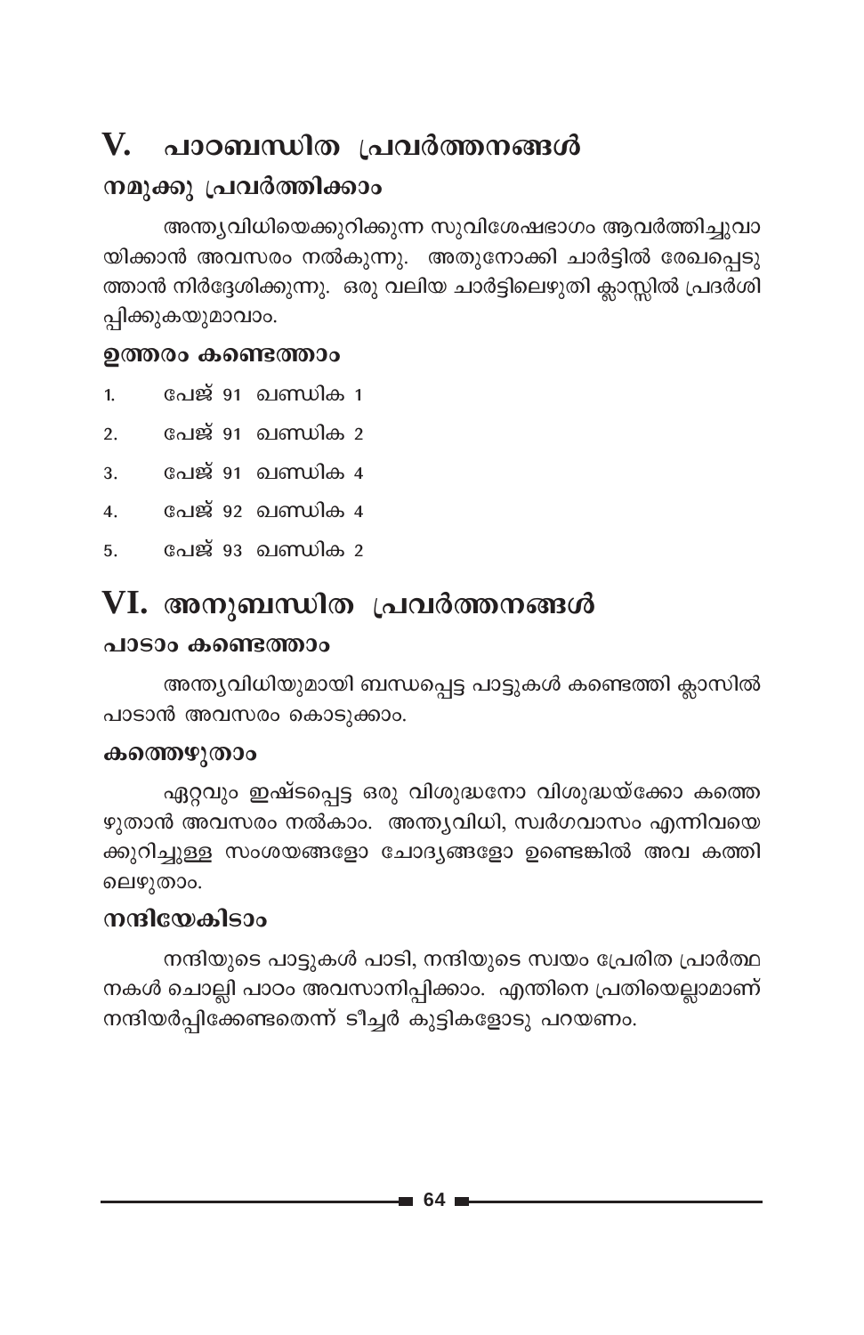# V. പാഠബന്ധിത പ്രവർത്തനങ്ങൾ

## നമുക്കു പ്രവർത്തിക്കാം

അന്ത്യവിധിയെക്കുറിക്കുന്ന സുവിശേഷഭാഗം ആവർത്തിച്ചുവായിക്കാൻ അവസരം നൽകുന്നു. അതുനോക്കി ചാർട്ടിൽ രേഖപ്പെടുത്താൻ നിർദ്ദേശിക്കുന്നു. ഒരു വലിയ ചാർട്ടിലെഴുതി ക്ലാസ്സിൽ പ്രദർശിപ്പിക്കുകയുമാവാം.

## ഉത്തരം കണ്ടെത്താം

1. പേജ് 91 ഖണ്ഡിക 1
2. പേജ് 91 ഖണ്ഡിക 2
3. പേജ് 91 ഖണ്ഡിക 4
4. പേജ് 92 ഖണ്ഡിക 4
5. പേജ് 93 ഖണ്ഡിക 2

# VI. അനുബന്ധിത പ്രവർത്തനങ്ങൾ

## പാടാം കണ്ടെത്താം

അന്ത്യവിധിയുമായി ബന്ധപ്പെട്ട പാട്ടുകൾ കണ്ടെത്തി ക്ലാസിൽ പാടാൻ അവസരം കൊടുക്കാം.

## കത്തെഴുതാം

ഏറ്റവും ഇഷ്ടപ്പെട്ട ഒരു വിശുദ്ധനോ വിശുദ്ധയ്ക്കോ കത്തെഴുതാൻ അവസരം നൽകാം. അന്ത്യവിധി, സ്വർഗവാസം എന്നിവയെക്കുറിച്ചുള്ള സംശയങ്ങളോ ചോദ്യങ്ങളോ ഉണ്ടെങ്കിൽ അവ കത്തിലെഴുതാം.

## നന്ദിയേകിടാം

നന്ദിയുടെ പാട്ടുകൾ പാടി, നന്ദിയുടെ സ്വയം പ്രേരിത പ്രാർത്ഥനകൾ ചൊല്ലി പാഠം അവസാനിപ്പിക്കാം. എന്തിനെ പ്രതിയെല്ലാമാണ് നന്ദിയർപ്പിക്കേണ്ടതെന്ന് ടീച്ചർ കുട്ടികളോടു പറയണം.